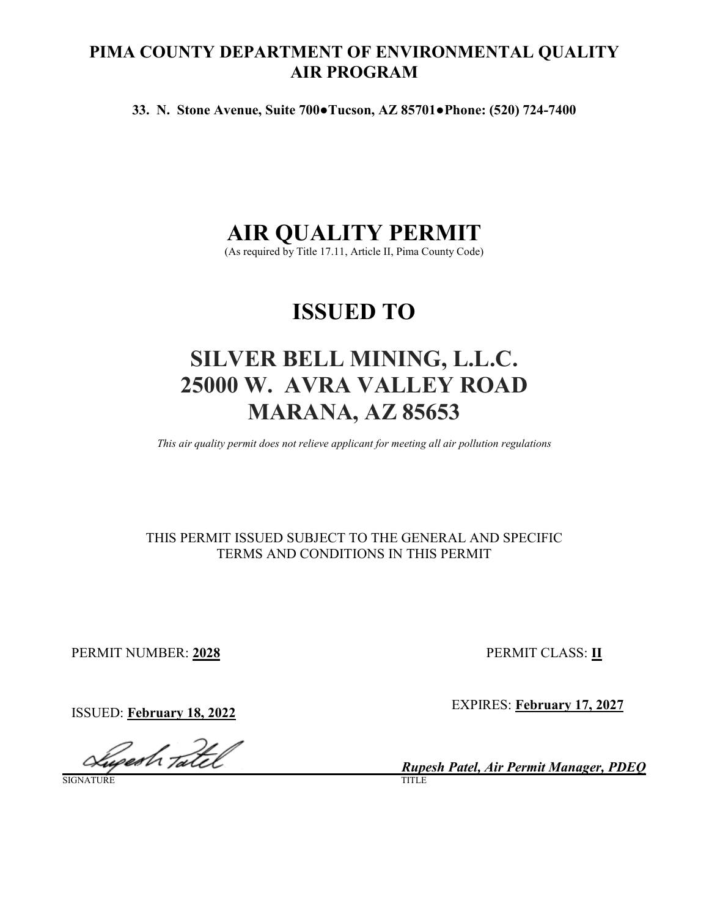# PIMA COUNTY DEPARTMENT OF ENVIRONMENTAL QUALITY AIR PROGRAM

**33. N. Stone Avenue, Suite 700●Tucson, AZ 85701●Phone: (520) 724-7400**

# AIR QUALITY PERMIT

(As required by Title 17.11, Article II, Pima County Code)

# ISSUED TO

# SILVER BELL MINING, L.L.C.
# 25000 W. AVRA VALLEY ROAD
# MARANA, AZ 85653

*This air quality permit does not relieve applicant for meeting all air pollution regulations*

THIS PERMIT ISSUED SUBJECT TO THE GENERAL AND SPECIFIC TERMS AND CONDITIONS IN THIS PERMIT

PERMIT NUMBER: **2028**

PERMIT CLASS: **II**

ISSUED: **February 18, 2022**

EXPIRES: **February 17, 2027**

SIGNATURE

***Rupesh Patel, Air Permit Manager, PDEQ***

TITLE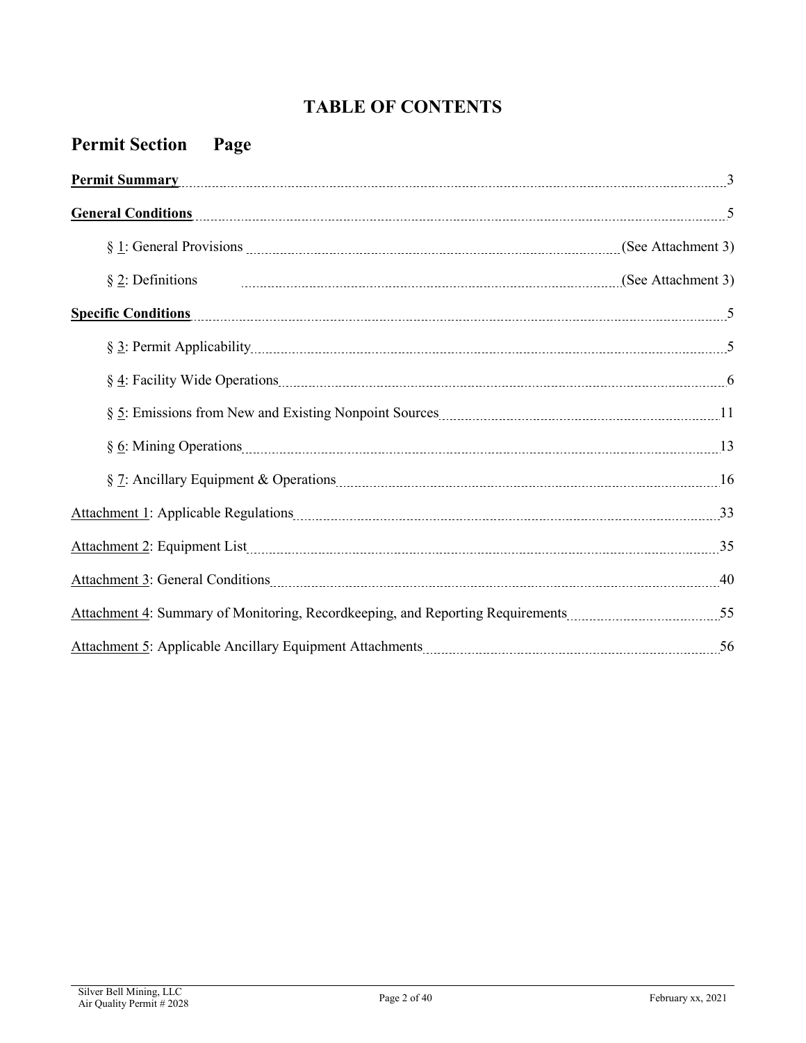# TABLE OF CONTENTS

## Permit Section Page

| Section | Page |
|---|---|
| **Permit Summary** | 3 |
| **General Conditions** | 5 |
| § 1: General Provisions | (See Attachment 3) |
| § 2: Definitions | (See Attachment 3) |
| **Specific Conditions** | 5 |
| § 3: Permit Applicability | 5 |
| § 4: Facility Wide Operations | 6 |
| § 5: Emissions from New and Existing Nonpoint Sources | 11 |
| § 6: Mining Operations | 13 |
| § 7: Ancillary Equipment & Operations | 16 |
| Attachment 1: Applicable Regulations | 33 |
| Attachment 2: Equipment List | 35 |
| Attachment 3: General Conditions | 40 |
| Attachment 4: Summary of Monitoring, Recordkeeping, and Reporting Requirements | 55 |
| Attachment 5: Applicable Ancillary Equipment Attachments | 56 |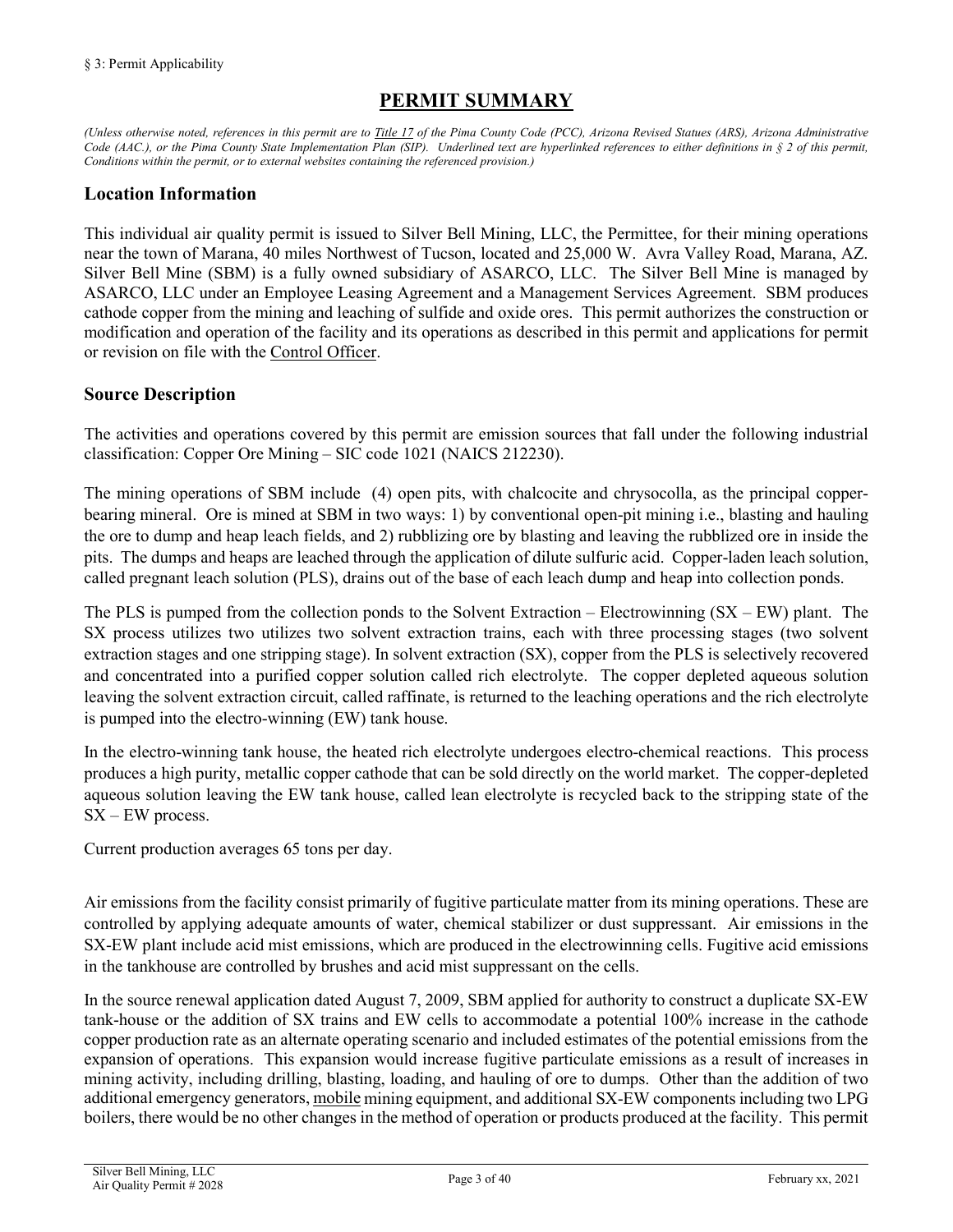# PERMIT SUMMARY

*(Unless otherwise noted, references in this permit are to Title 17 of the Pima County Code (PCC), Arizona Revised Statues (ARS), Arizona Administrative Code (AAC.), or the Pima County State Implementation Plan (SIP). Underlined text are hyperlinked references to either definitions in § 2 of this permit, Conditions within the permit, or to external websites containing the referenced provision.)*

## Location Information

This individual air quality permit is issued to Silver Bell Mining, LLC, the Permittee, for their mining operations near the town of Marana, 40 miles Northwest of Tucson, located and 25,000 W. Avra Valley Road, Marana, AZ. Silver Bell Mine (SBM) is a fully owned subsidiary of ASARCO, LLC. The Silver Bell Mine is managed by ASARCO, LLC under an Employee Leasing Agreement and a Management Services Agreement. SBM produces cathode copper from the mining and leaching of sulfide and oxide ores. This permit authorizes the construction or modification and operation of the facility and its operations as described in this permit and applications for permit or revision on file with the Control Officer.

## Source Description

The activities and operations covered by this permit are emission sources that fall under the following industrial classification: Copper Ore Mining – SIC code 1021 (NAICS 212230).

The mining operations of SBM include (4) open pits, with chalcocite and chrysocolla, as the principal copper-bearing mineral. Ore is mined at SBM in two ways: 1) by conventional open-pit mining i.e., blasting and hauling the ore to dump and heap leach fields, and 2) rubblizing ore by blasting and leaving the rubblized ore in inside the pits. The dumps and heaps are leached through the application of dilute sulfuric acid. Copper-laden leach solution, called pregnant leach solution (PLS), drains out of the base of each leach dump and heap into collection ponds.

The PLS is pumped from the collection ponds to the Solvent Extraction – Electrowinning (SX – EW) plant. The SX process utilizes two utilizes two solvent extraction trains, each with three processing stages (two solvent extraction stages and one stripping stage). In solvent extraction (SX), copper from the PLS is selectively recovered and concentrated into a purified copper solution called rich electrolyte. The copper depleted aqueous solution leaving the solvent extraction circuit, called raffinate, is returned to the leaching operations and the rich electrolyte is pumped into the electro-winning (EW) tank house.

In the electro-winning tank house, the heated rich electrolyte undergoes electro-chemical reactions. This process produces a high purity, metallic copper cathode that can be sold directly on the world market. The copper-depleted aqueous solution leaving the EW tank house, called lean electrolyte is recycled back to the stripping state of the SX – EW process.

Current production averages 65 tons per day.

Air emissions from the facility consist primarily of fugitive particulate matter from its mining operations. These are controlled by applying adequate amounts of water, chemical stabilizer or dust suppressant. Air emissions in the SX-EW plant include acid mist emissions, which are produced in the electrowinning cells. Fugitive acid emissions in the tankhouse are controlled by brushes and acid mist suppressant on the cells.

In the source renewal application dated August 7, 2009, SBM applied for authority to construct a duplicate SX-EW tank-house or the addition of SX trains and EW cells to accommodate a potential 100% increase in the cathode copper production rate as an alternate operating scenario and included estimates of the potential emissions from the expansion of operations. This expansion would increase fugitive particulate emissions as a result of increases in mining activity, including drilling, blasting, loading, and hauling of ore to dumps. Other than the addition of two additional emergency generators, mobile mining equipment, and additional SX-EW components including two LPG boilers, there would be no other changes in the method of operation or products produced at the facility. This permit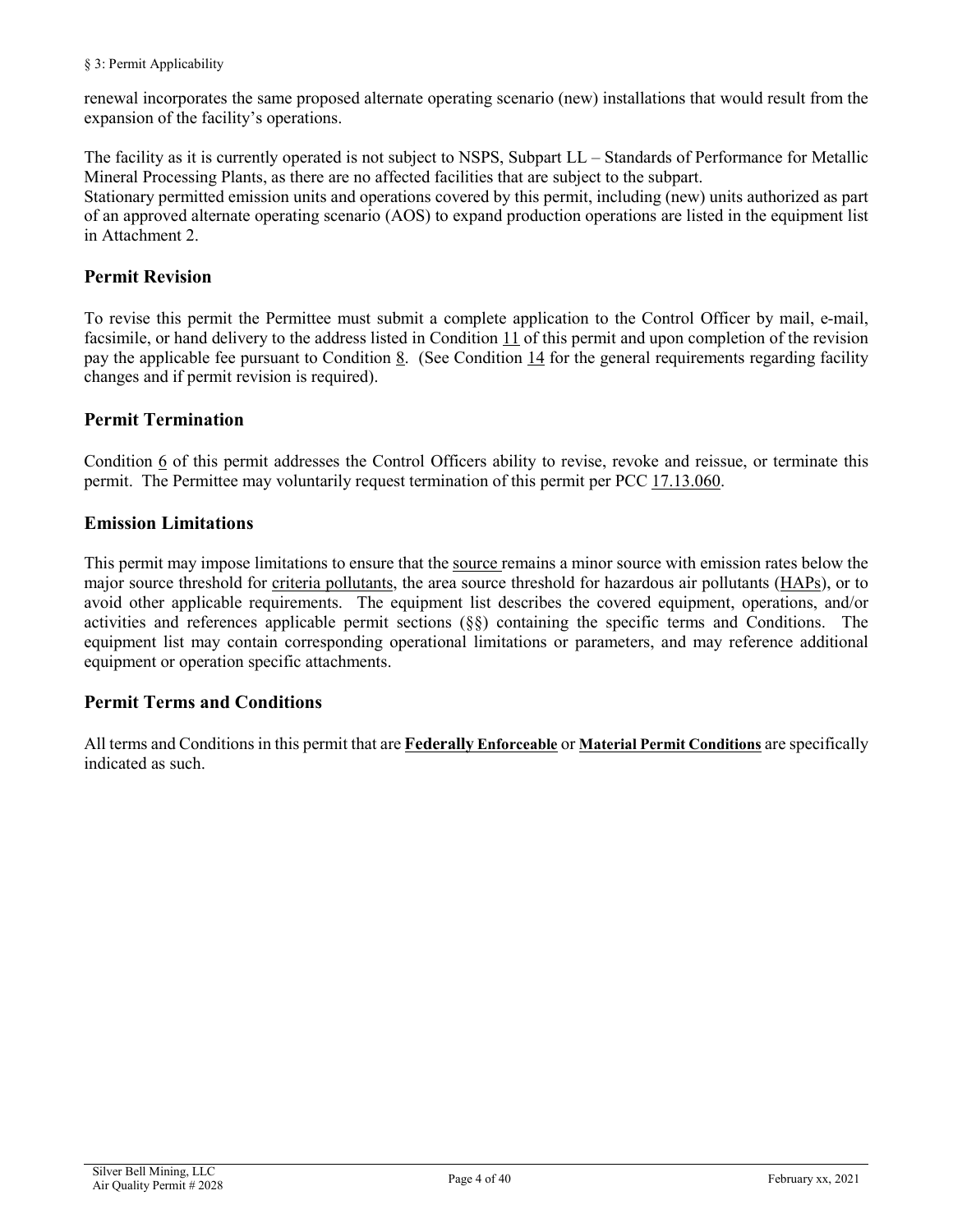renewal incorporates the same proposed alternate operating scenario (new) installations that would result from the expansion of the facility's operations.

The facility as it is currently operated is not subject to NSPS, Subpart LL – Standards of Performance for Metallic Mineral Processing Plants, as there are no affected facilities that are subject to the subpart.
Stationary permitted emission units and operations covered by this permit, including (new) units authorized as part of an approved alternate operating scenario (AOS) to expand production operations are listed in the equipment list in Attachment 2.

## Permit Revision

To revise this permit the Permittee must submit a complete application to the Control Officer by mail, e-mail, facsimile, or hand delivery to the address listed in Condition 11 of this permit and upon completion of the revision pay the applicable fee pursuant to Condition 8. (See Condition 14 for the general requirements regarding facility changes and if permit revision is required).

## Permit Termination

Condition 6 of this permit addresses the Control Officers ability to revise, revoke and reissue, or terminate this permit. The Permittee may voluntarily request termination of this permit per PCC 17.13.060.

## Emission Limitations

This permit may impose limitations to ensure that the source remains a minor source with emission rates below the major source threshold for criteria pollutants, the area source threshold for hazardous air pollutants (HAPs), or to avoid other applicable requirements. The equipment list describes the covered equipment, operations, and/or activities and references applicable permit sections (§§) containing the specific terms and Conditions. The equipment list may contain corresponding operational limitations or parameters, and may reference additional equipment or operation specific attachments.

## Permit Terms and Conditions

All terms and Conditions in this permit that are **Federally Enforceable** or **Material Permit Conditions** are specifically indicated as such.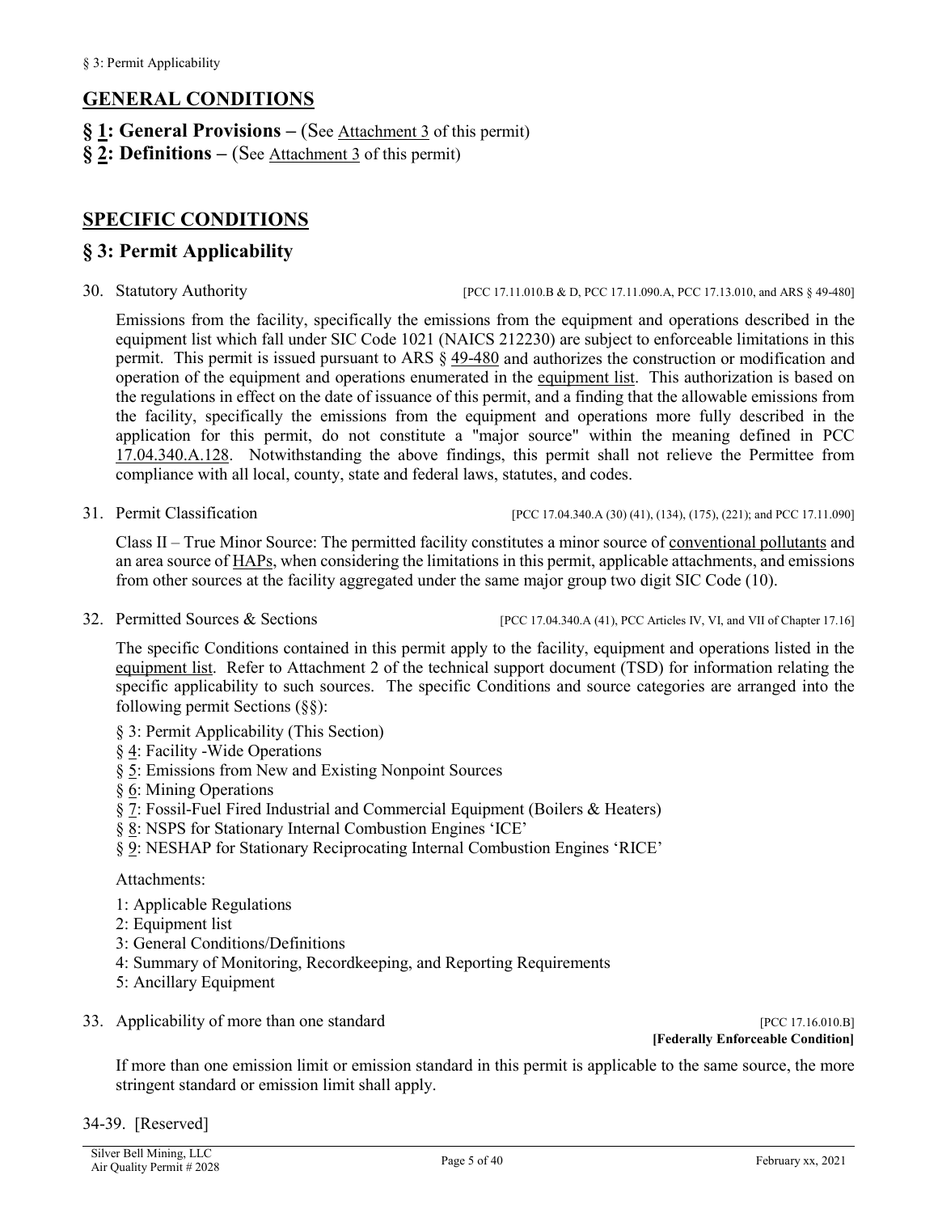## GENERAL CONDITIONS

**§ 1: General Provisions –** (See Attachment 3 of this permit)

**§ 2: Definitions –** (See Attachment 3 of this permit)

## SPECIFIC CONDITIONS

## § 3: Permit Applicability

30. Statutory Authority [PCC 17.11.010.B & D, PCC 17.11.090.A, PCC 17.13.010, and ARS § 49-480]

    Emissions from the facility, specifically the emissions from the equipment and operations described in the equipment list which fall under SIC Code 1021 (NAICS 212230) are subject to enforceable limitations in this permit. This permit is issued pursuant to ARS § 49-480 and authorizes the construction or modification and operation of the equipment and operations enumerated in the equipment list. This authorization is based on the regulations in effect on the date of issuance of this permit, and a finding that the allowable emissions from the facility, specifically the emissions from the equipment and operations more fully described in the application for this permit, do not constitute a "major source" within the meaning defined in PCC 17.04.340.A.128. Notwithstanding the above findings, this permit shall not relieve the Permittee from compliance with all local, county, state and federal laws, statutes, and codes.

31. Permit Classification [PCC 17.04.340.A (30) (41), (134), (175), (221); and PCC 17.11.090]

    Class II – True Minor Source: The permitted facility constitutes a minor source of conventional pollutants and an area source of HAPs, when considering the limitations in this permit, applicable attachments, and emissions from other sources at the facility aggregated under the same major group two digit SIC Code (10).

32. Permitted Sources & Sections [PCC 17.04.340.A (41), PCC Articles IV, VI, and VII of Chapter 17.16]

    The specific Conditions contained in this permit apply to the facility, equipment and operations listed in the equipment list. Refer to Attachment 2 of the technical support document (TSD) for information relating the specific applicability to such sources. The specific Conditions and source categories are arranged into the following permit Sections (§§):

    - § 3: Permit Applicability (This Section)
    - § 4: Facility -Wide Operations
    - § 5: Emissions from New and Existing Nonpoint Sources
    - § 6: Mining Operations
    - § 7: Fossil-Fuel Fired Industrial and Commercial Equipment (Boilers & Heaters)
    - § 8: NSPS for Stationary Internal Combustion Engines 'ICE'
    - § 9: NESHAP for Stationary Reciprocating Internal Combustion Engines 'RICE'

    Attachments:

    - 1: Applicable Regulations
    - 2: Equipment list
    - 3: General Conditions/Definitions
    - 4: Summary of Monitoring, Recordkeeping, and Reporting Requirements
    - 5: Ancillary Equipment

33. Applicability of more than one standard [PCC 17.16.010.B]
    **[Federally Enforceable Condition]**

    If more than one emission limit or emission standard in this permit is applicable to the same source, the more stringent standard or emission limit shall apply.

34-39. [Reserved]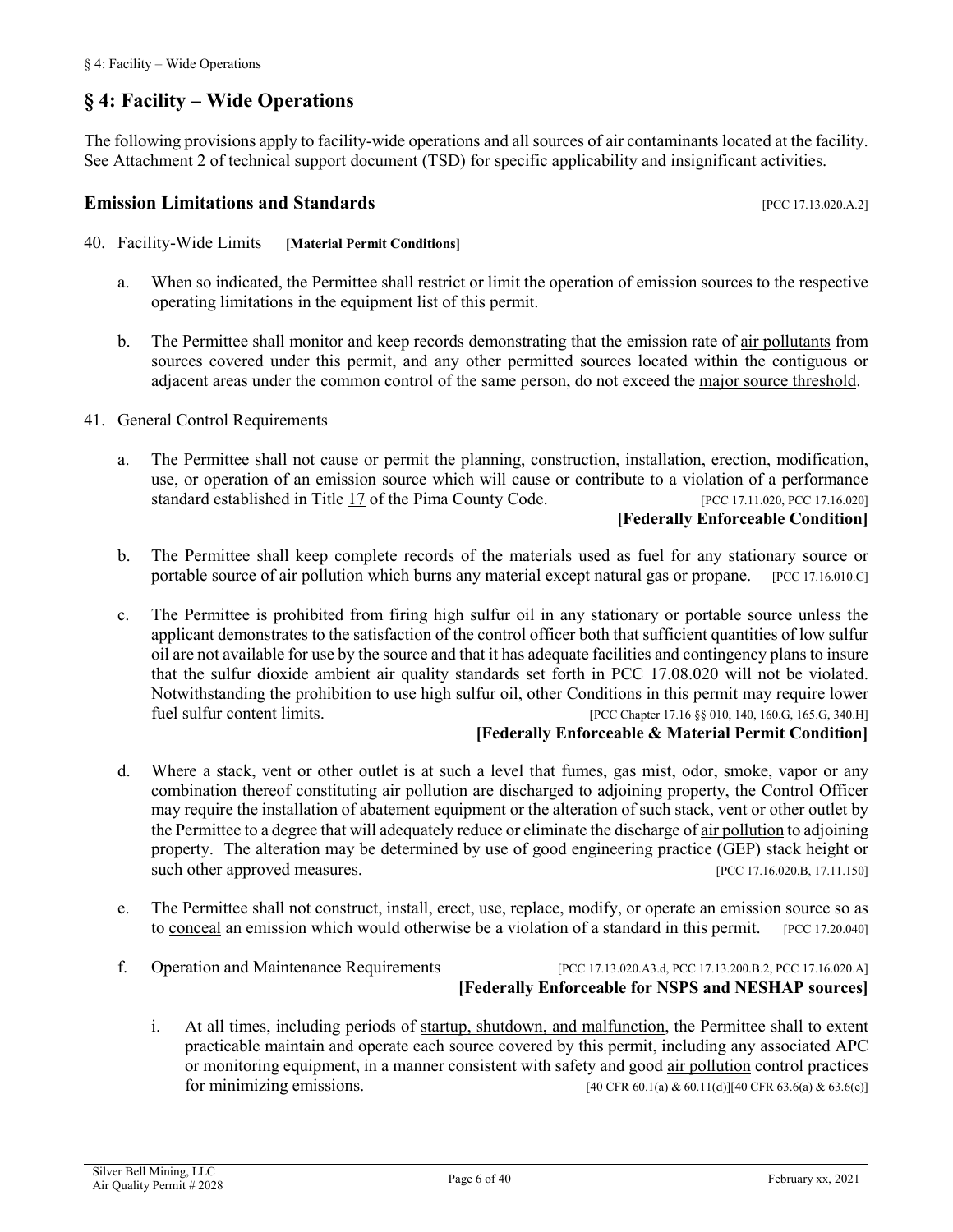# § 4: Facility – Wide Operations

The following provisions apply to facility-wide operations and all sources of air contaminants located at the facility. See Attachment 2 of technical support document (TSD) for specific applicability and insignificant activities.

## Emission Limitations and Standards [PCC 17.13.020.A.2]

40. Facility-Wide Limits **[Material Permit Conditions]**

    a. When so indicated, the Permittee shall restrict or limit the operation of emission sources to the respective operating limitations in the equipment list of this permit.

    b. The Permittee shall monitor and keep records demonstrating that the emission rate of air pollutants from sources covered under this permit, and any other permitted sources located within the contiguous or adjacent areas under the common control of the same person, do not exceed the major source threshold.

41. General Control Requirements

    a. The Permittee shall not cause or permit the planning, construction, installation, erection, modification, use, or operation of an emission source which will cause or contribute to a violation of a performance standard established in Title 17 of the Pima County Code. [PCC 17.11.020, PCC 17.16.020]
    **[Federally Enforceable Condition]**

    b. The Permittee shall keep complete records of the materials used as fuel for any stationary source or portable source of air pollution which burns any material except natural gas or propane. [PCC 17.16.010.C]

    c. The Permittee is prohibited from firing high sulfur oil in any stationary or portable source unless the applicant demonstrates to the satisfaction of the control officer both that sufficient quantities of low sulfur oil are not available for use by the source and that it has adequate facilities and contingency plans to insure that the sulfur dioxide ambient air quality standards set forth in PCC 17.08.020 will not be violated. Notwithstanding the prohibition to use high sulfur oil, other Conditions in this permit may require lower fuel sulfur content limits. [PCC Chapter 17.16 §§ 010, 140, 160.G, 165.G, 340.H]
    **[Federally Enforceable & Material Permit Condition]**

    d. Where a stack, vent or other outlet is at such a level that fumes, gas mist, odor, smoke, vapor or any combination thereof constituting air pollution are discharged to adjoining property, the Control Officer may require the installation of abatement equipment or the alteration of such stack, vent or other outlet by the Permittee to a degree that will adequately reduce or eliminate the discharge of air pollution to adjoining property. The alteration may be determined by use of good engineering practice (GEP) stack height or such other approved measures. [PCC 17.16.020.B, 17.11.150]

    e. The Permittee shall not construct, install, erect, use, replace, modify, or operate an emission source so as to conceal an emission which would otherwise be a violation of a standard in this permit. [PCC 17.20.040]

    f. Operation and Maintenance Requirements [PCC 17.13.020.A3.d, PCC 17.13.200.B.2, PCC 17.16.020.A]
    **[Federally Enforceable for NSPS and NESHAP sources]**

        i. At all times, including periods of startup, shutdown, and malfunction, the Permittee shall to extent practicable maintain and operate each source covered by this permit, including any associated APC or monitoring equipment, in a manner consistent with safety and good air pollution control practices for minimizing emissions. [40 CFR 60.1(a) & 60.11(d)][40 CFR 63.6(a) & 63.6(e)]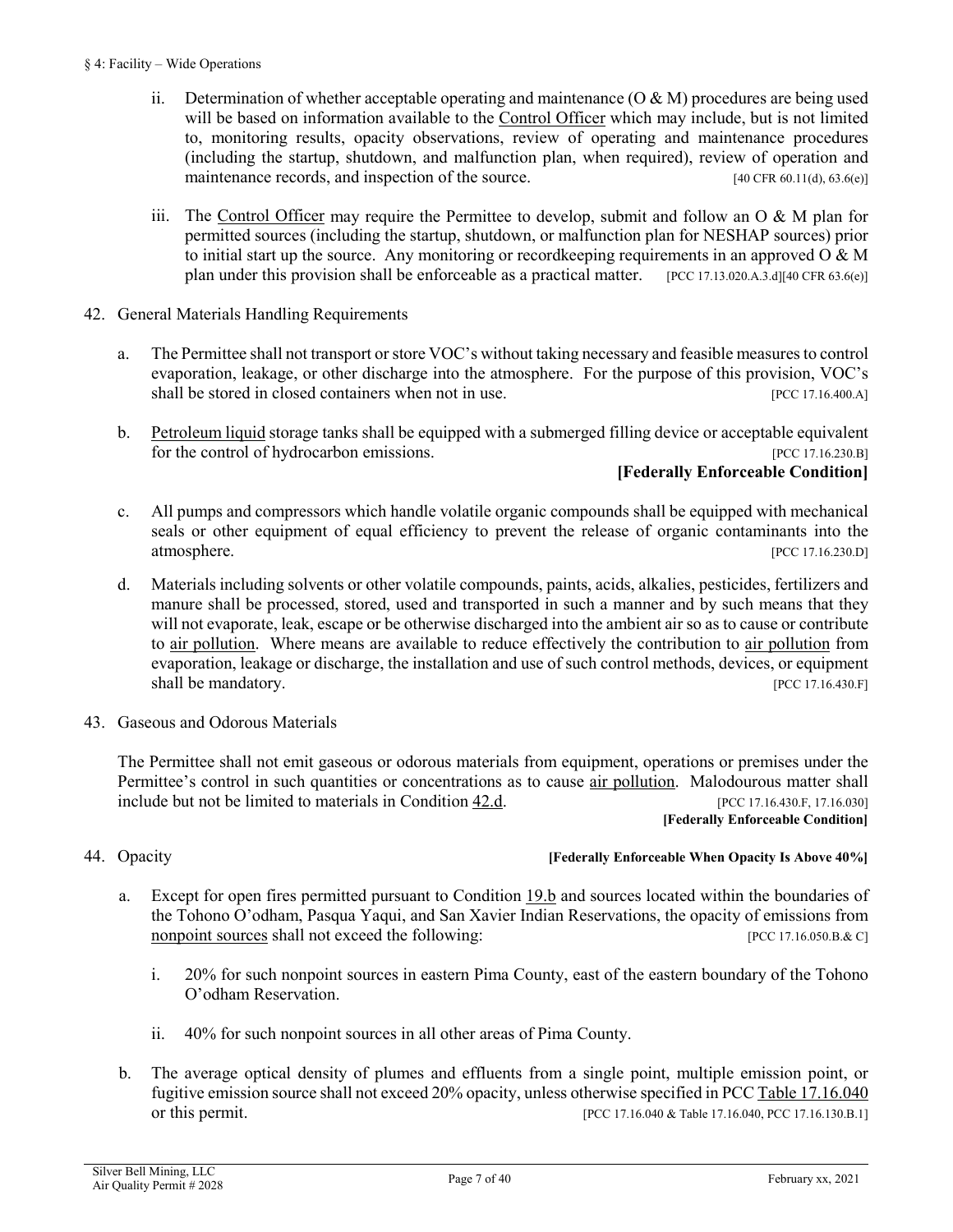ii. Determination of whether acceptable operating and maintenance (O & M) procedures are being used will be based on information available to the Control Officer which may include, but is not limited to, monitoring results, opacity observations, review of operating and maintenance procedures (including the startup, shutdown, and malfunction plan, when required), review of operation and maintenance records, and inspection of the source. [40 CFR 60.11(d), 63.6(e)]

iii. The Control Officer may require the Permittee to develop, submit and follow an O & M plan for permitted sources (including the startup, shutdown, or malfunction plan for NESHAP sources) prior to initial start up the source. Any monitoring or recordkeeping requirements in an approved O & M plan under this provision shall be enforceable as a practical matter. [PCC 17.13.020.A.3.d][40 CFR 63.6(e)]

42. General Materials Handling Requirements

a. The Permittee shall not transport or store VOC's without taking necessary and feasible measures to control evaporation, leakage, or other discharge into the atmosphere. For the purpose of this provision, VOC's shall be stored in closed containers when not in use. [PCC 17.16.400.A]

b. Petroleum liquid storage tanks shall be equipped with a submerged filling device or acceptable equivalent for the control of hydrocarbon emissions. [PCC 17.16.230.B]
**[Federally Enforceable Condition]**

c. All pumps and compressors which handle volatile organic compounds shall be equipped with mechanical seals or other equipment of equal efficiency to prevent the release of organic contaminants into the atmosphere. [PCC 17.16.230.D]

d. Materials including solvents or other volatile compounds, paints, acids, alkalies, pesticides, fertilizers and manure shall be processed, stored, used and transported in such a manner and by such means that they will not evaporate, leak, escape or be otherwise discharged into the ambient air so as to cause or contribute to air pollution. Where means are available to reduce effectively the contribution to air pollution from evaporation, leakage or discharge, the installation and use of such control methods, devices, or equipment shall be mandatory. [PCC 17.16.430.F]

43. Gaseous and Odorous Materials

The Permittee shall not emit gaseous or odorous materials from equipment, operations or premises under the Permittee's control in such quantities or concentrations as to cause air pollution. Malodourous matter shall include but not be limited to materials in Condition 42.d. [PCC 17.16.430.F, 17.16.030]
**[Federally Enforceable Condition]**

44. Opacity **[Federally Enforceable When Opacity Is Above 40%]**

a. Except for open fires permitted pursuant to Condition 19.b and sources located within the boundaries of the Tohono O'odham, Pasqua Yaqui, and San Xavier Indian Reservations, the opacity of emissions from nonpoint sources shall not exceed the following: [PCC 17.16.050.B.& C]

i. 20% for such nonpoint sources in eastern Pima County, east of the eastern boundary of the Tohono O'odham Reservation.

ii. 40% for such nonpoint sources in all other areas of Pima County.

b. The average optical density of plumes and effluents from a single point, multiple emission point, or fugitive emission source shall not exceed 20% opacity, unless otherwise specified in PCC Table 17.16.040 or this permit. [PCC 17.16.040 & Table 17.16.040, PCC 17.16.130.B.1]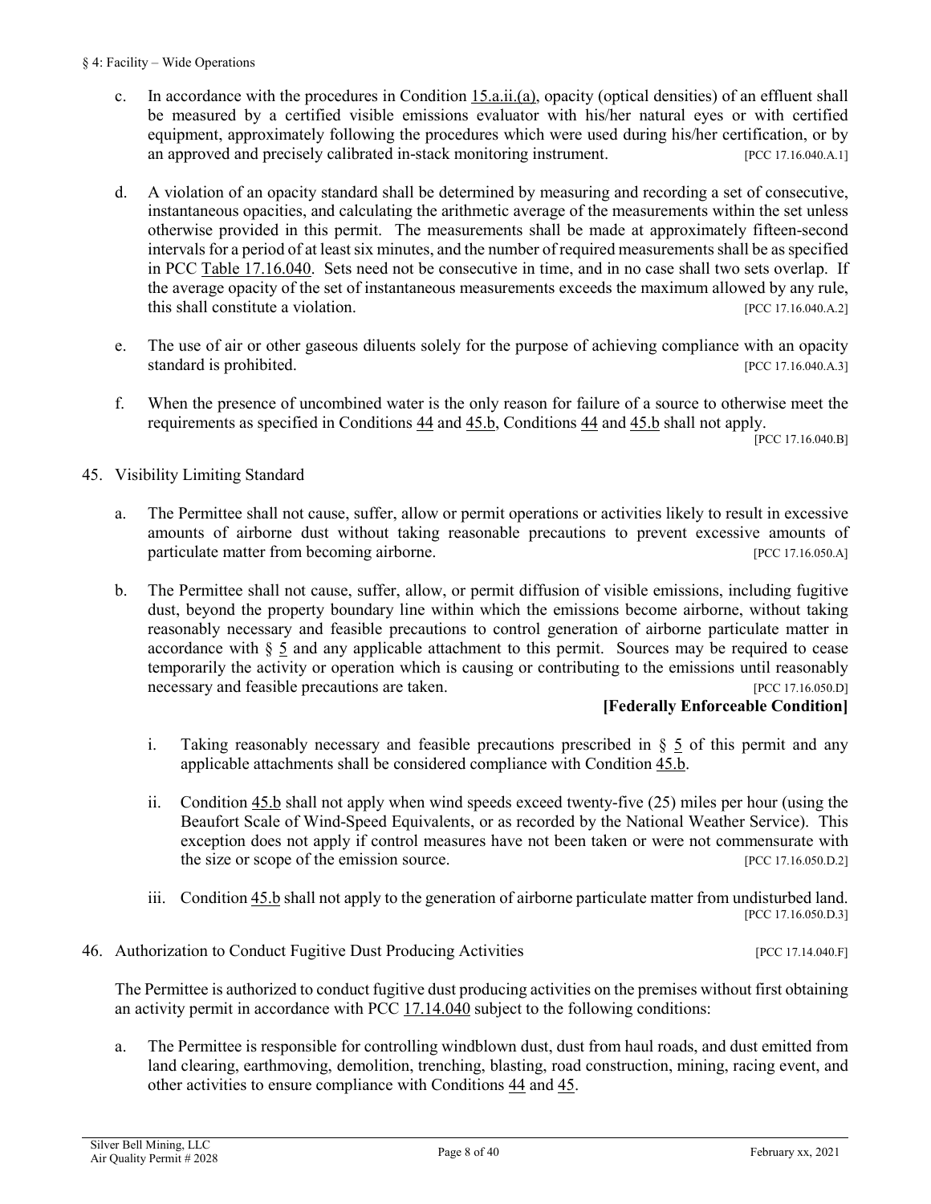c. In accordance with the procedures in Condition 15.a.ii.(a), opacity (optical densities) of an effluent shall be measured by a certified visible emissions evaluator with his/her natural eyes or with certified equipment, approximately following the procedures which were used during his/her certification, or by an approved and precisely calibrated in-stack monitoring instrument. [PCC 17.16.040.A.1]

d. A violation of an opacity standard shall be determined by measuring and recording a set of consecutive, instantaneous opacities, and calculating the arithmetic average of the measurements within the set unless otherwise provided in this permit. The measurements shall be made at approximately fifteen-second intervals for a period of at least six minutes, and the number of required measurements shall be as specified in PCC Table 17.16.040. Sets need not be consecutive in time, and in no case shall two sets overlap. If the average opacity of the set of instantaneous measurements exceeds the maximum allowed by any rule, this shall constitute a violation. [PCC 17.16.040.A.2]

e. The use of air or other gaseous diluents solely for the purpose of achieving compliance with an opacity standard is prohibited. [PCC 17.16.040.A.3]

f. When the presence of uncombined water is the only reason for failure of a source to otherwise meet the requirements as specified in Conditions 44 and 45.b, Conditions 44 and 45.b shall not apply. [PCC 17.16.040.B]

45. Visibility Limiting Standard

a. The Permittee shall not cause, suffer, allow or permit operations or activities likely to result in excessive amounts of airborne dust without taking reasonable precautions to prevent excessive amounts of particulate matter from becoming airborne. [PCC 17.16.050.A]

b. The Permittee shall not cause, suffer, allow, or permit diffusion of visible emissions, including fugitive dust, beyond the property boundary line within which the emissions become airborne, without taking reasonably necessary and feasible precautions to control generation of airborne particulate matter in accordance with § 5 and any applicable attachment to this permit. Sources may be required to cease temporarily the activity or operation which is causing or contributing to the emissions until reasonably necessary and feasible precautions are taken. [PCC 17.16.050.D]

**[Federally Enforceable Condition]**

i. Taking reasonably necessary and feasible precautions prescribed in § 5 of this permit and any applicable attachments shall be considered compliance with Condition 45.b.

ii. Condition 45.b shall not apply when wind speeds exceed twenty-five (25) miles per hour (using the Beaufort Scale of Wind-Speed Equivalents, or as recorded by the National Weather Service). This exception does not apply if control measures have not been taken or were not commensurate with the size or scope of the emission source. [PCC 17.16.050.D.2]

iii. Condition 45.b shall not apply to the generation of airborne particulate matter from undisturbed land. [PCC 17.16.050.D.3]

46. Authorization to Conduct Fugitive Dust Producing Activities [PCC 17.14.040.F]

The Permittee is authorized to conduct fugitive dust producing activities on the premises without first obtaining an activity permit in accordance with PCC 17.14.040 subject to the following conditions:

a. The Permittee is responsible for controlling windblown dust, dust from haul roads, and dust emitted from land clearing, earthmoving, demolition, trenching, blasting, road construction, mining, racing event, and other activities to ensure compliance with Conditions 44 and 45.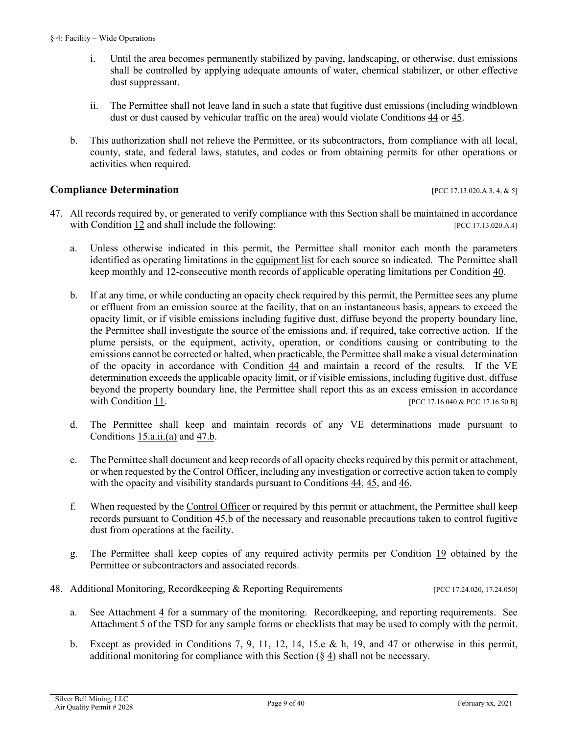i. Until the area becomes permanently stabilized by paving, landscaping, or otherwise, dust emissions shall be controlled by applying adequate amounts of water, chemical stabilizer, or other effective dust suppressant.

ii. The Permittee shall not leave land in such a state that fugitive dust emissions (including windblown dust or dust caused by vehicular traffic on the area) would violate Conditions 44 or 45.

b. This authorization shall not relieve the Permittee, or its subcontractors, from compliance with all local, county, state, and federal laws, statutes, and codes or from obtaining permits for other operations or activities when required.

## Compliance Determination [PCC 17.13.020.A.3, 4, & 5]

47. All records required by, or generated to verify compliance with this Section shall be maintained in accordance with Condition 12 and shall include the following: [PCC 17.13.020.A.4]

a. Unless otherwise indicated in this permit, the Permittee shall monitor each month the parameters identified as operating limitations in the equipment list for each source so indicated. The Permittee shall keep monthly and 12-consecutive month records of applicable operating limitations per Condition 40.

b. If at any time, or while conducting an opacity check required by this permit, the Permittee sees any plume or effluent from an emission source at the facility, that on an instantaneous basis, appears to exceed the opacity limit, or if visible emissions including fugitive dust, diffuse beyond the property boundary line, the Permittee shall investigate the source of the emissions and, if required, take corrective action. If the plume persists, or the equipment, activity, operation, or conditions causing or contributing to the emissions cannot be corrected or halted, when practicable, the Permittee shall make a visual determination of the opacity in accordance with Condition 44 and maintain a record of the results. If the VE determination exceeds the applicable opacity limit, or if visible emissions, including fugitive dust, diffuse beyond the property boundary line, the Permittee shall report this as an excess emission in accordance with Condition 11. [PCC 17.16.040 & PCC 17.16.50.B]

d. The Permittee shall keep and maintain records of any VE determinations made pursuant to Conditions 15.a.ii.(a) and 47.b.

e. The Permittee shall document and keep records of all opacity checks required by this permit or attachment, or when requested by the Control Officer, including any investigation or corrective action taken to comply with the opacity and visibility standards pursuant to Conditions 44, 45, and 46.

f. When requested by the Control Officer or required by this permit or attachment, the Permittee shall keep records pursuant to Condition 45.b of the necessary and reasonable precautions taken to control fugitive dust from operations at the facility.

g. The Permittee shall keep copies of any required activity permits per Condition 19 obtained by the Permittee or subcontractors and associated records.

48. Additional Monitoring, Recordkeeping & Reporting Requirements [PCC 17.24.020, 17.24.050]

a. See Attachment 4 for a summary of the monitoring. Recordkeeping, and reporting requirements. See Attachment 5 of the TSD for any sample forms or checklists that may be used to comply with the permit.

b. Except as provided in Conditions 7, 9, 11, 12, 14, 15.e & h, 19, and 47 or otherwise in this permit, additional monitoring for compliance with this Section (§ 4) shall not be necessary.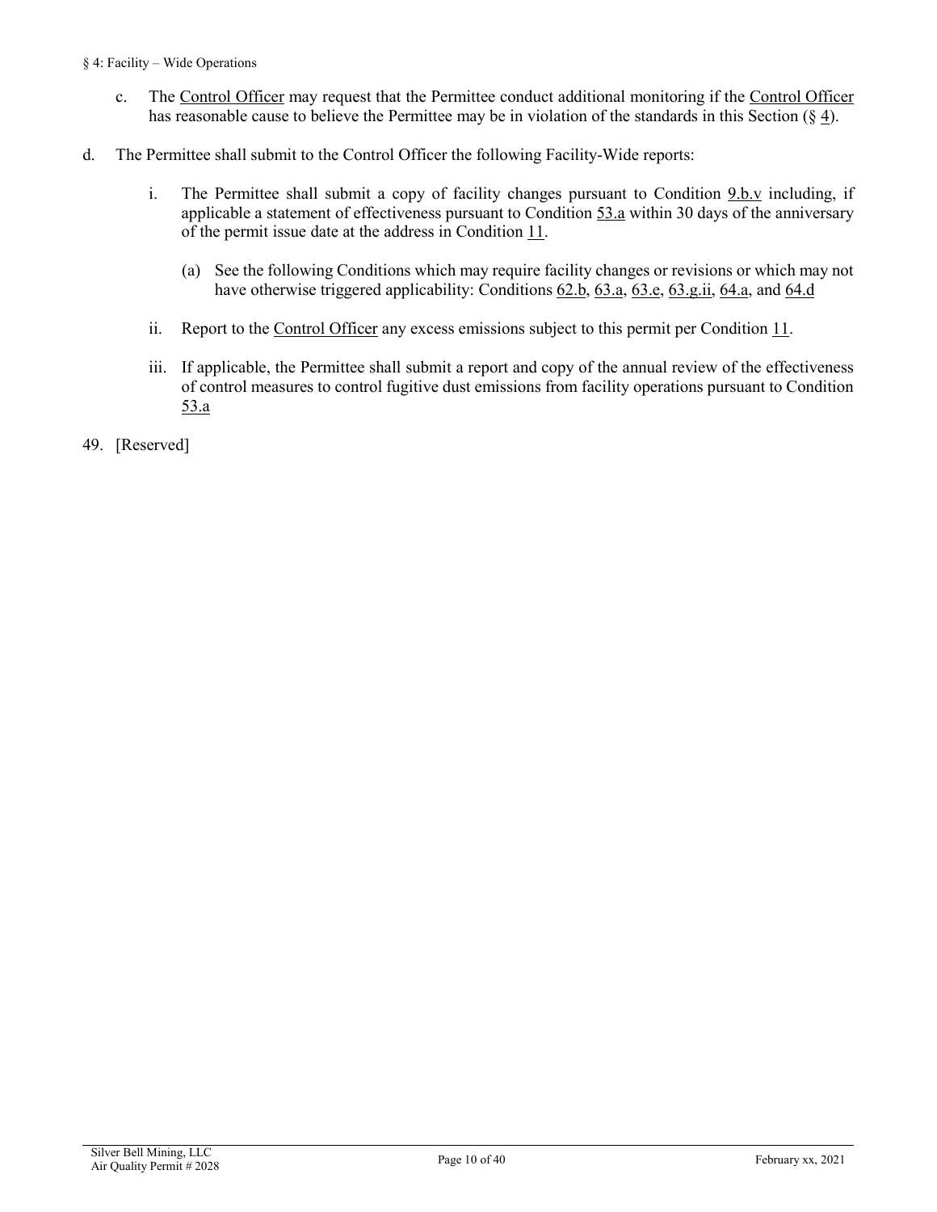c. The Control Officer may request that the Permittee conduct additional monitoring if the Control Officer has reasonable cause to believe the Permittee may be in violation of the standards in this Section (§ 4).

d. The Permittee shall submit to the Control Officer the following Facility-Wide reports:

   i. The Permittee shall submit a copy of facility changes pursuant to Condition 9.b.v including, if applicable a statement of effectiveness pursuant to Condition 53.a within 30 days of the anniversary of the permit issue date at the address in Condition 11.

      (a) See the following Conditions which may require facility changes or revisions or which may not have otherwise triggered applicability: Conditions 62.b, 63.a, 63.e, 63.g.ii, 64.a, and 64.d

   ii. Report to the Control Officer any excess emissions subject to this permit per Condition 11.

   iii. If applicable, the Permittee shall submit a report and copy of the annual review of the effectiveness of control measures to control fugitive dust emissions from facility operations pursuant to Condition 53.a

49. [Reserved]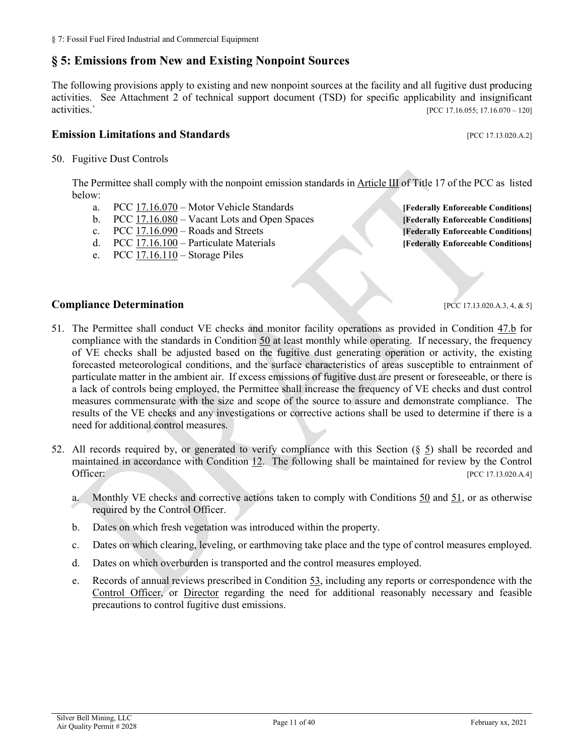## § 5: Emissions from New and Existing Nonpoint Sources

The following provisions apply to existing and new nonpoint sources at the facility and all fugitive dust producing activities. See Attachment 2 of technical support document (TSD) for specific applicability and insignificant activities.` [PCC 17.16.055; 17.16.070 – 120]

### Emission Limitations and Standards [PCC 17.13.020.A.2]

50. Fugitive Dust Controls

    The Permittee shall comply with the nonpoint emission standards in Article III of Title 17 of the PCC as listed below:

    a. PCC 17.16.070 – Motor Vehicle Standards **[Federally Enforceable Conditions]**
    b. PCC 17.16.080 – Vacant Lots and Open Spaces **[Federally Enforceable Conditions]**
    c. PCC 17.16.090 – Roads and Streets **[Federally Enforceable Conditions]**
    d. PCC 17.16.100 – Particulate Materials **[Federally Enforceable Conditions]**
    e. PCC 17.16.110 – Storage Piles

### Compliance Determination [PCC 17.13.020.A.3, 4, & 5]

51. The Permittee shall conduct VE checks and monitor facility operations as provided in Condition 47.b for compliance with the standards in Condition 50 at least monthly while operating. If necessary, the frequency of VE checks shall be adjusted based on the fugitive dust generating operation or activity, the existing forecasted meteorological conditions, and the surface characteristics of areas susceptible to entrainment of particulate matter in the ambient air. If excess emissions of fugitive dust are present or foreseeable, or there is a lack of controls being employed, the Permittee shall increase the frequency of VE checks and dust control measures commensurate with the size and scope of the source to assure and demonstrate compliance. The results of the VE checks and any investigations or corrective actions shall be used to determine if there is a need for additional control measures.

52. All records required by, or generated to verify compliance with this Section (§ 5) shall be recorded and maintained in accordance with Condition 12. The following shall be maintained for review by the Control Officer: [PCC 17.13.020.A.4]

    a. Monthly VE checks and corrective actions taken to comply with Conditions 50 and 51, or as otherwise required by the Control Officer.
    b. Dates on which fresh vegetation was introduced within the property.
    c. Dates on which clearing, leveling, or earthmoving take place and the type of control measures employed.
    d. Dates on which overburden is transported and the control measures employed.
    e. Records of annual reviews prescribed in Condition 53, including any reports or correspondence with the Control Officer, or Director regarding the need for additional reasonably necessary and feasible precautions to control fugitive dust emissions.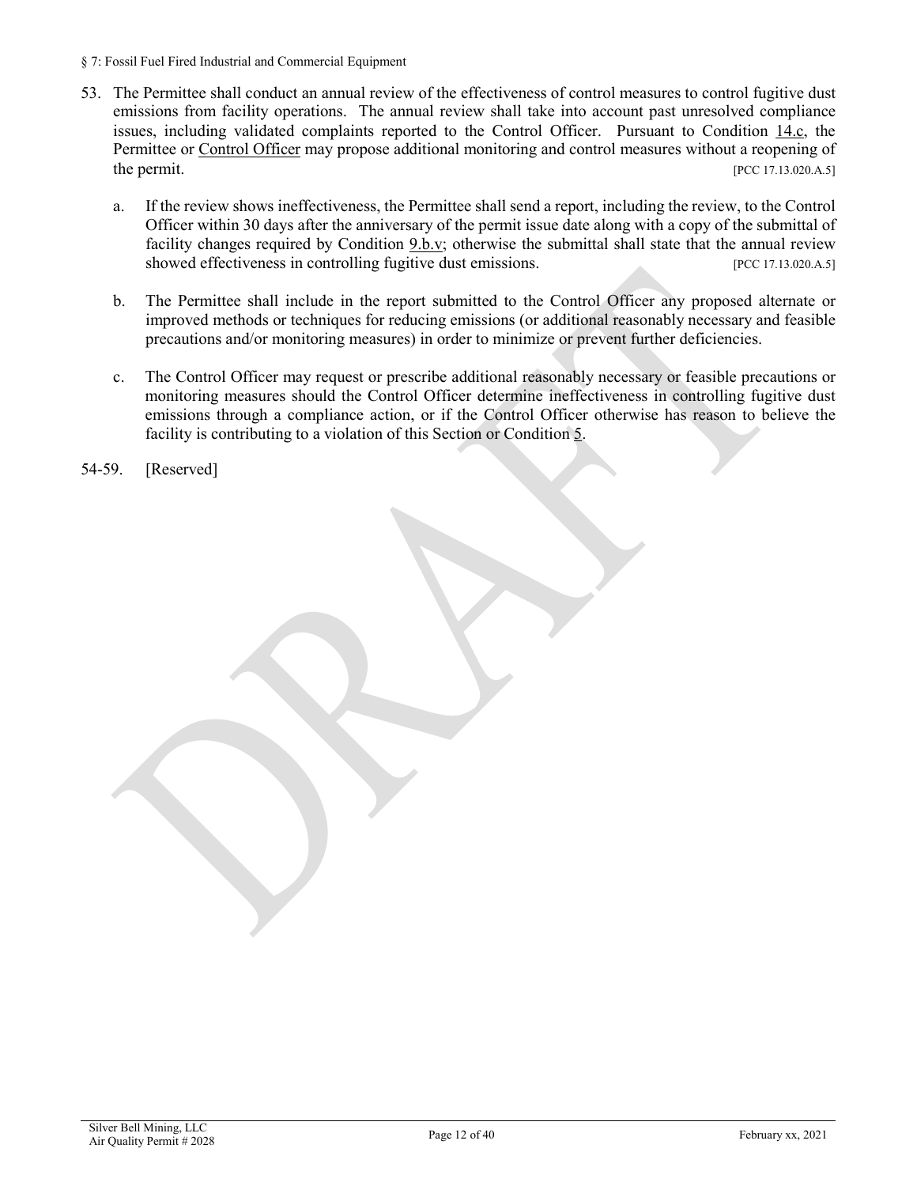53. The Permittee shall conduct an annual review of the effectiveness of control measures to control fugitive dust emissions from facility operations. The annual review shall take into account past unresolved compliance issues, including validated complaints reported to the Control Officer. Pursuant to Condition 14.c, the Permittee or Control Officer may propose additional monitoring and control measures without a reopening of the permit. [PCC 17.13.020.A.5]

    a. If the review shows ineffectiveness, the Permittee shall send a report, including the review, to the Control Officer within 30 days after the anniversary of the permit issue date along with a copy of the submittal of facility changes required by Condition 9.b.v; otherwise the submittal shall state that the annual review showed effectiveness in controlling fugitive dust emissions. [PCC 17.13.020.A.5]

    b. The Permittee shall include in the report submitted to the Control Officer any proposed alternate or improved methods or techniques for reducing emissions (or additional reasonably necessary and feasible precautions and/or monitoring measures) in order to minimize or prevent further deficiencies.

    c. The Control Officer may request or prescribe additional reasonably necessary or feasible precautions or monitoring measures should the Control Officer determine ineffectiveness in controlling fugitive dust emissions through a compliance action, or if the Control Officer otherwise has reason to believe the facility is contributing to a violation of this Section or Condition 5.

54-59. [Reserved]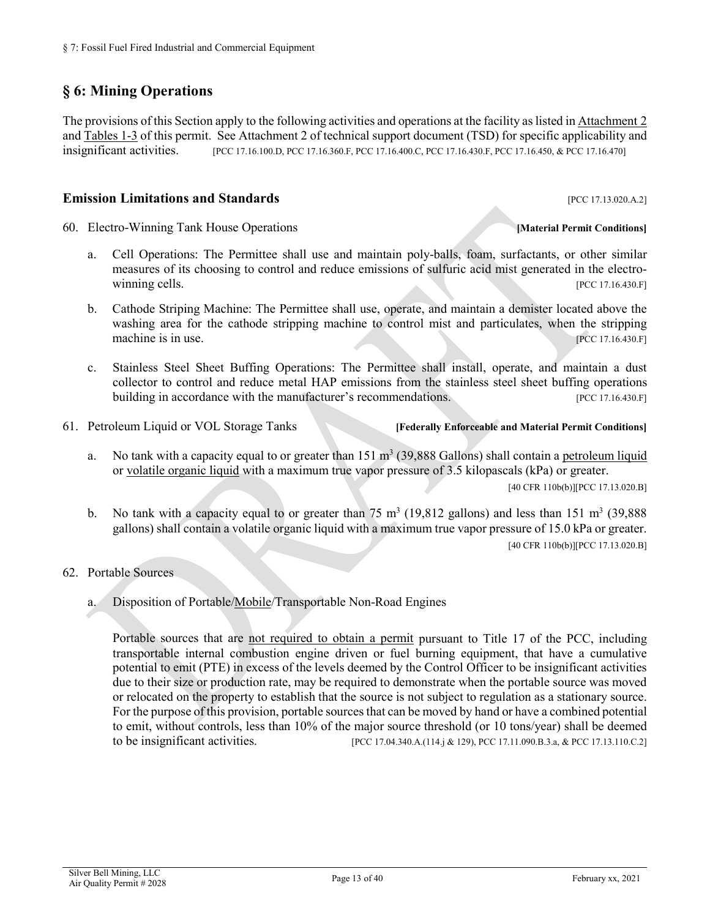## § 6: Mining Operations

The provisions of this Section apply to the following activities and operations at the facility as listed in Attachment 2 and Tables 1-3 of this permit. See Attachment 2 of technical support document (TSD) for specific applicability and insignificant activities. [PCC 17.16.100.D, PCC 17.16.360.F, PCC 17.16.400.C, PCC 17.16.430.F, PCC 17.16.450, & PCC 17.16.470]

### Emission Limitations and Standards [PCC 17.13.020.A.2]

60. Electro-Winning Tank House Operations **[Material Permit Conditions]**

    a. Cell Operations: The Permittee shall use and maintain poly-balls, foam, surfactants, or other similar measures of its choosing to control and reduce emissions of sulfuric acid mist generated in the electro-winning cells. [PCC 17.16.430.F]

    b. Cathode Striping Machine: The Permittee shall use, operate, and maintain a demister located above the washing area for the cathode stripping machine to control mist and particulates, when the stripping machine is in use. [PCC 17.16.430.F]

    c. Stainless Steel Sheet Buffing Operations: The Permittee shall install, operate, and maintain a dust collector to control and reduce metal HAP emissions from the stainless steel sheet buffing operations building in accordance with the manufacturer's recommendations. [PCC 17.16.430.F]

61. Petroleum Liquid or VOL Storage Tanks **[Federally Enforceable and Material Permit Conditions]**

    a. No tank with a capacity equal to or greater than 151 $m^3$ (39,888 Gallons) shall contain a petroleum liquid or volatile organic liquid with a maximum true vapor pressure of 3.5 kilopascals (kPa) or greater. [40 CFR 110b(b)][PCC 17.13.020.B]

    b. No tank with a capacity equal to or greater than 75 $m^3$ (19,812 gallons) and less than 151 $m^3$ (39,888 gallons) shall contain a volatile organic liquid with a maximum true vapor pressure of 15.0 kPa or greater. [40 CFR 110b(b)][PCC 17.13.020.B]

62. Portable Sources

    a. Disposition of Portable/Mobile/Transportable Non-Road Engines

       Portable sources that are not required to obtain a permit pursuant to Title 17 of the PCC, including transportable internal combustion engine driven or fuel burning equipment, that have a cumulative potential to emit (PTE) in excess of the levels deemed by the Control Officer to be insignificant activities due to their size or production rate, may be required to demonstrate when the portable source was moved or relocated on the property to establish that the source is not subject to regulation as a stationary source. For the purpose of this provision, portable sources that can be moved by hand or have a combined potential to emit, without controls, less than 10% of the major source threshold (or 10 tons/year) shall be deemed to be insignificant activities. [PCC 17.04.340.A.(114.j & 129), PCC 17.11.090.B.3.a, & PCC 17.13.110.C.2]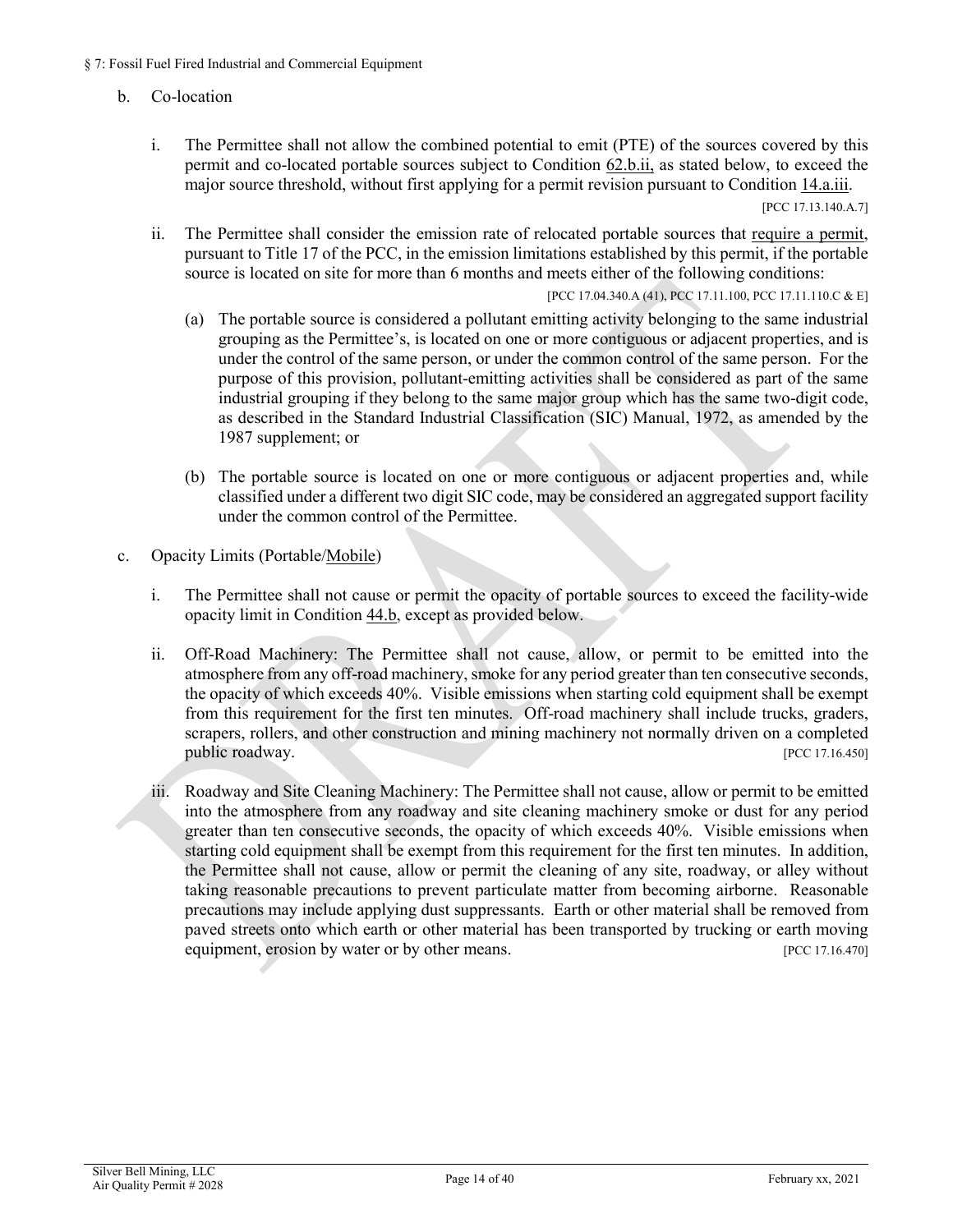b. Co-location

i. The Permittee shall not allow the combined potential to emit (PTE) of the sources covered by this permit and co-located portable sources subject to Condition 62.b.ii, as stated below, to exceed the major source threshold, without first applying for a permit revision pursuant to Condition 14.a.iii.

[PCC 17.13.140.A.7]

ii. The Permittee shall consider the emission rate of relocated portable sources that require a permit, pursuant to Title 17 of the PCC, in the emission limitations established by this permit, if the portable source is located on site for more than 6 months and meets either of the following conditions:

[PCC 17.04.340.A (41), PCC 17.11.100, PCC 17.11.110.C & E]

(a) The portable source is considered a pollutant emitting activity belonging to the same industrial grouping as the Permittee's, is located on one or more contiguous or adjacent properties, and is under the control of the same person, or under the common control of the same person. For the purpose of this provision, pollutant-emitting activities shall be considered as part of the same industrial grouping if they belong to the same major group which has the same two-digit code, as described in the Standard Industrial Classification (SIC) Manual, 1972, as amended by the 1987 supplement; or

(b) The portable source is located on one or more contiguous or adjacent properties and, while classified under a different two digit SIC code, may be considered an aggregated support facility under the common control of the Permittee.

c. Opacity Limits (Portable/Mobile)

i. The Permittee shall not cause or permit the opacity of portable sources to exceed the facility-wide opacity limit in Condition 44.b, except as provided below.

ii. Off-Road Machinery: The Permittee shall not cause, allow, or permit to be emitted into the atmosphere from any off-road machinery, smoke for any period greater than ten consecutive seconds, the opacity of which exceeds 40%. Visible emissions when starting cold equipment shall be exempt from this requirement for the first ten minutes. Off-road machinery shall include trucks, graders, scrapers, rollers, and other construction and mining machinery not normally driven on a completed public roadway. [PCC 17.16.450]

iii. Roadway and Site Cleaning Machinery: The Permittee shall not cause, allow or permit to be emitted into the atmosphere from any roadway and site cleaning machinery smoke or dust for any period greater than ten consecutive seconds, the opacity of which exceeds 40%. Visible emissions when starting cold equipment shall be exempt from this requirement for the first ten minutes. In addition, the Permittee shall not cause, allow or permit the cleaning of any site, roadway, or alley without taking reasonable precautions to prevent particulate matter from becoming airborne. Reasonable precautions may include applying dust suppressants. Earth or other material shall be removed from paved streets onto which earth or other material has been transported by trucking or earth moving equipment, erosion by water or by other means. [PCC 17.16.470]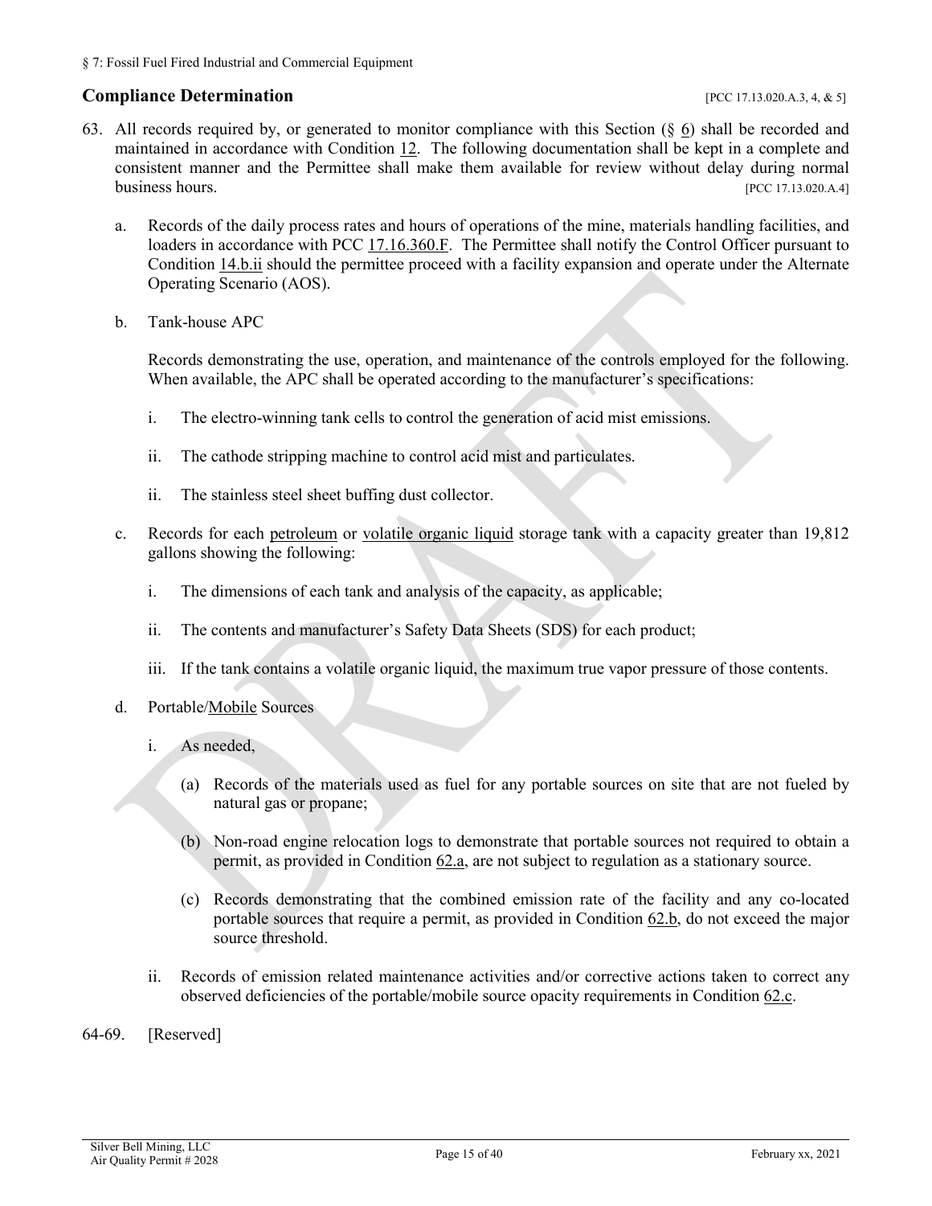## Compliance Determination [PCC 17.13.020.A.3, 4, & 5]

63. All records required by, or generated to monitor compliance with this Section (§ 6) shall be recorded and maintained in accordance with Condition 12. The following documentation shall be kept in a complete and consistent manner and the Permittee shall make them available for review without delay during normal business hours. [PCC 17.13.020.A.4]

    a. Records of the daily process rates and hours of operations of the mine, materials handling facilities, and loaders in accordance with PCC 17.16.360.F. The Permittee shall notify the Control Officer pursuant to Condition 14.b.ii should the permittee proceed with a facility expansion and operate under the Alternate Operating Scenario (AOS).

    b. Tank-house APC

       Records demonstrating the use, operation, and maintenance of the controls employed for the following. When available, the APC shall be operated according to the manufacturer's specifications:

       i. The electro-winning tank cells to control the generation of acid mist emissions.

       ii. The cathode stripping machine to control acid mist and particulates.

       ii. The stainless steel sheet buffing dust collector.

    c. Records for each petroleum or volatile organic liquid storage tank with a capacity greater than 19,812 gallons showing the following:

       i. The dimensions of each tank and analysis of the capacity, as applicable;

       ii. The contents and manufacturer's Safety Data Sheets (SDS) for each product;

       iii. If the tank contains a volatile organic liquid, the maximum true vapor pressure of those contents.

    d. Portable/Mobile Sources

       i. As needed,

          (a) Records of the materials used as fuel for any portable sources on site that are not fueled by natural gas or propane;

          (b) Non-road engine relocation logs to demonstrate that portable sources not required to obtain a permit, as provided in Condition 62.a, are not subject to regulation as a stationary source.

          (c) Records demonstrating that the combined emission rate of the facility and any co-located portable sources that require a permit, as provided in Condition 62.b, do not exceed the major source threshold.

       ii. Records of emission related maintenance activities and/or corrective actions taken to correct any observed deficiencies of the portable/mobile source opacity requirements in Condition 62.c.

64-69. [Reserved]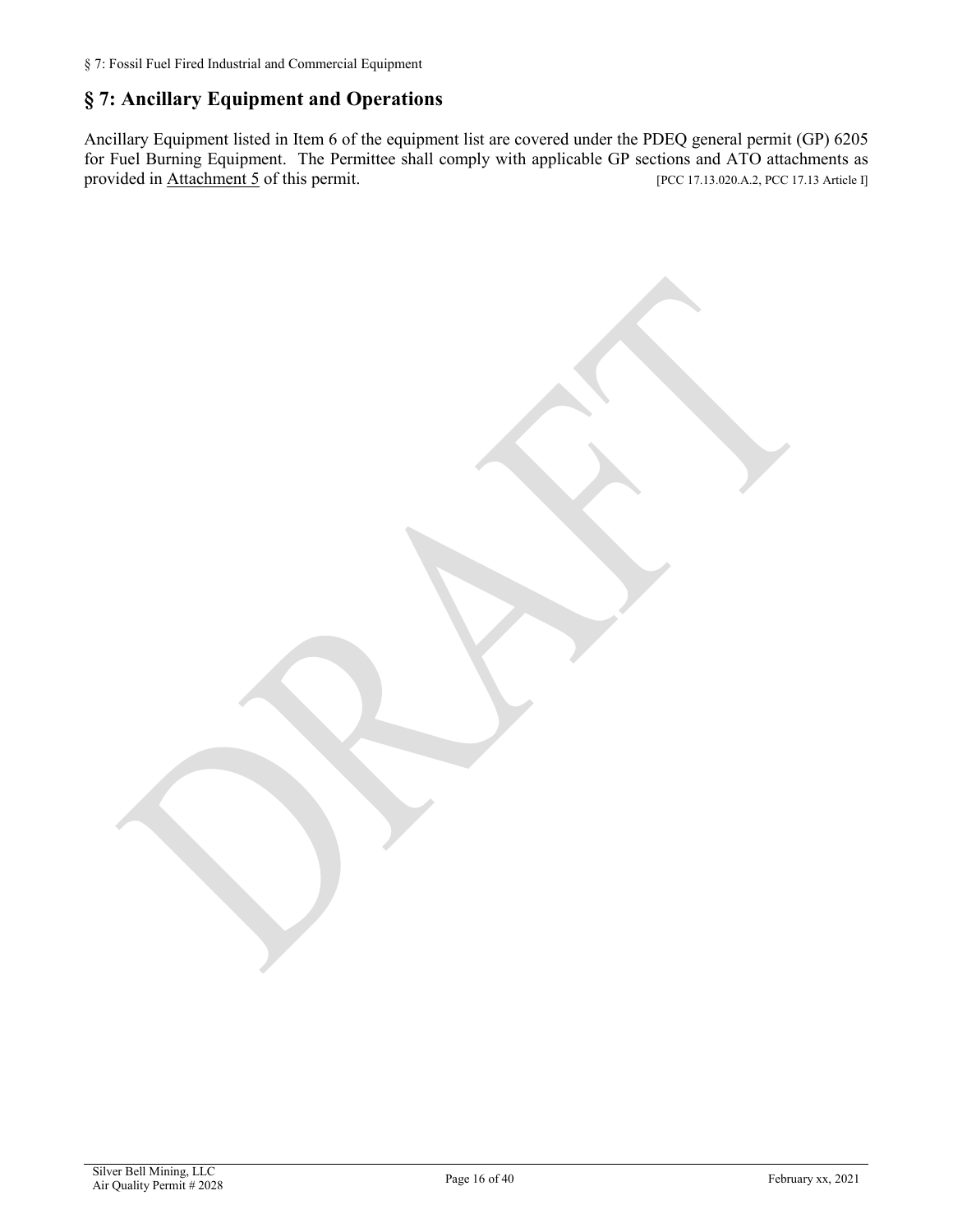## § 7: Ancillary Equipment and Operations

Ancillary Equipment listed in Item 6 of the equipment list are covered under the PDEQ general permit (GP) 6205 for Fuel Burning Equipment. The Permittee shall comply with applicable GP sections and ATO attachments as provided in Attachment 5 of this permit. [PCC 17.13.020.A.2, PCC 17.13 Article I]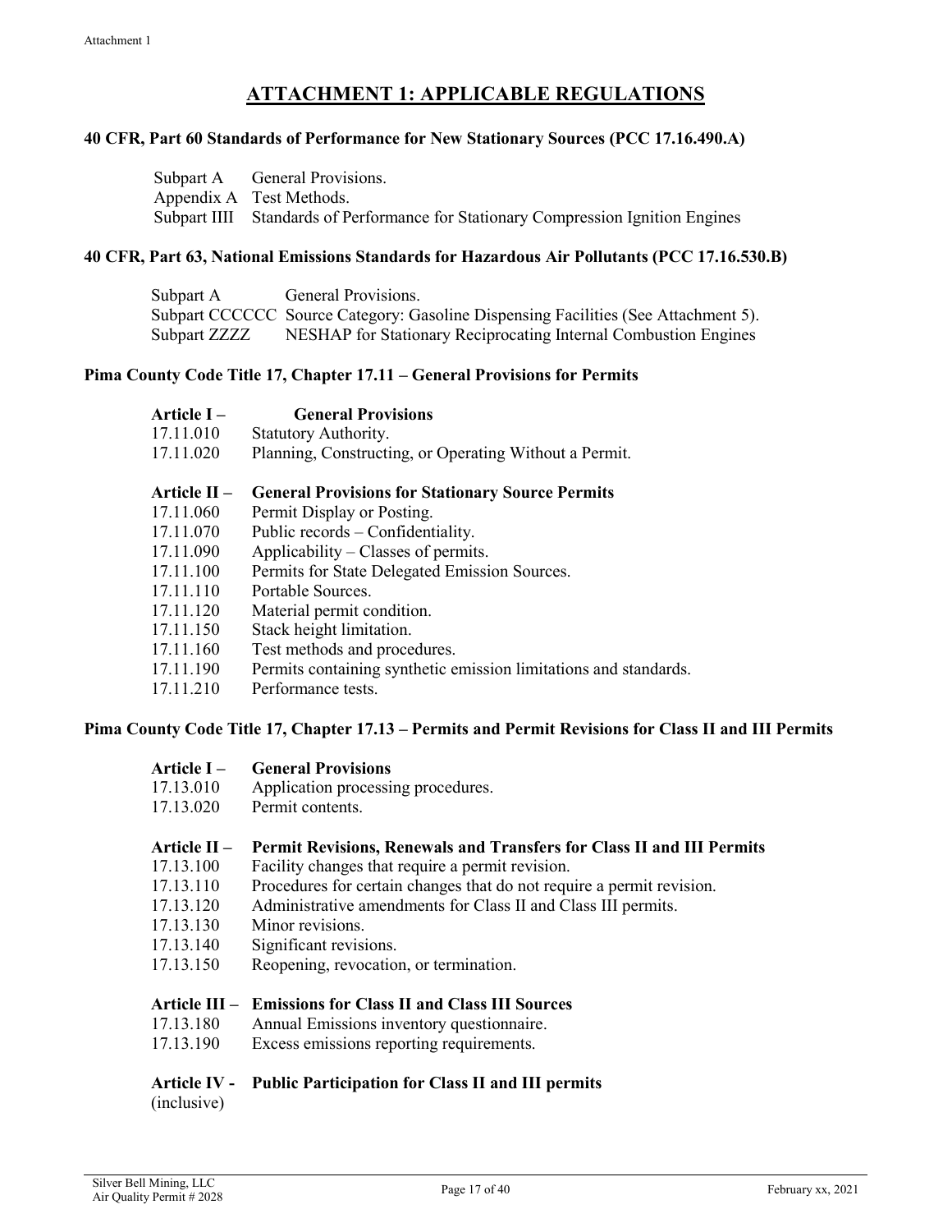# ATTACHMENT 1: APPLICABLE REGULATIONS

**40 CFR, Part 60 Standards of Performance for New Stationary Sources (PCC 17.16.490.A)**

Subpart A General Provisions.
Appendix A Test Methods.
Subpart IIII Standards of Performance for Stationary Compression Ignition Engines

**40 CFR, Part 63, National Emissions Standards for Hazardous Air Pollutants (PCC 17.16.530.B)**

Subpart A General Provisions.
Subpart CCCCCC Source Category: Gasoline Dispensing Facilities (See Attachment 5).
Subpart ZZZZ NESHAP for Stationary Reciprocating Internal Combustion Engines

**Pima County Code Title 17, Chapter 17.11 – General Provisions for Permits**

**Article I – General Provisions**

17.11.010 Statutory Authority.
17.11.020 Planning, Constructing, or Operating Without a Permit.

**Article II – General Provisions for Stationary Source Permits**

17.11.060 Permit Display or Posting.
17.11.070 Public records – Confidentiality.
17.11.090 Applicability – Classes of permits.
17.11.100 Permits for State Delegated Emission Sources.
17.11.110 Portable Sources.
17.11.120 Material permit condition.
17.11.150 Stack height limitation.
17.11.160 Test methods and procedures.
17.11.190 Permits containing synthetic emission limitations and standards.
17.11.210 Performance tests.

**Pima County Code Title 17, Chapter 17.13 – Permits and Permit Revisions for Class II and III Permits**

**Article I – General Provisions**

17.13.010 Application processing procedures.
17.13.020 Permit contents.

**Article II – Permit Revisions, Renewals and Transfers for Class II and III Permits**

17.13.100 Facility changes that require a permit revision.
17.13.110 Procedures for certain changes that do not require a permit revision.
17.13.120 Administrative amendments for Class II and Class III permits.
17.13.130 Minor revisions.
17.13.140 Significant revisions.
17.13.150 Reopening, revocation, or termination.

**Article III – Emissions for Class II and Class III Sources**

17.13.180 Annual Emissions inventory questionnaire.
17.13.190 Excess emissions reporting requirements.

**Article IV - Public Participation for Class II and III permits**
(inclusive)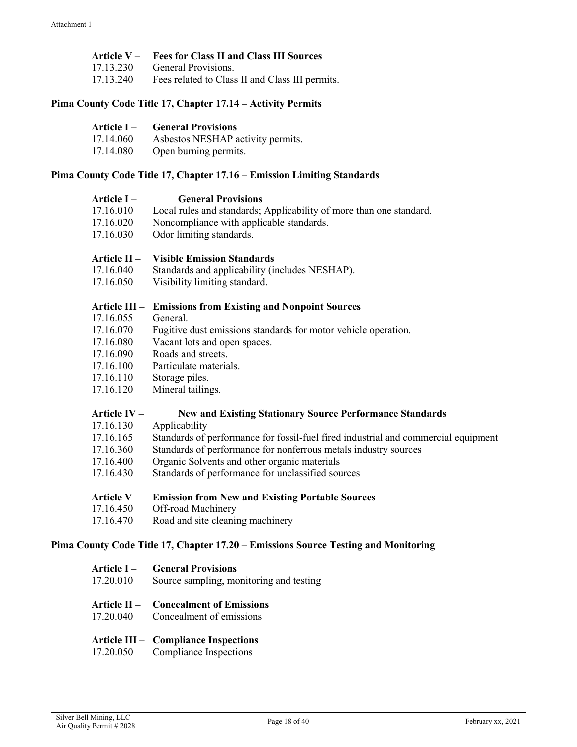**Article V – Fees for Class II and Class III Sources**

17.13.230 General Provisions.
17.13.240 Fees related to Class II and Class III permits.

## Pima County Code Title 17, Chapter 17.14 – Activity Permits

**Article I – General Provisions**

17.14.060 Asbestos NESHAP activity permits.
17.14.080 Open burning permits.

## Pima County Code Title 17, Chapter 17.16 – Emission Limiting Standards

**Article I – General Provisions**

17.16.010 Local rules and standards; Applicability of more than one standard.
17.16.020 Noncompliance with applicable standards.
17.16.030 Odor limiting standards.

**Article II – Visible Emission Standards**

17.16.040 Standards and applicability (includes NESHAP).
17.16.050 Visibility limiting standard.

**Article III – Emissions from Existing and Nonpoint Sources**

17.16.055 General.
17.16.070 Fugitive dust emissions standards for motor vehicle operation.
17.16.080 Vacant lots and open spaces.
17.16.090 Roads and streets.
17.16.100 Particulate materials.
17.16.110 Storage piles.
17.16.120 Mineral tailings.

**Article IV – New and Existing Stationary Source Performance Standards**

17.16.130 Applicability
17.16.165 Standards of performance for fossil-fuel fired industrial and commercial equipment
17.16.360 Standards of performance for nonferrous metals industry sources
17.16.400 Organic Solvents and other organic materials
17.16.430 Standards of performance for unclassified sources

**Article V – Emission from New and Existing Portable Sources**

17.16.450 Off-road Machinery
17.16.470 Road and site cleaning machinery

## Pima County Code Title 17, Chapter 17.20 – Emissions Source Testing and Monitoring

**Article I – General Provisions**

17.20.010 Source sampling, monitoring and testing

**Article II – Concealment of Emissions**

17.20.040 Concealment of emissions

**Article III – Compliance Inspections**

17.20.050 Compliance Inspections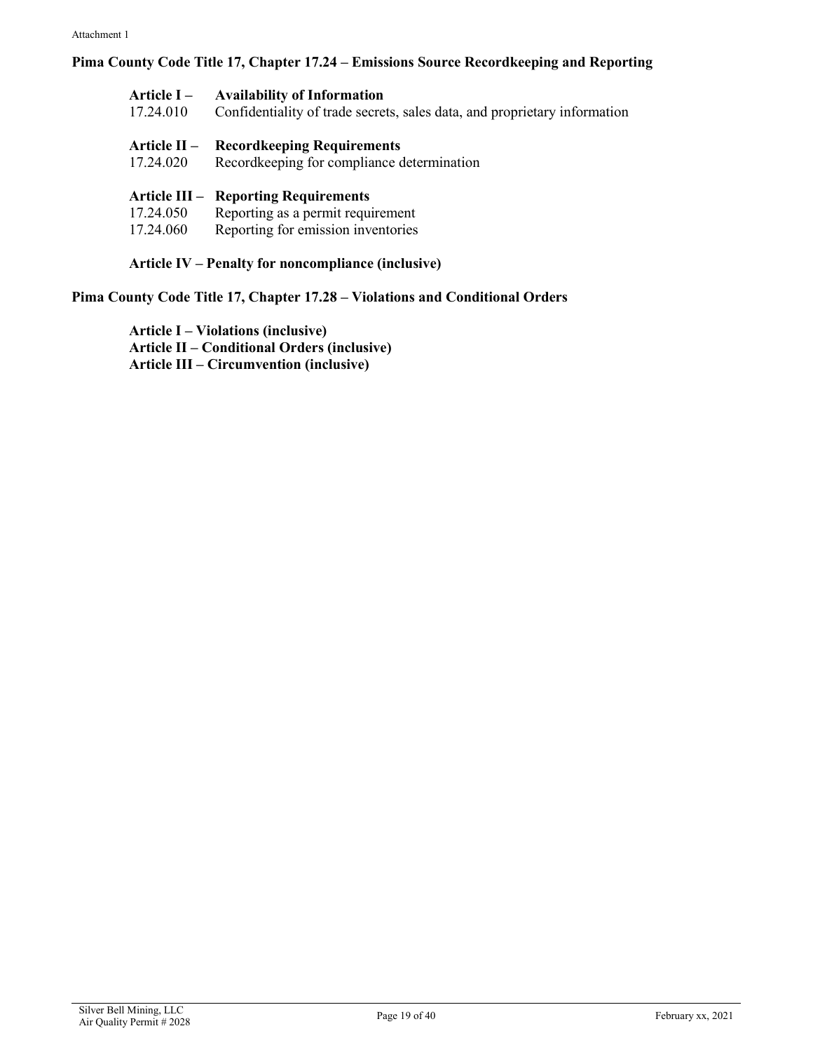**Pima County Code Title 17, Chapter 17.24 – Emissions Source Recordkeeping and Reporting**

**Article I – Availability of Information**

17.24.010 Confidentiality of trade secrets, sales data, and proprietary information

**Article II – Recordkeeping Requirements**

17.24.020 Recordkeeping for compliance determination

**Article III – Reporting Requirements**

17.24.050 Reporting as a permit requirement

17.24.060 Reporting for emission inventories

**Article IV – Penalty for noncompliance (inclusive)**

**Pima County Code Title 17, Chapter 17.28 – Violations and Conditional Orders**

**Article I – Violations (inclusive)**

**Article II – Conditional Orders (inclusive)**

**Article III – Circumvention (inclusive)**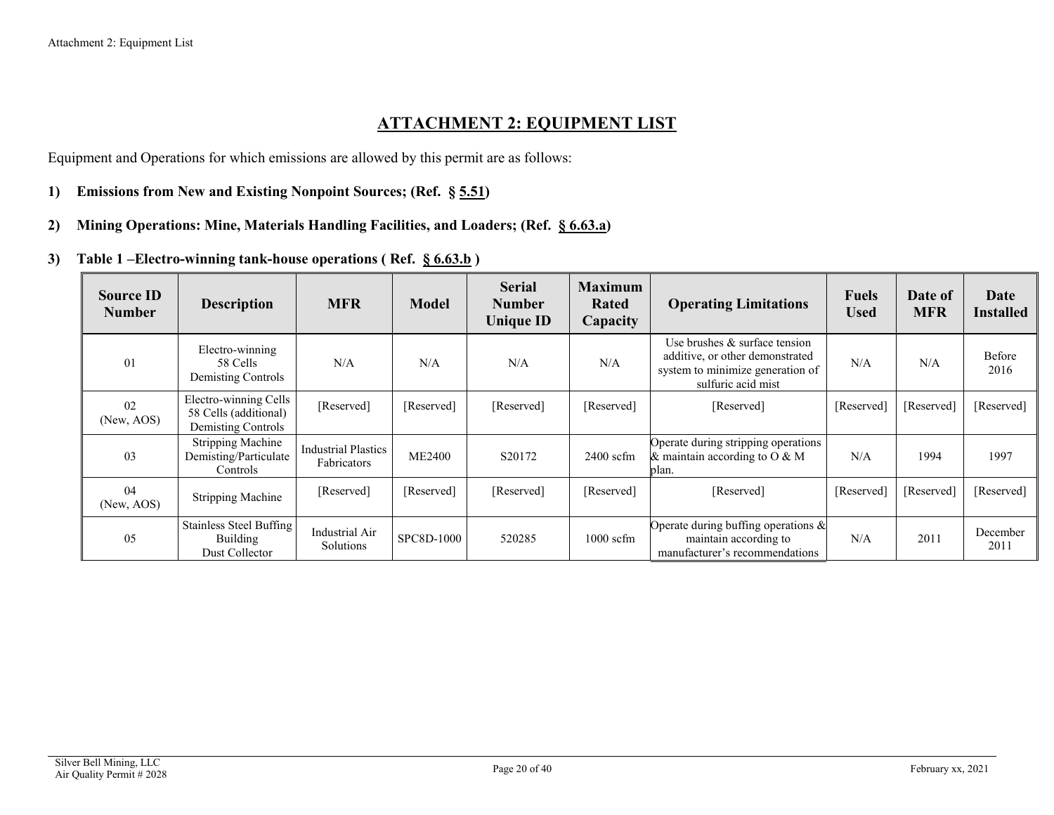## ATTACHMENT 2: EQUIPMENT LIST

Equipment and Operations for which emissions are allowed by this permit are as follows:

1) **Emissions from New and Existing Nonpoint Sources; (Ref. § 5.51)**

2) **Mining Operations: Mine, Materials Handling Facilities, and Loaders; (Ref. § 6.63.a)**

3) **Table 1 –Electro-winning tank-house operations ( Ref. § 6.63.b )**

| Source ID Number | Description | MFR | Model | Serial Number Unique ID | Maximum Rated Capacity | Operating Limitations | Fuels Used | Date of MFR | Date Installed |
|---|---|---|---|---|---|---|---|---|---|
| 01 | Electro-winning 58 Cells Demisting Controls | N/A | N/A | N/A | N/A | Use brushes & surface tension additive, or other demonstrated system to minimize generation of sulfuric acid mist | N/A | N/A | Before 2016 |
| 02 (New, AOS) | Electro-winning Cells 58 Cells (additional) Demisting Controls | [Reserved] | [Reserved] | [Reserved] | [Reserved] | [Reserved] | [Reserved] | [Reserved] | [Reserved] |
| 03 | Stripping Machine Demisting/Particulate Controls | Industrial Plastics Fabricators | ME2400 | S20172 | 2400 scfm | Operate during stripping operations & maintain according to O & M plan. | N/A | 1994 | 1997 |
| 04 (New, AOS) | Stripping Machine | [Reserved] | [Reserved] | [Reserved] | [Reserved] | [Reserved] | [Reserved] | [Reserved] | [Reserved] |
| 05 | Stainless Steel Buffing Building Dust Collector | Industrial Air Solutions | SPC8D-1000 | 520285 | 1000 scfm | Operate during buffing operations & maintain according to manufacturer's recommendations | N/A | 2011 | December 2011 |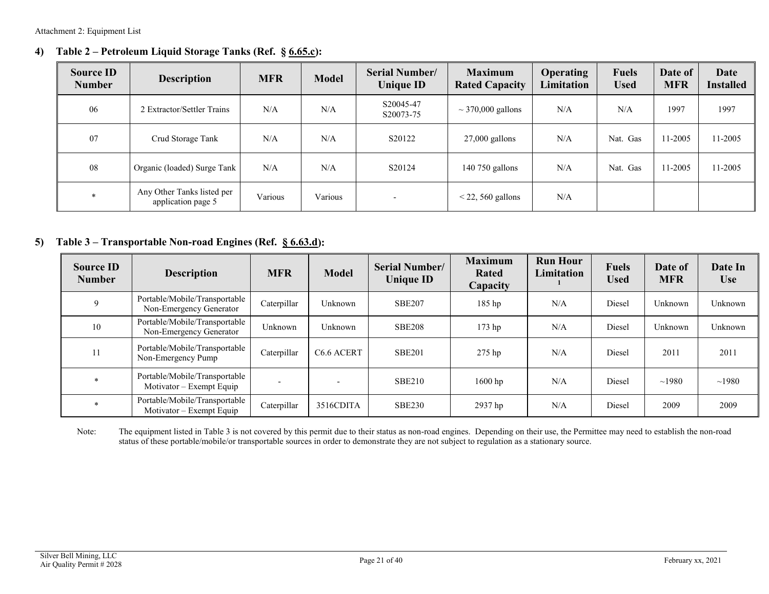Attachment 2: Equipment List

**4) Table 2 – Petroleum Liquid Storage Tanks (Ref. § 6.65.c):**

| Source ID Number | Description | MFR | Model | Serial Number/ Unique ID | Maximum Rated Capacity | Operating Limitation | Fuels Used | Date of MFR | Date Installed |
|---|---|---|---|---|---|---|---|---|---|
| 06 | 2 Extractor/Settler Trains | N/A | N/A | S20045-47 S20073-75 | ~ 370,000 gallons | N/A | N/A | 1997 | 1997 |
| 07 | Crud Storage Tank | N/A | N/A | S20122 | 27,000 gallons | N/A | Nat. Gas | 11-2005 | 11-2005 |
| 08 | Organic (loaded) Surge Tank | N/A | N/A | S20124 | 140 750 gallons | N/A | Nat. Gas | 11-2005 | 11-2005 |
| * | Any Other Tanks listed per application page 5 | Various | Various | - | < 22, 560 gallons | N/A | | | |

**5) Table 3 – Transportable Non-road Engines (Ref. § 6.63.d):**

| Source ID Number | Description | MFR | Model | Serial Number/ Unique ID | Maximum Rated Capacity | Run Hour Limitation [1] | Fuels Used | Date of MFR | Date In Use |
|---|---|---|---|---|---|---|---|---|---|
| 9 | Portable/Mobile/Transportable Non-Emergency Generator | Caterpillar | Unknown | SBE207 | 185 hp | N/A | Diesel | Unknown | Unknown |
| 10 | Portable/Mobile/Transportable Non-Emergency Generator | Unknown | Unknown | SBE208 | 173 hp | N/A | Diesel | Unknown | Unknown |
| 11 | Portable/Mobile/Transportable Non-Emergency Pump | Caterpillar | C6.6 ACERT | SBE201 | 275 hp | N/A | Diesel | 2011 | 2011 |
| * | Portable/Mobile/Transportable Motivator – Exempt Equip | - | - | SBE210 | 1600 hp | N/A | Diesel | ~1980 | ~1980 |
| * | Portable/Mobile/Transportable Motivator – Exempt Equip | Caterpillar | 3516CDITA | SBE230 | 2937 hp | N/A | Diesel | 2009 | 2009 |

Note: The equipment listed in Table 3 is not covered by this permit due to their status as non-road engines. Depending on their use, the Permittee may need to establish the non-road status of these portable/mobile/or transportable sources in order to demonstrate they are not subject to regulation as a stationary source.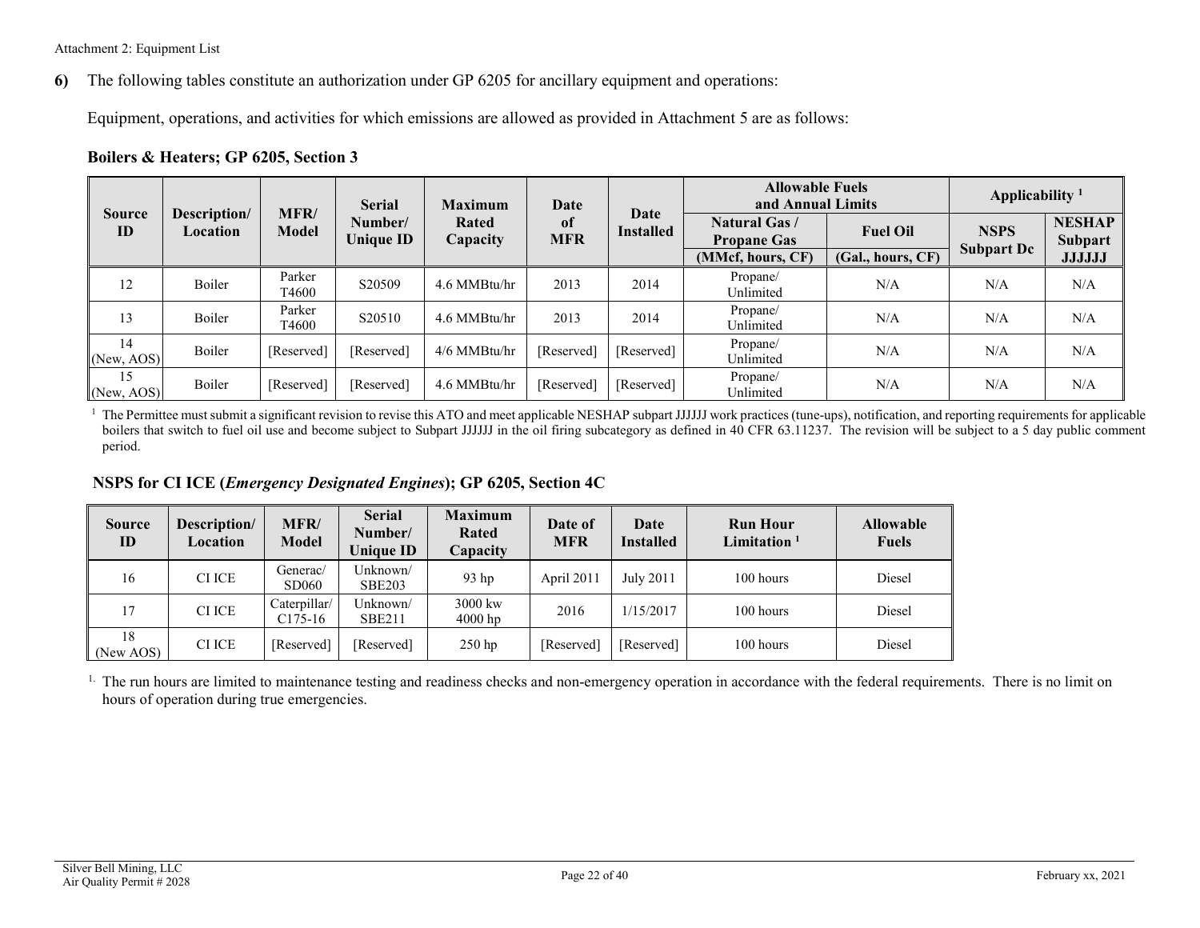Attachment 2: Equipment List

**6)** The following tables constitute an authorization under GP 6205 for ancillary equipment and operations:

Equipment, operations, and activities for which emissions are allowed as provided in Attachment 5 are as follows:

### Boilers & Heaters; GP 6205, Section 3

| Source ID | Description/ Location | MFR/ Model | Serial Number/ Unique ID | Maximum Rated Capacity | Date of MFR | Date Installed | Allowable Fuels and Annual Limits | | Applicability [1] | |
|---|---|---|---|---|---|---|---|---|---|---|
| | | | | | | | Natural Gas / Propane Gas | Fuel Oil | NSPS Subpart Dc | NESHAP Subpart JJJJJJ |
| | | | | | | | (MMcf, hours, CF) | (Gal., hours, CF) | | |
| 12 | Boiler | Parker T4600 | S20509 | 4.6 MMBtu/hr | 2013 | 2014 | Propane/ Unlimited | N/A | N/A | N/A |
| 13 | Boiler | Parker T4600 | S20510 | 4.6 MMBtu/hr | 2013 | 2014 | Propane/ Unlimited | N/A | N/A | N/A |
| 14 (New, AOS) | Boiler | [Reserved] | [Reserved] | 4/6 MMBtu/hr | [Reserved] | [Reserved] | Propane/ Unlimited | N/A | N/A | N/A |
| 15 (New, AOS) | Boiler | [Reserved] | [Reserved] | 4.6 MMBtu/hr | [Reserved] | [Reserved] | Propane/ Unlimited | N/A | N/A | N/A |

[1] The Permittee must submit a significant revision to revise this ATO and meet applicable NESHAP subpart JJJJJJ work practices (tune-ups), notification, and reporting requirements for applicable boilers that switch to fuel oil use and become subject to Subpart JJJJJJ in the oil firing subcategory as defined in 40 CFR 63.11237. The revision will be subject to a 5 day public comment period.

### NSPS for CI ICE (*Emergency Designated Engines*); GP 6205, Section 4C

| Source ID | Description/ Location | MFR/ Model | Serial Number/ Unique ID | Maximum Rated Capacity | Date of MFR | Date Installed | Run Hour Limitation [1] | Allowable Fuels |
|---|---|---|---|---|---|---|---|---|
| 16 | CI ICE | Generac/ SD060 | Unknown/ SBE203 | 93 hp | April 2011 | July 2011 | 100 hours | Diesel |
| 17 | CI ICE | Caterpillar/ C175-16 | Unknown/ SBE211 | 3000 kw 4000 hp | 2016 | 1/15/2017 | 100 hours | Diesel |
| 18 (New AOS) | CI ICE | [Reserved] | [Reserved] | 250 hp | [Reserved] | [Reserved] | 100 hours | Diesel |

[1.] The run hours are limited to maintenance testing and readiness checks and non-emergency operation in accordance with the federal requirements. There is no limit on hours of operation during true emergencies.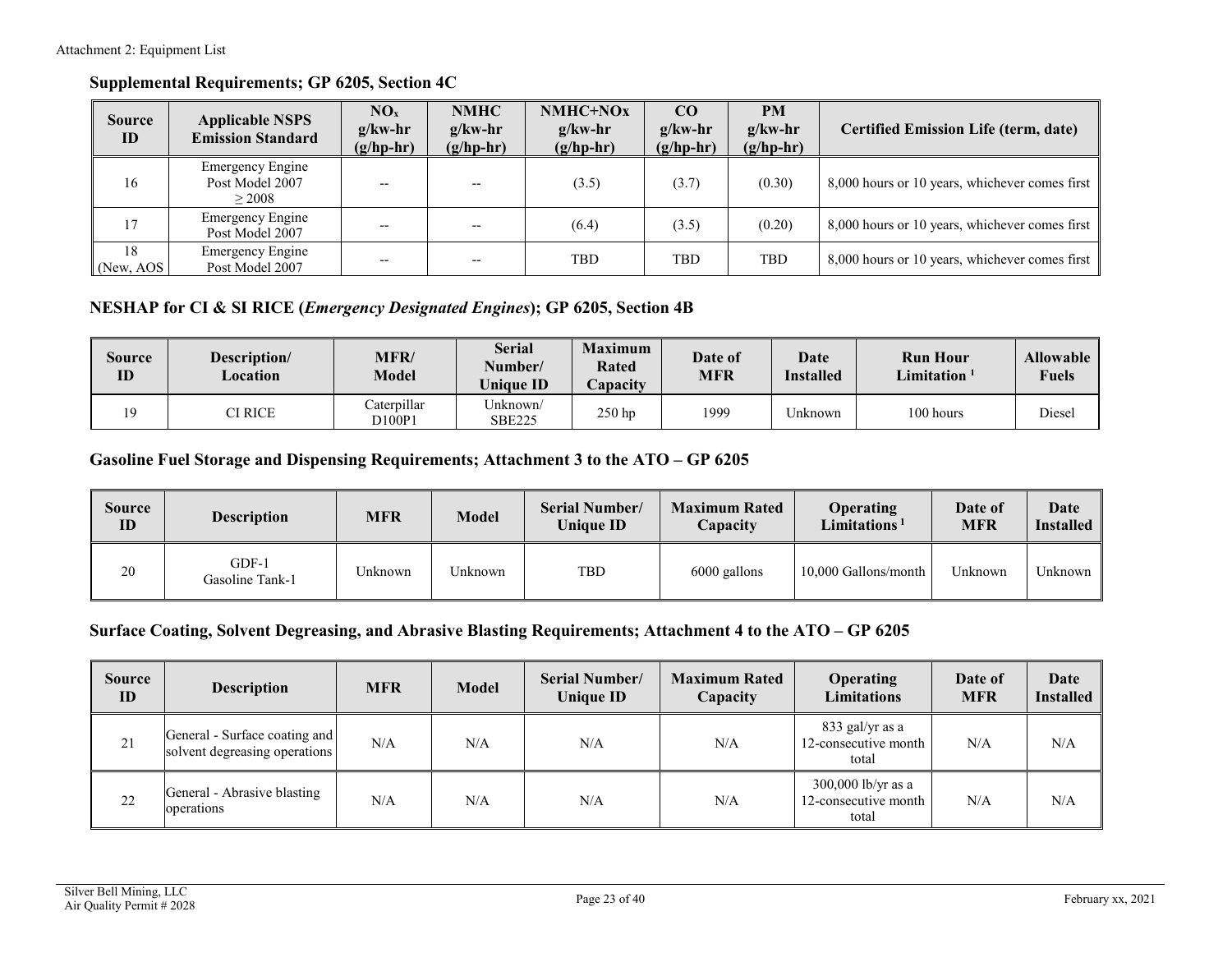Attachment 2: Equipment List

## Supplemental Requirements; GP 6205, Section 4C

| Source ID | Applicable NSPS Emission Standard | $NO_x$ g/kw-hr (g/hp-hr) | NMHC g/kw-hr (g/hp-hr) | NMHC+NOx g/kw-hr (g/hp-hr) | CO g/kw-hr (g/hp-hr) | PM g/kw-hr (g/hp-hr) | Certified Emission Life (term, date) |
|---|---|---|---|---|---|---|---|
| 16 | Emergency Engine Post Model 2007 ≥ 2008 | -- | -- | (3.5) | (3.7) | (0.30) | 8,000 hours or 10 years, whichever comes first |
| 17 | Emergency Engine Post Model 2007 | -- | -- | (6.4) | (3.5) | (0.20) | 8,000 hours or 10 years, whichever comes first |
| 18 (New, AOS | Emergency Engine Post Model 2007 | -- | -- | TBD | TBD | TBD | 8,000 hours or 10 years, whichever comes first |

## NESHAP for CI & SI RICE (*Emergency Designated Engines*); GP 6205, Section 4B

| Source ID | Description/ Location | MFR/ Model | Serial Number/ Unique ID | Maximum Rated Capacity | Date of MFR | Date Installed | Run Hour Limitation [1] | Allowable Fuels |
|---|---|---|---|---|---|---|---|---|
| 19 | CI RICE | Caterpillar D100P1 | Unknown/ SBE225 | 250 hp | 1999 | Unknown | 100 hours | Diesel |

## Gasoline Fuel Storage and Dispensing Requirements; Attachment 3 to the ATO – GP 6205

| Source ID | Description | MFR | Model | Serial Number/ Unique ID | Maximum Rated Capacity | Operating Limitations [1] | Date of MFR | Date Installed |
|---|---|---|---|---|---|---|---|---|
| 20 | GDF-1 Gasoline Tank-1 | Unknown | Unknown | TBD | 6000 gallons | 10,000 Gallons/month | Unknown | Unknown |

## Surface Coating, Solvent Degreasing, and Abrasive Blasting Requirements; Attachment 4 to the ATO – GP 6205

| Source ID | Description | MFR | Model | Serial Number/ Unique ID | Maximum Rated Capacity | Operating Limitations | Date of MFR | Date Installed |
|---|---|---|---|---|---|---|---|---|
| 21 | General - Surface coating and solvent degreasing operations | N/A | N/A | N/A | N/A | 833 gal/yr as a 12-consecutive month total | N/A | N/A |
| 22 | General - Abrasive blasting operations | N/A | N/A | N/A | N/A | 300,000 lb/yr as a 12-consecutive month total | N/A | N/A |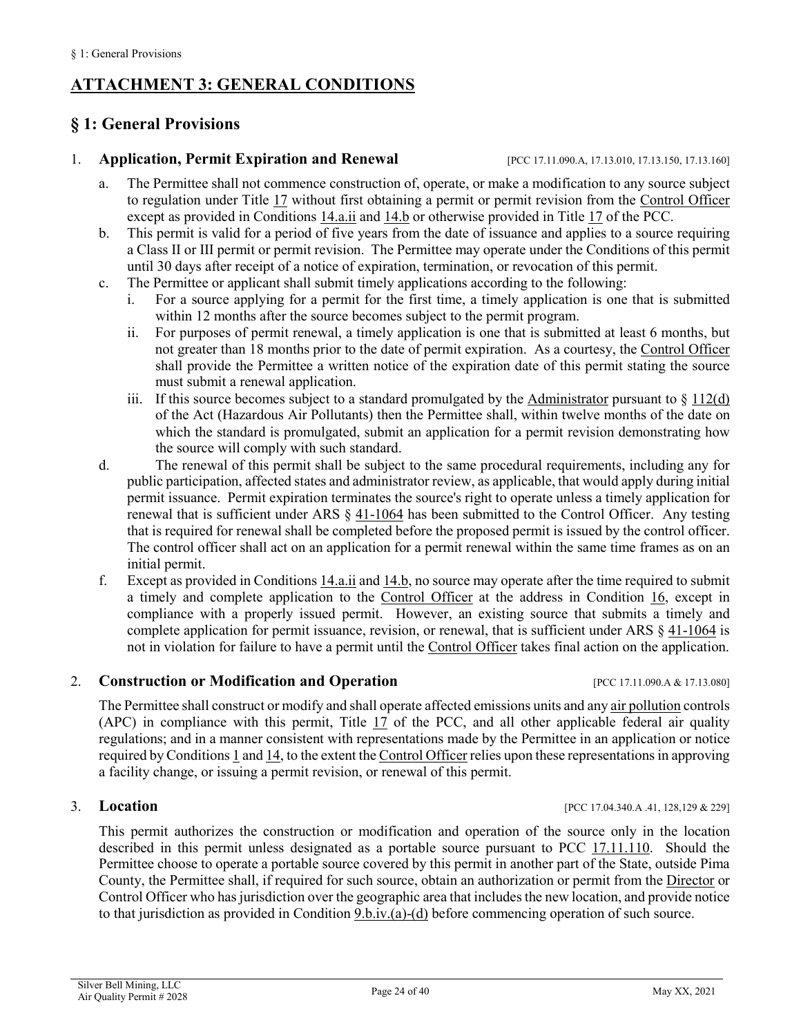# ATTACHMENT 3: GENERAL CONDITIONS

## § 1: General Provisions

### 1. Application, Permit Expiration and Renewal

[PCC 17.11.090.A, 17.13.010, 17.13.150, 17.13.160]

a. The Permittee shall not commence construction of, operate, or make a modification to any source subject to regulation under Title 17 without first obtaining a permit or permit revision from the Control Officer except as provided in Conditions 14.a.ii and 14.b or otherwise provided in Title 17 of the PCC.

b. This permit is valid for a period of five years from the date of issuance and applies to a source requiring a Class II or III permit or permit revision. The Permittee may operate under the Conditions of this permit until 30 days after receipt of a notice of expiration, termination, or revocation of this permit.

c. The Permittee or applicant shall submit timely applications according to the following:

   i. For a source applying for a permit for the first time, a timely application is one that is submitted within 12 months after the source becomes subject to the permit program.

   ii. For purposes of permit renewal, a timely application is one that is submitted at least 6 months, but not greater than 18 months prior to the date of permit expiration. As a courtesy, the Control Officer shall provide the Permittee a written notice of the expiration date of this permit stating the source must submit a renewal application.

   iii. If this source becomes subject to a standard promulgated by the Administrator pursuant to § 112(d) of the Act (Hazardous Air Pollutants) then the Permittee shall, within twelve months of the date on which the standard is promulgated, submit an application for a permit revision demonstrating how the source will comply with such standard.

d. The renewal of this permit shall be subject to the same procedural requirements, including any for public participation, affected states and administrator review, as applicable, that would apply during initial permit issuance. Permit expiration terminates the source's right to operate unless a timely application for renewal that is sufficient under ARS § 41-1064 has been submitted to the Control Officer. Any testing that is required for renewal shall be completed before the proposed permit is issued by the control officer. The control officer shall act on an application for a permit renewal within the same time frames as on an initial permit.

f. Except as provided in Conditions 14.a.ii and 14.b, no source may operate after the time required to submit a timely and complete application to the Control Officer at the address in Condition 16, except in compliance with a properly issued permit. However, an existing source that submits a timely and complete application for permit issuance, revision, or renewal, that is sufficient under ARS § 41-1064 is not in violation for failure to have a permit until the Control Officer takes final action on the application.

### 2. Construction or Modification and Operation

[PCC 17.11.090.A & 17.13.080]

The Permittee shall construct or modify and shall operate affected emissions units and any air pollution controls (APC) in compliance with this permit, Title 17 of the PCC, and all other applicable federal air quality regulations; and in a manner consistent with representations made by the Permittee in an application or notice required by Conditions 1 and 14, to the extent the Control Officer relies upon these representations in approving a facility change, or issuing a permit revision, or renewal of this permit.

### 3. Location

[PCC 17.04.340.A .41, 128,129 & 229]

This permit authorizes the construction or modification and operation of the source only in the location described in this permit unless designated as a portable source pursuant to PCC 17.11.110. Should the Permittee choose to operate a portable source covered by this permit in another part of the State, outside Pima County, the Permittee shall, if required for such source, obtain an authorization or permit from the Director or Control Officer who has jurisdiction over the geographic area that includes the new location, and provide notice to that jurisdiction as provided in Condition 9.b.iv.(a)-(d) before commencing operation of such source.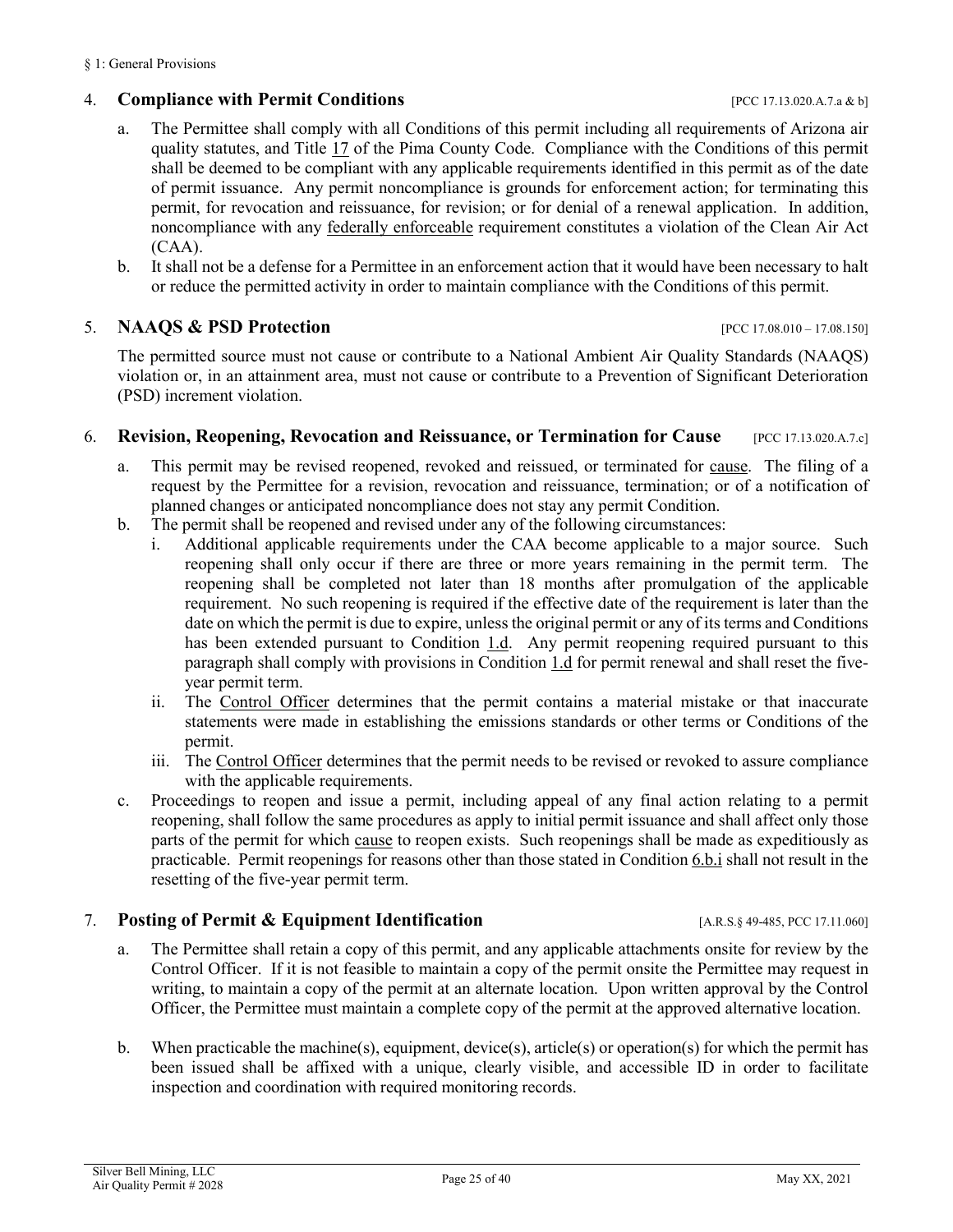## 4. **Compliance with Permit Conditions** [PCC 17.13.020.A.7.a & b]

a. The Permittee shall comply with all Conditions of this permit including all requirements of Arizona air quality statutes, and Title 17 of the Pima County Code. Compliance with the Conditions of this permit shall be deemed to be compliant with any applicable requirements identified in this permit as of the date of permit issuance. Any permit noncompliance is grounds for enforcement action; for terminating this permit, for revocation and reissuance, for revision; or for denial of a renewal application. In addition, noncompliance with any federally enforceable requirement constitutes a violation of the Clean Air Act (CAA).

b. It shall not be a defense for a Permittee in an enforcement action that it would have been necessary to halt or reduce the permitted activity in order to maintain compliance with the Conditions of this permit.

## 5. **NAAQS & PSD Protection** [PCC 17.08.010 – 17.08.150]

The permitted source must not cause or contribute to a National Ambient Air Quality Standards (NAAQS) violation or, in an attainment area, must not cause or contribute to a Prevention of Significant Deterioration (PSD) increment violation.

## 6. **Revision, Reopening, Revocation and Reissuance, or Termination for Cause** [PCC 17.13.020.A.7.c]

a. This permit may be revised reopened, revoked and reissued, or terminated for cause. The filing of a request by the Permittee for a revision, revocation and reissuance, termination; or of a notification of planned changes or anticipated noncompliance does not stay any permit Condition.

b. The permit shall be reopened and revised under any of the following circumstances:

   i. Additional applicable requirements under the CAA become applicable to a major source. Such reopening shall only occur if there are three or more years remaining in the permit term. The reopening shall be completed not later than 18 months after promulgation of the applicable requirement. No such reopening is required if the effective date of the requirement is later than the date on which the permit is due to expire, unless the original permit or any of its terms and Conditions has been extended pursuant to Condition 1.d. Any permit reopening required pursuant to this paragraph shall comply with provisions in Condition 1.d for permit renewal and shall reset the five-year permit term.

   ii. The Control Officer determines that the permit contains a material mistake or that inaccurate statements were made in establishing the emissions standards or other terms or Conditions of the permit.

   iii. The Control Officer determines that the permit needs to be revised or revoked to assure compliance with the applicable requirements.

c. Proceedings to reopen and issue a permit, including appeal of any final action relating to a permit reopening, shall follow the same procedures as apply to initial permit issuance and shall affect only those parts of the permit for which cause to reopen exists. Such reopenings shall be made as expeditiously as practicable. Permit reopenings for reasons other than those stated in Condition 6.b.i shall not result in the resetting of the five-year permit term.

## 7. **Posting of Permit & Equipment Identification** [A.R.S.§ 49-485, PCC 17.11.060]

a. The Permittee shall retain a copy of this permit, and any applicable attachments onsite for review by the Control Officer. If it is not feasible to maintain a copy of the permit onsite the Permittee may request in writing, to maintain a copy of the permit at an alternate location. Upon written approval by the Control Officer, the Permittee must maintain a complete copy of the permit at the approved alternative location.

b. When practicable the machine(s), equipment, device(s), article(s) or operation(s) for which the permit has been issued shall be affixed with a unique, clearly visible, and accessible ID in order to facilitate inspection and coordination with required monitoring records.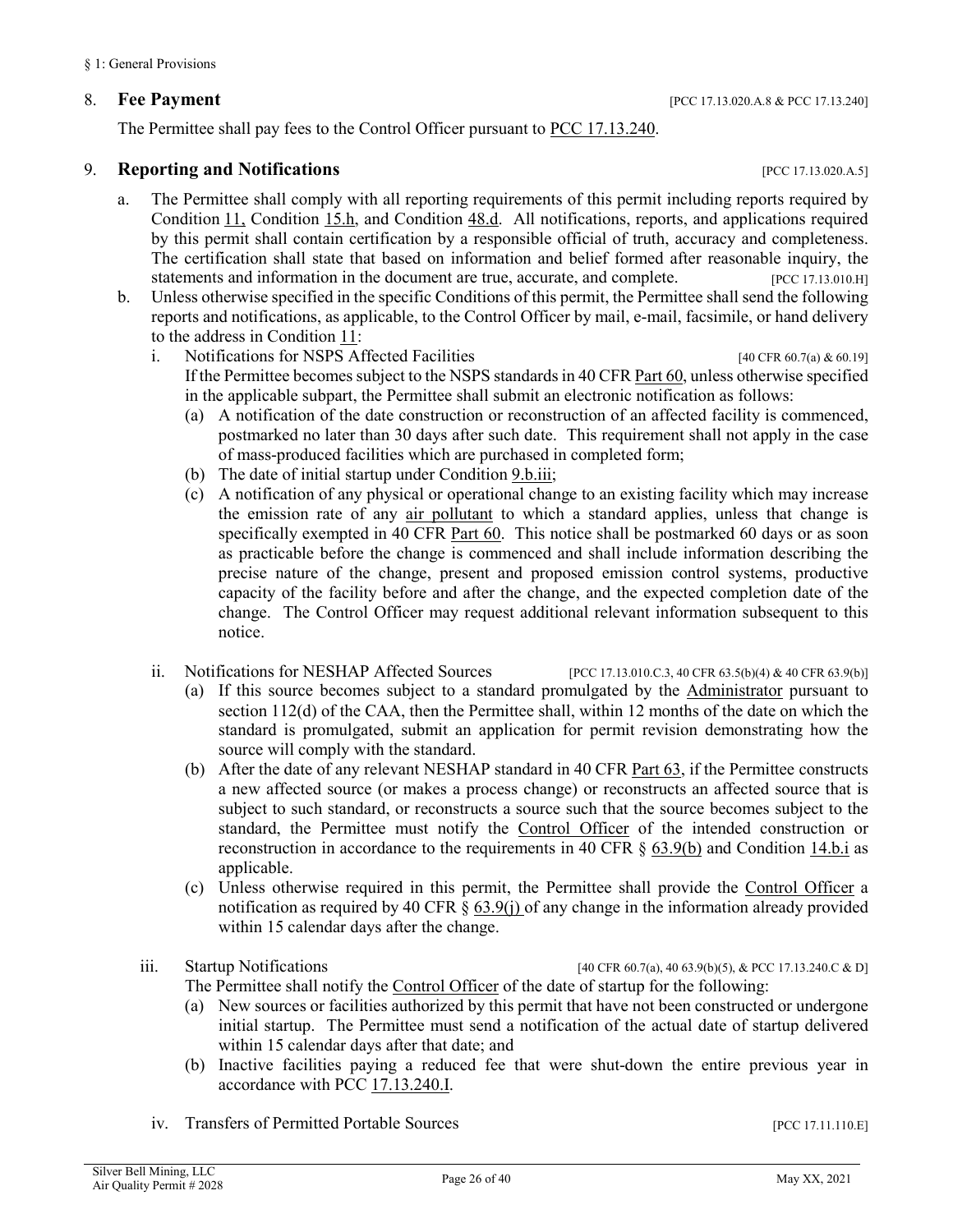8. **Fee Payment** [PCC 17.13.020.A.8 & PCC 17.13.240]

The Permittee shall pay fees to the Control Officer pursuant to PCC 17.13.240.

9. **Reporting and Notifications** [PCC 17.13.020.A.5]

   a. The Permittee shall comply with all reporting requirements of this permit including reports required by Condition 11, Condition 15.h, and Condition 48.d. All notifications, reports, and applications required by this permit shall contain certification by a responsible official of truth, accuracy and completeness. The certification shall state that based on information and belief formed after reasonable inquiry, the statements and information in the document are true, accurate, and complete. [PCC 17.13.010.H]

   b. Unless otherwise specified in the specific Conditions of this permit, the Permittee shall send the following reports and notifications, as applicable, to the Control Officer by mail, e-mail, facsimile, or hand delivery to the address in Condition 11:

      i. Notifications for NSPS Affected Facilities [40 CFR 60.7(a) & 60.19]

         If the Permittee becomes subject to the NSPS standards in 40 CFR Part 60, unless otherwise specified in the applicable subpart, the Permittee shall submit an electronic notification as follows:

         (a) A notification of the date construction or reconstruction of an affected facility is commenced, postmarked no later than 30 days after such date. This requirement shall not apply in the case of mass-produced facilities which are purchased in completed form;

         (b) The date of initial startup under Condition 9.b.iii;

         (c) A notification of any physical or operational change to an existing facility which may increase the emission rate of any air pollutant to which a standard applies, unless that change is specifically exempted in 40 CFR Part 60. This notice shall be postmarked 60 days or as soon as practicable before the change is commenced and shall include information describing the precise nature of the change, present and proposed emission control systems, productive capacity of the facility before and after the change, and the expected completion date of the change. The Control Officer may request additional relevant information subsequent to this notice.

      ii. Notifications for NESHAP Affected Sources [PCC 17.13.010.C.3, 40 CFR 63.5(b)(4) & 40 CFR 63.9(b)]

         (a) If this source becomes subject to a standard promulgated by the Administrator pursuant to section 112(d) of the CAA, then the Permittee shall, within 12 months of the date on which the standard is promulgated, submit an application for permit revision demonstrating how the source will comply with the standard.

         (b) After the date of any relevant NESHAP standard in 40 CFR Part 63, if the Permittee constructs a new affected source (or makes a process change) or reconstructs an affected source that is subject to such standard, or reconstructs a source such that the source becomes subject to the standard, the Permittee must notify the Control Officer of the intended construction or reconstruction in accordance to the requirements in 40 CFR § 63.9(b) and Condition 14.b.i as applicable.

         (c) Unless otherwise required in this permit, the Permittee shall provide the Control Officer a notification as required by 40 CFR § 63.9(j) of any change in the information already provided within 15 calendar days after the change.

      iii. Startup Notifications [40 CFR 60.7(a), 40 63.9(b)(5), & PCC 17.13.240.C & D]

         The Permittee shall notify the Control Officer of the date of startup for the following:

         (a) New sources or facilities authorized by this permit that have not been constructed or undergone initial startup. The Permittee must send a notification of the actual date of startup delivered within 15 calendar days after that date; and

         (b) Inactive facilities paying a reduced fee that were shut-down the entire previous year in accordance with PCC 17.13.240.I.

      iv. Transfers of Permitted Portable Sources [PCC 17.11.110.E]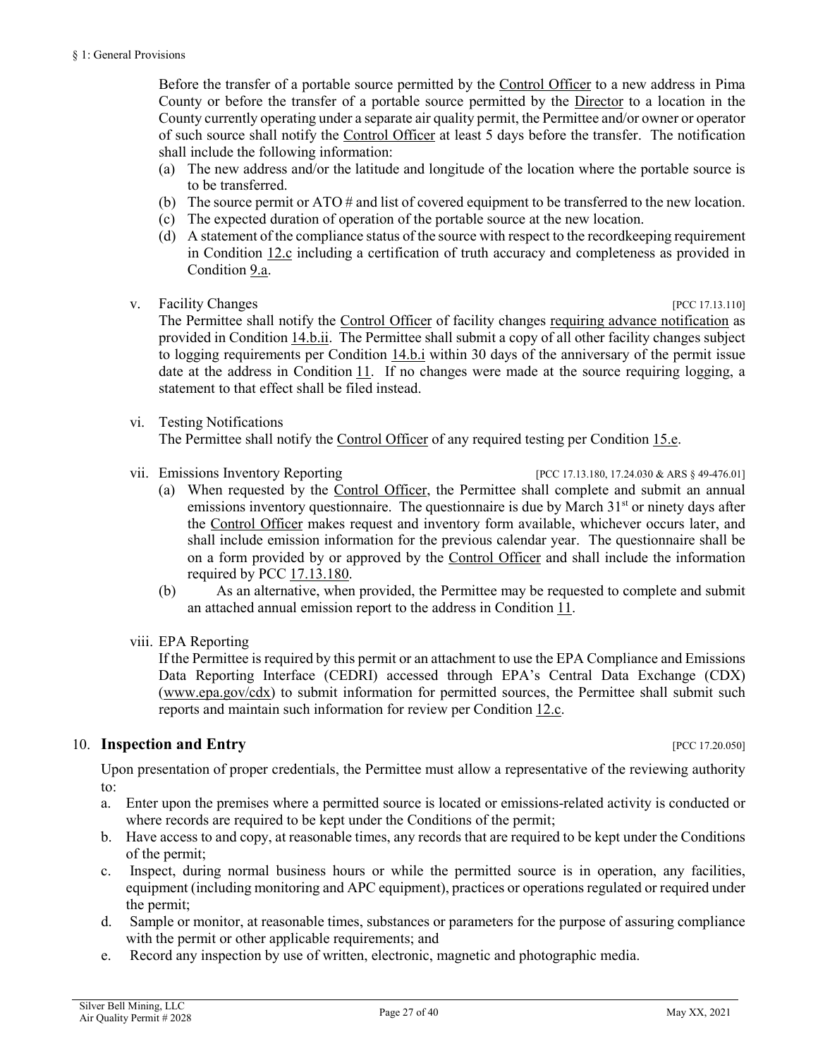Before the transfer of a portable source permitted by the Control Officer to a new address in Pima County or before the transfer of a portable source permitted by the Director to a location in the County currently operating under a separate air quality permit, the Permittee and/or owner or operator of such source shall notify the Control Officer at least 5 days before the transfer. The notification shall include the following information:

(a) The new address and/or the latitude and longitude of the location where the portable source is to be transferred.
(b) The source permit or ATO # and list of covered equipment to be transferred to the new location.
(c) The expected duration of operation of the portable source at the new location.
(d) A statement of the compliance status of the source with respect to the recordkeeping requirement in Condition 12.c including a certification of truth accuracy and completeness as provided in Condition 9.a.

v. Facility Changes [PCC 17.13.110]

The Permittee shall notify the Control Officer of facility changes requiring advance notification as provided in Condition 14.b.ii. The Permittee shall submit a copy of all other facility changes subject to logging requirements per Condition 14.b.i within 30 days of the anniversary of the permit issue date at the address in Condition 11. If no changes were made at the source requiring logging, a statement to that effect shall be filed instead.

vi. Testing Notifications

The Permittee shall notify the Control Officer of any required testing per Condition 15.e.

vii. Emissions Inventory Reporting [PCC 17.13.180, 17.24.030 & ARS § 49-476.01]

(a) When requested by the Control Officer, the Permittee shall complete and submit an annual emissions inventory questionnaire. The questionnaire is due by March 31st or ninety days after the Control Officer makes request and inventory form available, whichever occurs later, and shall include emission information for the previous calendar year. The questionnaire shall be on a form provided by or approved by the Control Officer and shall include the information required by PCC 17.13.180.
(b) As an alternative, when provided, the Permittee may be requested to complete and submit an attached annual emission report to the address in Condition 11.

viii. EPA Reporting

If the Permittee is required by this permit or an attachment to use the EPA Compliance and Emissions Data Reporting Interface (CEDRI) accessed through EPA's Central Data Exchange (CDX) (www.epa.gov/cdx) to submit information for permitted sources, the Permittee shall submit such reports and maintain such information for review per Condition 12.c.

## 10. **Inspection and Entry** [PCC 17.20.050]

Upon presentation of proper credentials, the Permittee must allow a representative of the reviewing authority to:

a. Enter upon the premises where a permitted source is located or emissions-related activity is conducted or where records are required to be kept under the Conditions of the permit;
b. Have access to and copy, at reasonable times, any records that are required to be kept under the Conditions of the permit;
c. Inspect, during normal business hours or while the permitted source is in operation, any facilities, equipment (including monitoring and APC equipment), practices or operations regulated or required under the permit;
d. Sample or monitor, at reasonable times, substances or parameters for the purpose of assuring compliance with the permit or other applicable requirements; and
e. Record any inspection by use of written, electronic, magnetic and photographic media.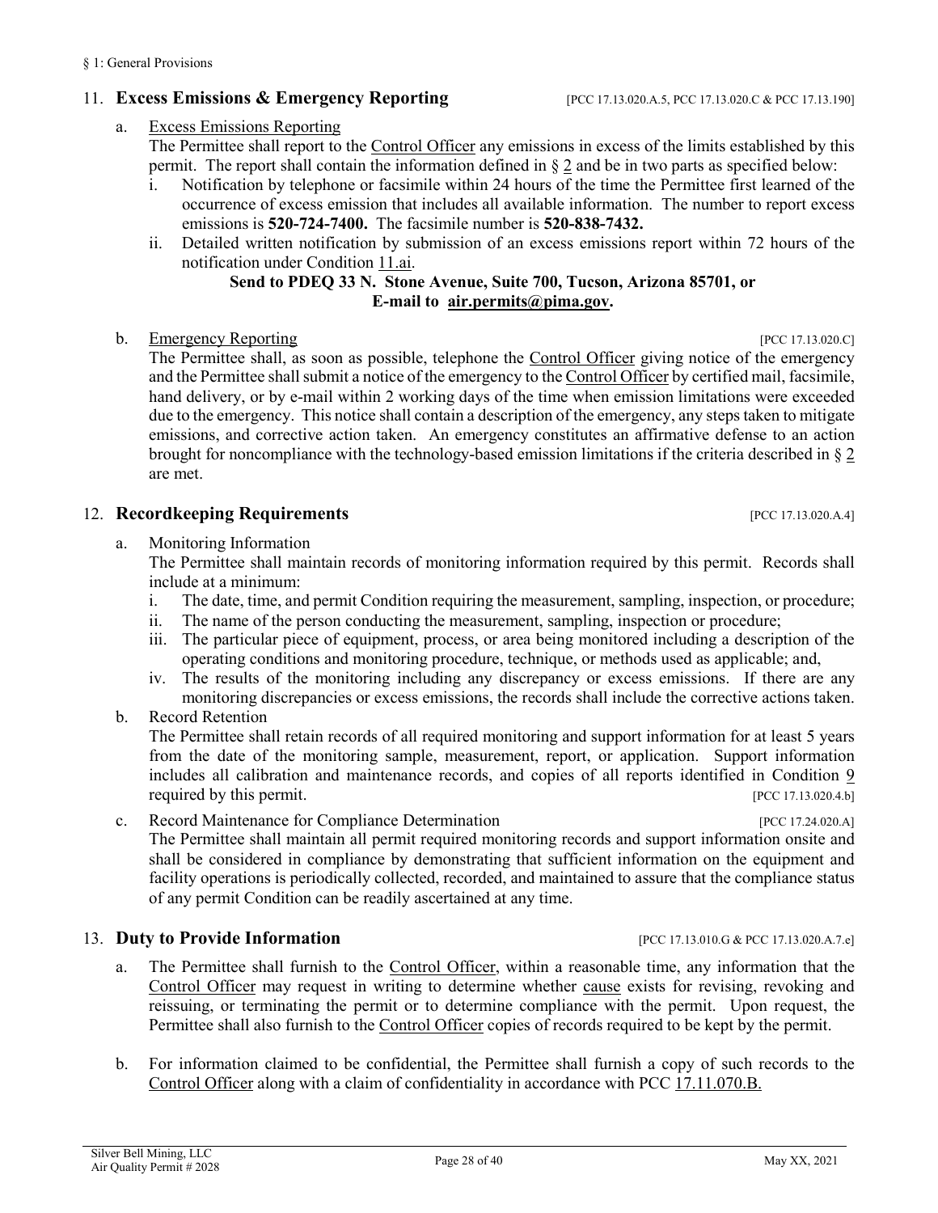## 11. **Excess Emissions & Emergency Reporting** [PCC 17.13.020.A.5, PCC 17.13.020.C & PCC 17.13.190]

a. Excess Emissions Reporting

The Permittee shall report to the Control Officer any emissions in excess of the limits established by this permit. The report shall contain the information defined in § 2 and be in two parts as specified below:

i. Notification by telephone or facsimile within 24 hours of the time the Permittee first learned of the occurrence of excess emission that includes all available information. The number to report excess emissions is **520-724-7400.** The facsimile number is **520-838-7432.**

ii. Detailed written notification by submission of an excess emissions report within 72 hours of the notification under Condition 11.ai.

**Send to PDEQ 33 N. Stone Avenue, Suite 700, Tucson, Arizona 85701, or E-mail to air.permits@pima.gov.**

b. Emergency Reporting [PCC 17.13.020.C]

The Permittee shall, as soon as possible, telephone the Control Officer giving notice of the emergency and the Permittee shall submit a notice of the emergency to the Control Officer by certified mail, facsimile, hand delivery, or by e-mail within 2 working days of the time when emission limitations were exceeded due to the emergency. This notice shall contain a description of the emergency, any steps taken to mitigate emissions, and corrective action taken. An emergency constitutes an affirmative defense to an action brought for noncompliance with the technology-based emission limitations if the criteria described in § 2 are met.

## 12. **Recordkeeping Requirements** [PCC 17.13.020.A.4]

a. Monitoring Information

The Permittee shall maintain records of monitoring information required by this permit. Records shall include at a minimum:

i. The date, time, and permit Condition requiring the measurement, sampling, inspection, or procedure;

ii. The name of the person conducting the measurement, sampling, inspection or procedure;

iii. The particular piece of equipment, process, or area being monitored including a description of the operating conditions and monitoring procedure, technique, or methods used as applicable; and,

iv. The results of the monitoring including any discrepancy or excess emissions. If there are any monitoring discrepancies or excess emissions, the records shall include the corrective actions taken.

b. Record Retention

The Permittee shall retain records of all required monitoring and support information for at least 5 years from the date of the monitoring sample, measurement, report, or application. Support information includes all calibration and maintenance records, and copies of all reports identified in Condition 9 required by this permit. [PCC 17.13.020.4.b]

c. Record Maintenance for Compliance Determination [PCC 17.24.020.A]

The Permittee shall maintain all permit required monitoring records and support information onsite and shall be considered in compliance by demonstrating that sufficient information on the equipment and facility operations is periodically collected, recorded, and maintained to assure that the compliance status of any permit Condition can be readily ascertained at any time.

## 13. **Duty to Provide Information** [PCC 17.13.010.G & PCC 17.13.020.A.7.e]

a. The Permittee shall furnish to the Control Officer, within a reasonable time, any information that the Control Officer may request in writing to determine whether cause exists for revising, revoking and reissuing, or terminating the permit or to determine compliance with the permit. Upon request, the Permittee shall also furnish to the Control Officer copies of records required to be kept by the permit.

b. For information claimed to be confidential, the Permittee shall furnish a copy of such records to the Control Officer along with a claim of confidentiality in accordance with PCC 17.11.070.B.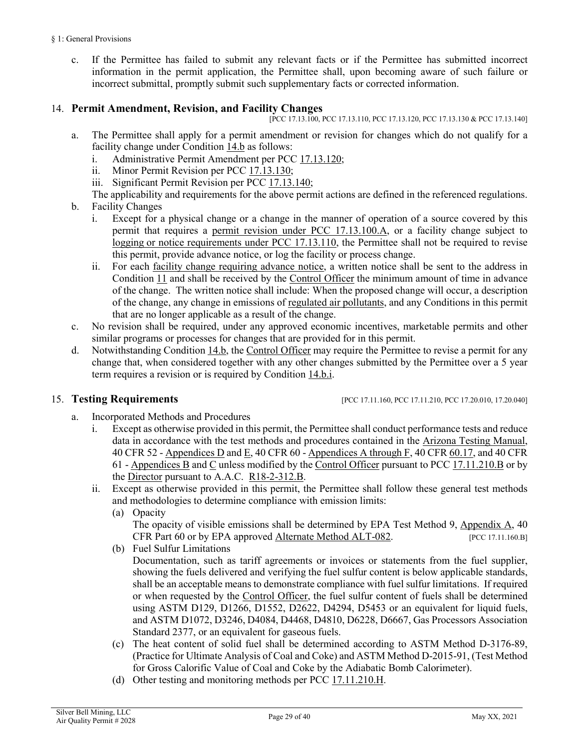c. If the Permittee has failed to submit any relevant facts or if the Permittee has submitted incorrect information in the permit application, the Permittee shall, upon becoming aware of such failure or incorrect submittal, promptly submit such supplementary facts or corrected information.

## 14. **Permit Amendment, Revision, and Facility Changes**

[PCC 17.13.100, PCC 17.13.110, PCC 17.13.120, PCC 17.13.130 & PCC 17.13.140]

a. The Permittee shall apply for a permit amendment or revision for changes which do not qualify for a facility change under Condition 14.b as follows:
   i. Administrative Permit Amendment per PCC 17.13.120;
   ii. Minor Permit Revision per PCC 17.13.130;
   iii. Significant Permit Revision per PCC 17.13.140;

   The applicability and requirements for the above permit actions are defined in the referenced regulations.

b. Facility Changes
   i. Except for a physical change or a change in the manner of operation of a source covered by this permit that requires a permit revision under PCC 17.13.100.A, or a facility change subject to logging or notice requirements under PCC 17.13.110, the Permittee shall not be required to revise this permit, provide advance notice, or log the facility or process change.
   ii. For each facility change requiring advance notice, a written notice shall be sent to the address in Condition 11 and shall be received by the Control Officer the minimum amount of time in advance of the change. The written notice shall include: When the proposed change will occur, a description of the change, any change in emissions of regulated air pollutants, and any Conditions in this permit that are no longer applicable as a result of the change.

c. No revision shall be required, under any approved economic incentives, marketable permits and other similar programs or processes for changes that are provided for in this permit.

d. Notwithstanding Condition 14.b, the Control Officer may require the Permittee to revise a permit for any change that, when considered together with any other changes submitted by the Permittee over a 5 year term requires a revision or is required by Condition 14.b.i.

## 15. **Testing Requirements**

[PCC 17.11.160, PCC 17.11.210, PCC 17.20.010, 17.20.040]

a. Incorporated Methods and Procedures
   i. Except as otherwise provided in this permit, the Permittee shall conduct performance tests and reduce data in accordance with the test methods and procedures contained in the Arizona Testing Manual, 40 CFR 52 - Appendices D and E, 40 CFR 60 - Appendices A through F, 40 CFR 60.17, and 40 CFR 61 - Appendices B and C unless modified by the Control Officer pursuant to PCC 17.11.210.B or by the Director pursuant to A.A.C. R18-2-312.B.
   ii. Except as otherwise provided in this permit, the Permittee shall follow these general test methods and methodologies to determine compliance with emission limits:
      (a) Opacity

      The opacity of visible emissions shall be determined by EPA Test Method 9, Appendix A, 40 CFR Part 60 or by EPA approved Alternate Method ALT-082. [PCC 17.11.160.B]

      (b) Fuel Sulfur Limitations

      Documentation, such as tariff agreements or invoices or statements from the fuel supplier, showing the fuels delivered and verifying the fuel sulfur content is below applicable standards, shall be an acceptable means to demonstrate compliance with fuel sulfur limitations. If required or when requested by the Control Officer, the fuel sulfur content of fuels shall be determined using ASTM D129, D1266, D1552, D2622, D4294, D5453 or an equivalent for liquid fuels, and ASTM D1072, D3246, D4084, D4468, D4810, D6228, D6667, Gas Processors Association Standard 2377, or an equivalent for gaseous fuels.

      (c) The heat content of solid fuel shall be determined according to ASTM Method D-3176-89, (Practice for Ultimate Analysis of Coal and Coke) and ASTM Method D-2015-91, (Test Method for Gross Calorific Value of Coal and Coke by the Adiabatic Bomb Calorimeter).

      (d) Other testing and monitoring methods per PCC 17.11.210.H.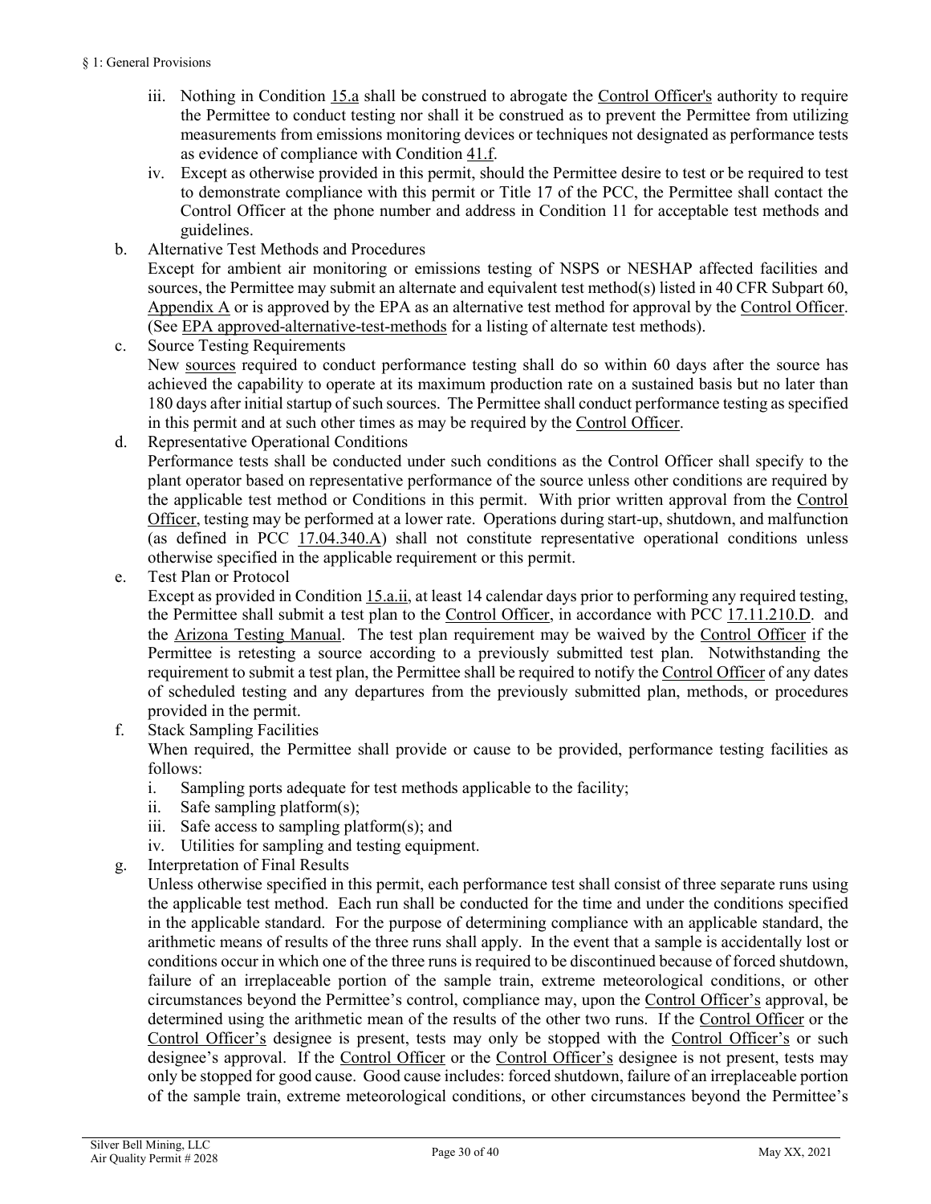- iii. Nothing in Condition 15.a shall be construed to abrogate the Control Officer's authority to require the Permittee to conduct testing nor shall it be construed as to prevent the Permittee from utilizing measurements from emissions monitoring devices or techniques not designated as performance tests as evidence of compliance with Condition 41.f.
- iv. Except as otherwise provided in this permit, should the Permittee desire to test or be required to test to demonstrate compliance with this permit or Title 17 of the PCC, the Permittee shall contact the Control Officer at the phone number and address in Condition 11 for acceptable test methods and guidelines.

b. Alternative Test Methods and Procedures

Except for ambient air monitoring or emissions testing of NSPS or NESHAP affected facilities and sources, the Permittee may submit an alternate and equivalent test method(s) listed in 40 CFR Subpart 60, Appendix A or is approved by the EPA as an alternative test method for approval by the Control Officer. (See EPA approved-alternative-test-methods for a listing of alternate test methods).

c. Source Testing Requirements

New sources required to conduct performance testing shall do so within 60 days after the source has achieved the capability to operate at its maximum production rate on a sustained basis but no later than 180 days after initial startup of such sources. The Permittee shall conduct performance testing as specified in this permit and at such other times as may be required by the Control Officer.

d. Representative Operational Conditions

Performance tests shall be conducted under such conditions as the Control Officer shall specify to the plant operator based on representative performance of the source unless other conditions are required by the applicable test method or Conditions in this permit. With prior written approval from the Control Officer, testing may be performed at a lower rate. Operations during start-up, shutdown, and malfunction (as defined in PCC 17.04.340.A) shall not constitute representative operational conditions unless otherwise specified in the applicable requirement or this permit.

e. Test Plan or Protocol

Except as provided in Condition 15.a.ii, at least 14 calendar days prior to performing any required testing, the Permittee shall submit a test plan to the Control Officer, in accordance with PCC 17.11.210.D. and the Arizona Testing Manual. The test plan requirement may be waived by the Control Officer if the Permittee is retesting a source according to a previously submitted test plan. Notwithstanding the requirement to submit a test plan, the Permittee shall be required to notify the Control Officer of any dates of scheduled testing and any departures from the previously submitted plan, methods, or procedures provided in the permit.

f. Stack Sampling Facilities

When required, the Permittee shall provide or cause to be provided, performance testing facilities as follows:

- i. Sampling ports adequate for test methods applicable to the facility;
- ii. Safe sampling platform(s);
- iii. Safe access to sampling platform(s); and
- iv. Utilities for sampling and testing equipment.

g. Interpretation of Final Results

Unless otherwise specified in this permit, each performance test shall consist of three separate runs using the applicable test method. Each run shall be conducted for the time and under the conditions specified in the applicable standard. For the purpose of determining compliance with an applicable standard, the arithmetic means of results of the three runs shall apply. In the event that a sample is accidentally lost or conditions occur in which one of the three runs is required to be discontinued because of forced shutdown, failure of an irreplaceable portion of the sample train, extreme meteorological conditions, or other circumstances beyond the Permittee's control, compliance may, upon the Control Officer's approval, be determined using the arithmetic mean of the results of the other two runs. If the Control Officer or the Control Officer's designee is present, tests may only be stopped with the Control Officer's or such designee's approval. If the Control Officer or the Control Officer's designee is not present, tests may only be stopped for good cause. Good cause includes: forced shutdown, failure of an irreplaceable portion of the sample train, extreme meteorological conditions, or other circumstances beyond the Permittee's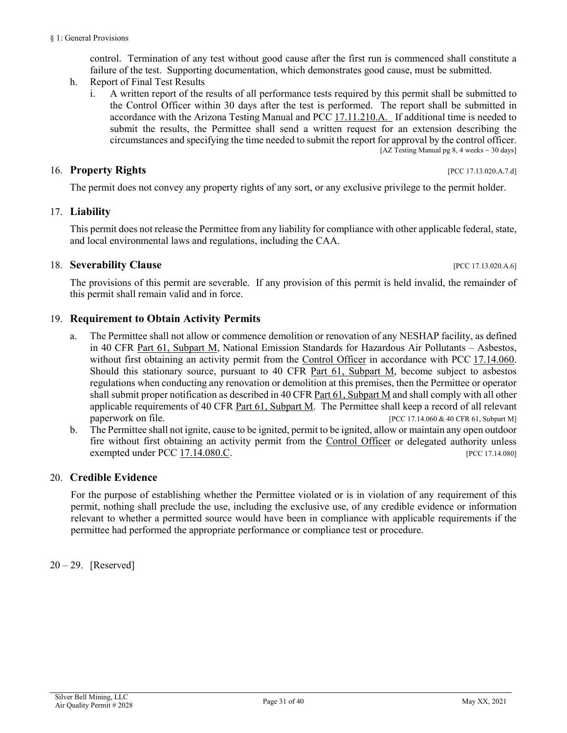control. Termination of any test without good cause after the first run is commenced shall constitute a failure of the test. Supporting documentation, which demonstrates good cause, must be submitted.

h. Report of Final Test Results

   i. A written report of the results of all performance tests required by this permit shall be submitted to the Control Officer within 30 days after the test is performed. The report shall be submitted in accordance with the Arizona Testing Manual and PCC 17.11.210.A. If additional time is needed to submit the results, the Permittee shall send a written request for an extension describing the circumstances and specifying the time needed to submit the report for approval by the control officer. [AZ Testing Manual pg 8, 4 weeks ~ 30 days]

## 16. **Property Rights** [PCC 17.13.020.A.7.d]

The permit does not convey any property rights of any sort, or any exclusive privilege to the permit holder.

## 17. **Liability**

This permit does not release the Permittee from any liability for compliance with other applicable federal, state, and local environmental laws and regulations, including the CAA.

## 18. **Severability Clause** [PCC 17.13.020.A.6]

The provisions of this permit are severable. If any provision of this permit is held invalid, the remainder of this permit shall remain valid and in force.

## 19. **Requirement to Obtain Activity Permits**

a. The Permittee shall not allow or commence demolition or renovation of any NESHAP facility, as defined in 40 CFR Part 61, Subpart M, National Emission Standards for Hazardous Air Pollutants – Asbestos, without first obtaining an activity permit from the Control Officer in accordance with PCC 17.14.060. Should this stationary source, pursuant to 40 CFR Part 61, Subpart M, become subject to asbestos regulations when conducting any renovation or demolition at this premises, then the Permittee or operator shall submit proper notification as described in 40 CFR Part 61, Subpart M and shall comply with all other applicable requirements of 40 CFR Part 61, Subpart M. The Permittee shall keep a record of all relevant paperwork on file. [PCC 17.14.060 & 40 CFR 61, Subpart M]

b. The Permittee shall not ignite, cause to be ignited, permit to be ignited, allow or maintain any open outdoor fire without first obtaining an activity permit from the Control Officer or delegated authority unless exempted under PCC 17.14.080.C. [PCC 17.14.080]

## 20. **Credible Evidence**

For the purpose of establishing whether the Permittee violated or is in violation of any requirement of this permit, nothing shall preclude the use, including the exclusive use, of any credible evidence or information relevant to whether a permitted source would have been in compliance with applicable requirements if the permittee had performed the appropriate performance or compliance test or procedure.

20 – 29. [Reserved]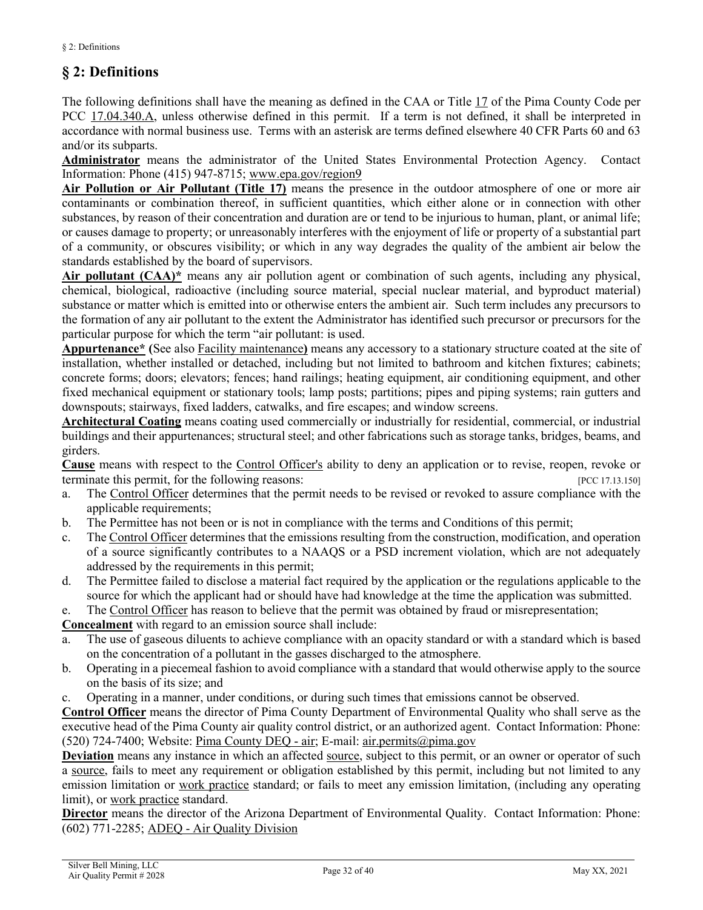## § 2: Definitions

The following definitions shall have the meaning as defined in the CAA or Title 17 of the Pima County Code per PCC 17.04.340.A, unless otherwise defined in this permit. If a term is not defined, it shall be interpreted in accordance with normal business use. Terms with an asterisk are terms defined elsewhere 40 CFR Parts 60 and 63 and/or its subparts.

**Administrator** means the administrator of the United States Environmental Protection Agency. Contact Information: Phone (415) 947-8715; www.epa.gov/region9

**Air Pollution or Air Pollutant (Title 17)** means the presence in the outdoor atmosphere of one or more air contaminants or combination thereof, in sufficient quantities, which either alone or in connection with other substances, by reason of their concentration and duration are or tend to be injurious to human, plant, or animal life; or causes damage to property; or unreasonably interferes with the enjoyment of life or property of a substantial part of a community, or obscures visibility; or which in any way degrades the quality of the ambient air below the standards established by the board of supervisors.

**Air pollutant (CAA)*** means any air pollution agent or combination of such agents, including any physical, chemical, biological, radioactive (including source material, special nuclear material, and byproduct material) substance or matter which is emitted into or otherwise enters the ambient air. Such term includes any precursors to the formation of any air pollutant to the extent the Administrator has identified such precursor or precursors for the particular purpose for which the term "air pollutant: is used.

**Appurtenance* (**See also Facility maintenance**)** means any accessory to a stationary structure coated at the site of installation, whether installed or detached, including but not limited to bathroom and kitchen fixtures; cabinets; concrete forms; doors; elevators; fences; hand railings; heating equipment, air conditioning equipment, and other fixed mechanical equipment or stationary tools; lamp posts; partitions; pipes and piping systems; rain gutters and downspouts; stairways, fixed ladders, catwalks, and fire escapes; and window screens.

**Architectural Coating** means coating used commercially or industrially for residential, commercial, or industrial buildings and their appurtenances; structural steel; and other fabrications such as storage tanks, bridges, beams, and girders.

**Cause** means with respect to the Control Officer's ability to deny an application or to revise, reopen, revoke or terminate this permit, for the following reasons: [PCC 17.13.150]

a. The Control Officer determines that the permit needs to be revised or revoked to assure compliance with the applicable requirements;
b. The Permittee has not been or is not in compliance with the terms and Conditions of this permit;
c. The Control Officer determines that the emissions resulting from the construction, modification, and operation of a source significantly contributes to a NAAQS or a PSD increment violation, which are not adequately addressed by the requirements in this permit;
d. The Permittee failed to disclose a material fact required by the application or the regulations applicable to the source for which the applicant had or should have had knowledge at the time the application was submitted.
e. The Control Officer has reason to believe that the permit was obtained by fraud or misrepresentation;

**Concealment** with regard to an emission source shall include:

a. The use of gaseous diluents to achieve compliance with an opacity standard or with a standard which is based on the concentration of a pollutant in the gasses discharged to the atmosphere.
b. Operating in a piecemeal fashion to avoid compliance with a standard that would otherwise apply to the source on the basis of its size; and
c. Operating in a manner, under conditions, or during such times that emissions cannot be observed.

**Control Officer** means the director of Pima County Department of Environmental Quality who shall serve as the executive head of the Pima County air quality control district, or an authorized agent. Contact Information: Phone: (520) 724-7400; Website: Pima County DEQ - air; E-mail: air.permits@pima.gov

**Deviation** means any instance in which an affected source, subject to this permit, or an owner or operator of such a source, fails to meet any requirement or obligation established by this permit, including but not limited to any emission limitation or work practice standard; or fails to meet any emission limitation, (including any operating limit), or work practice standard.

**Director** means the director of the Arizona Department of Environmental Quality. Contact Information: Phone: (602) 771-2285; ADEQ - Air Quality Division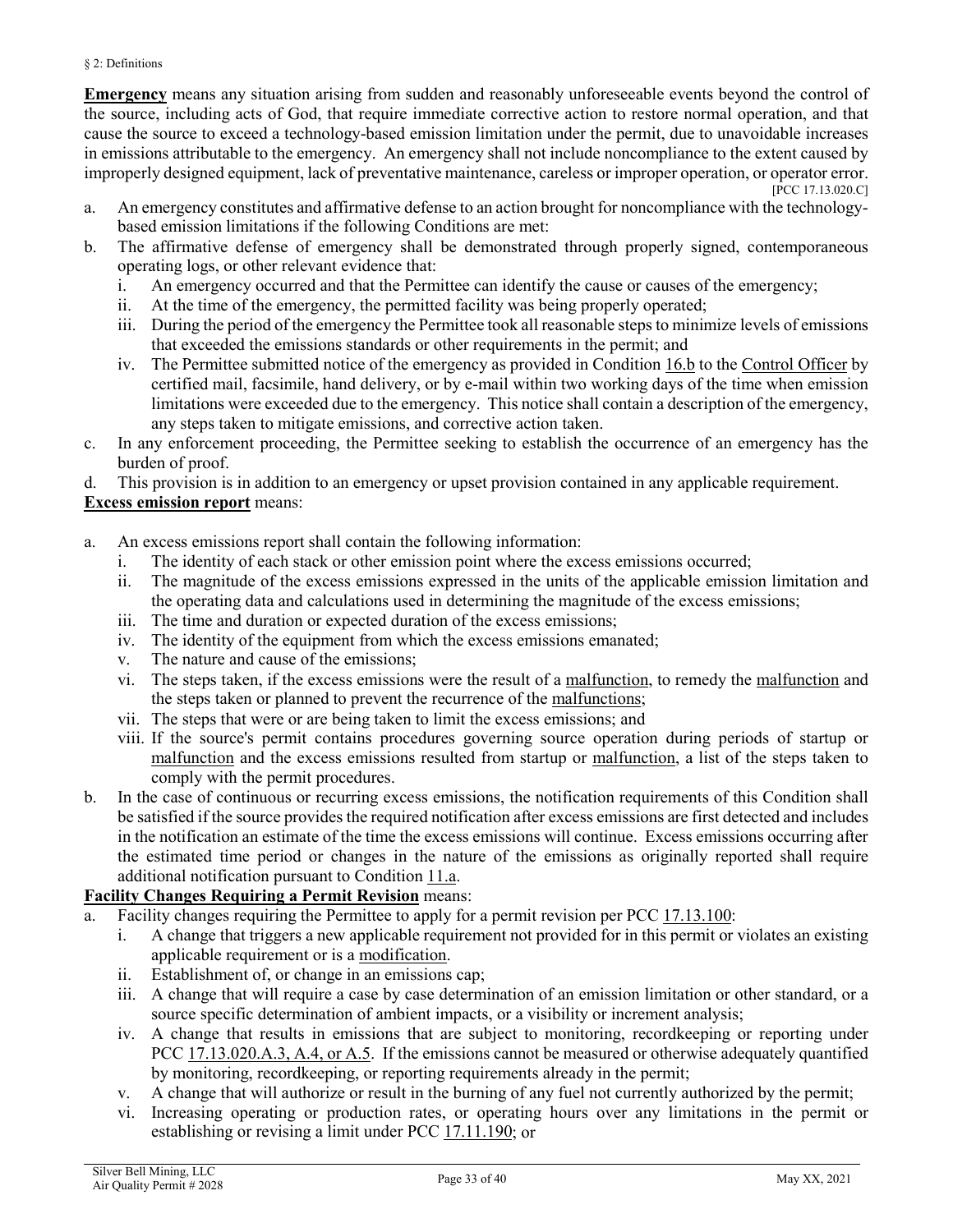**Emergency** means any situation arising from sudden and reasonably unforeseeable events beyond the control of the source, including acts of God, that require immediate corrective action to restore normal operation, and that cause the source to exceed a technology-based emission limitation under the permit, due to unavoidable increases in emissions attributable to the emergency. An emergency shall not include noncompliance to the extent caused by improperly designed equipment, lack of preventative maintenance, careless or improper operation, or operator error. [PCC 17.13.020.C]

a. An emergency constitutes and affirmative defense to an action brought for noncompliance with the technology-based emission limitations if the following Conditions are met:
b. The affirmative defense of emergency shall be demonstrated through properly signed, contemporaneous operating logs, or other relevant evidence that:
   i. An emergency occurred and that the Permittee can identify the cause or causes of the emergency;
   ii. At the time of the emergency, the permitted facility was being properly operated;
   iii. During the period of the emergency the Permittee took all reasonable steps to minimize levels of emissions that exceeded the emissions standards or other requirements in the permit; and
   iv. The Permittee submitted notice of the emergency as provided in Condition 16.b to the Control Officer by certified mail, facsimile, hand delivery, or by e-mail within two working days of the time when emission limitations were exceeded due to the emergency. This notice shall contain a description of the emergency, any steps taken to mitigate emissions, and corrective action taken.
c. In any enforcement proceeding, the Permittee seeking to establish the occurrence of an emergency has the burden of proof.
d. This provision is in addition to an emergency or upset provision contained in any applicable requirement.

**Excess emission report** means:

a. An excess emissions report shall contain the following information:
   i. The identity of each stack or other emission point where the excess emissions occurred;
   ii. The magnitude of the excess emissions expressed in the units of the applicable emission limitation and the operating data and calculations used in determining the magnitude of the excess emissions;
   iii. The time and duration or expected duration of the excess emissions;
   iv. The identity of the equipment from which the excess emissions emanated;
   v. The nature and cause of the emissions;
   vi. The steps taken, if the excess emissions were the result of a malfunction, to remedy the malfunction and the steps taken or planned to prevent the recurrence of the malfunctions;
   vii. The steps that were or are being taken to limit the excess emissions; and
   viii. If the source's permit contains procedures governing source operation during periods of startup or malfunction and the excess emissions resulted from startup or malfunction, a list of the steps taken to comply with the permit procedures.
b. In the case of continuous or recurring excess emissions, the notification requirements of this Condition shall be satisfied if the source provides the required notification after excess emissions are first detected and includes in the notification an estimate of the time the excess emissions will continue. Excess emissions occurring after the estimated time period or changes in the nature of the emissions as originally reported shall require additional notification pursuant to Condition 11.a.

**Facility Changes Requiring a Permit Revision** means:

a. Facility changes requiring the Permittee to apply for a permit revision per PCC 17.13.100:
   i. A change that triggers a new applicable requirement not provided for in this permit or violates an existing applicable requirement or is a modification.
   ii. Establishment of, or change in an emissions cap;
   iii. A change that will require a case by case determination of an emission limitation or other standard, or a source specific determination of ambient impacts, or a visibility or increment analysis;
   iv. A change that results in emissions that are subject to monitoring, recordkeeping or reporting under PCC 17.13.020.A.3, A.4, or A.5. If the emissions cannot be measured or otherwise adequately quantified by monitoring, recordkeeping, or reporting requirements already in the permit;
   v. A change that will authorize or result in the burning of any fuel not currently authorized by the permit;
   vi. Increasing operating or production rates, or operating hours over any limitations in the permit or establishing or revising a limit under PCC 17.11.190; or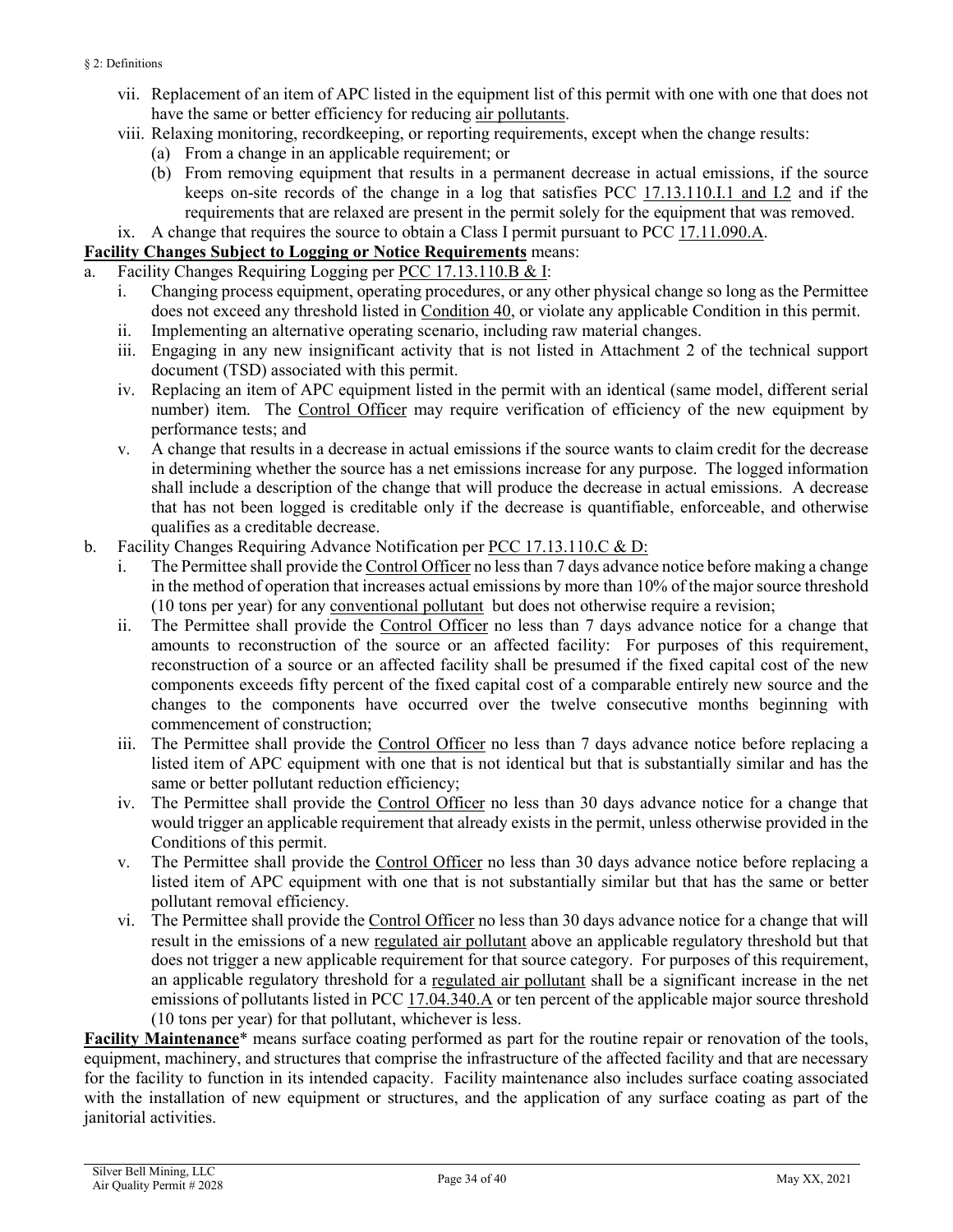vii. Replacement of an item of APC listed in the equipment list of this permit with one with one that does not have the same or better efficiency for reducing air pollutants.

viii. Relaxing monitoring, recordkeeping, or reporting requirements, except when the change results:
   (a) From a change in an applicable requirement; or
   (b) From removing equipment that results in a permanent decrease in actual emissions, if the source keeps on-site records of the change in a log that satisfies PCC 17.13.110.I.1 and I.2 and if the requirements that are relaxed are present in the permit solely for the equipment that was removed.

ix. A change that requires the source to obtain a Class I permit pursuant to PCC 17.11.090.A.

**Facility Changes Subject to Logging or Notice Requirements** means:

a. Facility Changes Requiring Logging per PCC 17.13.110.B & I:
   i. Changing process equipment, operating procedures, or any other physical change so long as the Permittee does not exceed any threshold listed in Condition 40, or violate any applicable Condition in this permit.
   ii. Implementing an alternative operating scenario, including raw material changes.
   iii. Engaging in any new insignificant activity that is not listed in Attachment 2 of the technical support document (TSD) associated with this permit.
   iv. Replacing an item of APC equipment listed in the permit with an identical (same model, different serial number) item. The Control Officer may require verification of efficiency of the new equipment by performance tests; and
   v. A change that results in a decrease in actual emissions if the source wants to claim credit for the decrease in determining whether the source has a net emissions increase for any purpose. The logged information shall include a description of the change that will produce the decrease in actual emissions. A decrease that has not been logged is creditable only if the decrease is quantifiable, enforceable, and otherwise qualifies as a creditable decrease.

b. Facility Changes Requiring Advance Notification per PCC 17.13.110.C & D:
   i. The Permittee shall provide the Control Officer no less than 7 days advance notice before making a change in the method of operation that increases actual emissions by more than 10% of the major source threshold (10 tons per year) for any conventional pollutant but does not otherwise require a revision;
   ii. The Permittee shall provide the Control Officer no less than 7 days advance notice for a change that amounts to reconstruction of the source or an affected facility: For purposes of this requirement, reconstruction of a source or an affected facility shall be presumed if the fixed capital cost of the new components exceeds fifty percent of the fixed capital cost of a comparable entirely new source and the changes to the components have occurred over the twelve consecutive months beginning with commencement of construction;
   iii. The Permittee shall provide the Control Officer no less than 7 days advance notice before replacing a listed item of APC equipment with one that is not identical but that is substantially similar and has the same or better pollutant reduction efficiency;
   iv. The Permittee shall provide the Control Officer no less than 30 days advance notice for a change that would trigger an applicable requirement that already exists in the permit, unless otherwise provided in the Conditions of this permit.
   v. The Permittee shall provide the Control Officer no less than 30 days advance notice before replacing a listed item of APC equipment with one that is not substantially similar but that has the same or better pollutant removal efficiency.
   vi. The Permittee shall provide the Control Officer no less than 30 days advance notice for a change that will result in the emissions of a new regulated air pollutant above an applicable regulatory threshold but that does not trigger a new applicable requirement for that source category. For purposes of this requirement, an applicable regulatory threshold for a regulated air pollutant shall be a significant increase in the net emissions of pollutants listed in PCC 17.04.340.A or ten percent of the applicable major source threshold (10 tons per year) for that pollutant, whichever is less.

**Facility Maintenance*** means surface coating performed as part for the routine repair or renovation of the tools, equipment, machinery, and structures that comprise the infrastructure of the affected facility and that are necessary for the facility to function in its intended capacity. Facility maintenance also includes surface coating associated with the installation of new equipment or structures, and the application of any surface coating as part of the janitorial activities.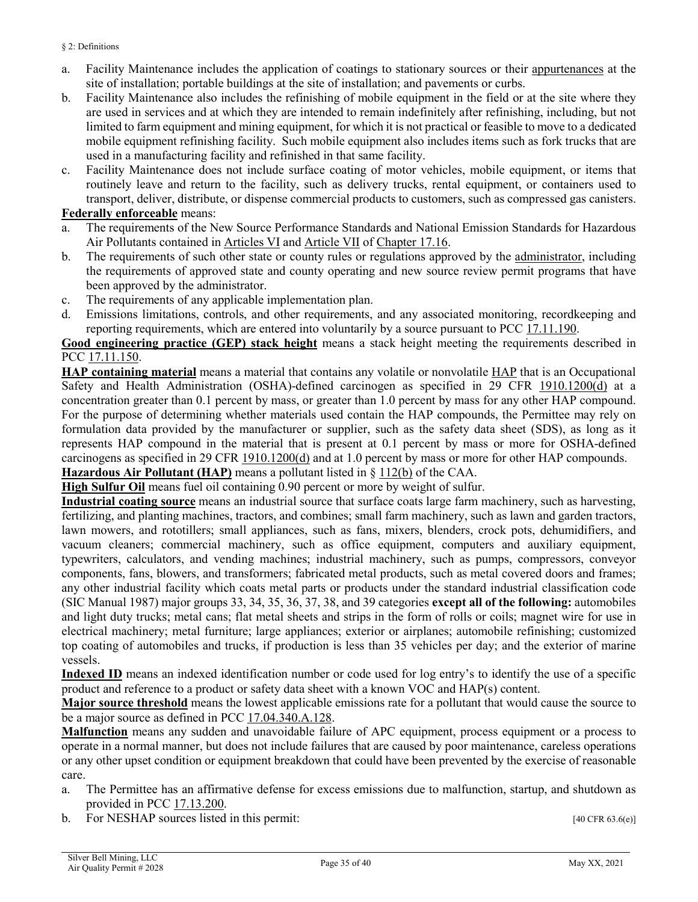a. Facility Maintenance includes the application of coatings to stationary sources or their appurtenances at the site of installation; portable buildings at the site of installation; and pavements or curbs.
b. Facility Maintenance also includes the refinishing of mobile equipment in the field or at the site where they are used in services and at which they are intended to remain indefinitely after refinishing, including, but not limited to farm equipment and mining equipment, for which it is not practical or feasible to move to a dedicated mobile equipment refinishing facility. Such mobile equipment also includes items such as fork trucks that are used in a manufacturing facility and refinished in that same facility.
c. Facility Maintenance does not include surface coating of motor vehicles, mobile equipment, or items that routinely leave and return to the facility, such as delivery trucks, rental equipment, or containers used to transport, deliver, distribute, or dispense commercial products to customers, such as compressed gas canisters.

**Federally enforceable** means:

a. The requirements of the New Source Performance Standards and National Emission Standards for Hazardous Air Pollutants contained in Articles VI and Article VII of Chapter 17.16.
b. The requirements of such other state or county rules or regulations approved by the administrator, including the requirements of approved state and county operating and new source review permit programs that have been approved by the administrator.
c. The requirements of any applicable implementation plan.
d. Emissions limitations, controls, and other requirements, and any associated monitoring, recordkeeping and reporting requirements, which are entered into voluntarily by a source pursuant to PCC 17.11.190.

**Good engineering practice (GEP) stack height** means a stack height meeting the requirements described in PCC 17.11.150.

**HAP containing material** means a material that contains any volatile or nonvolatile HAP that is an Occupational Safety and Health Administration (OSHA)-defined carcinogen as specified in 29 CFR 1910.1200(d) at a concentration greater than 0.1 percent by mass, or greater than 1.0 percent by mass for any other HAP compound. For the purpose of determining whether materials used contain the HAP compounds, the Permittee may rely on formulation data provided by the manufacturer or supplier, such as the safety data sheet (SDS), as long as it represents HAP compound in the material that is present at 0.1 percent by mass or more for OSHA-defined carcinogens as specified in 29 CFR 1910.1200(d) and at 1.0 percent by mass or more for other HAP compounds.

**Hazardous Air Pollutant (HAP)** means a pollutant listed in § 112(b) of the CAA.

**High Sulfur Oil** means fuel oil containing 0.90 percent or more by weight of sulfur.

**Industrial coating source** means an industrial source that surface coats large farm machinery, such as harvesting, fertilizing, and planting machines, tractors, and combines; small farm machinery, such as lawn and garden tractors, lawn mowers, and rototillers; small appliances, such as fans, mixers, blenders, crock pots, dehumidifiers, and vacuum cleaners; commercial machinery, such as office equipment, computers and auxiliary equipment, typewriters, calculators, and vending machines; industrial machinery, such as pumps, compressors, conveyor components, fans, blowers, and transformers; fabricated metal products, such as metal covered doors and frames; any other industrial facility which coats metal parts or products under the standard industrial classification code (SIC Manual 1987) major groups 33, 34, 35, 36, 37, 38, and 39 categories **except all of the following:** automobiles and light duty trucks; metal cans; flat metal sheets and strips in the form of rolls or coils; magnet wire for use in electrical machinery; metal furniture; large appliances; exterior or airplanes; automobile refinishing; customized top coating of automobiles and trucks, if production is less than 35 vehicles per day; and the exterior of marine vessels.

**Indexed ID** means an indexed identification number or code used for log entry's to identify the use of a specific product and reference to a product or safety data sheet with a known VOC and HAP(s) content.

**Major source threshold** means the lowest applicable emissions rate for a pollutant that would cause the source to be a major source as defined in PCC 17.04.340.A.128.

**Malfunction** means any sudden and unavoidable failure of APC equipment, process equipment or a process to operate in a normal manner, but does not include failures that are caused by poor maintenance, careless operations or any other upset condition or equipment breakdown that could have been prevented by the exercise of reasonable care.

a. The Permittee has an affirmative defense for excess emissions due to malfunction, startup, and shutdown as provided in PCC 17.13.200.
b. For NESHAP sources listed in this permit: [40 CFR 63.6(e)]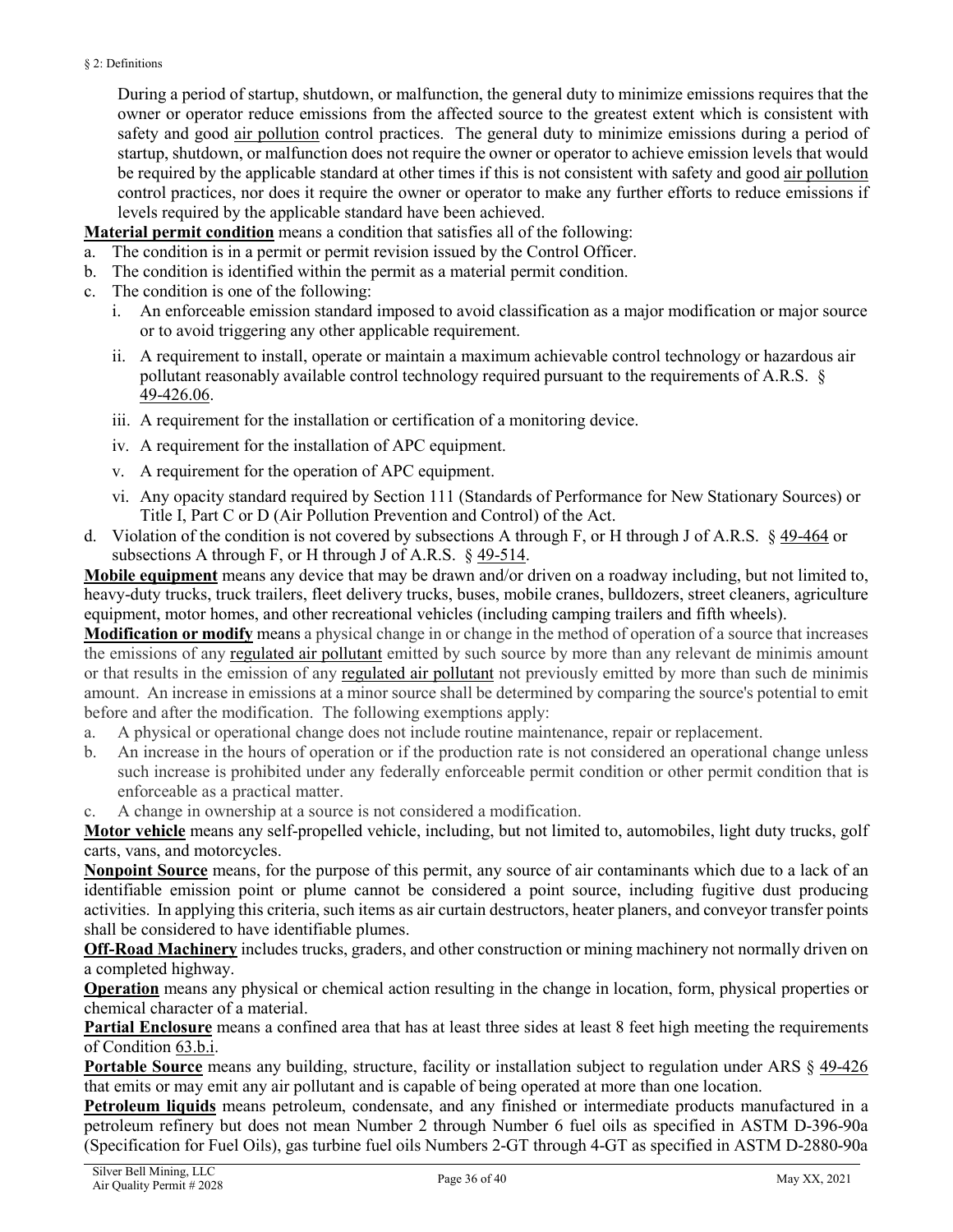During a period of startup, shutdown, or malfunction, the general duty to minimize emissions requires that the owner or operator reduce emissions from the affected source to the greatest extent which is consistent with safety and good air pollution control practices. The general duty to minimize emissions during a period of startup, shutdown, or malfunction does not require the owner or operator to achieve emission levels that would be required by the applicable standard at other times if this is not consistent with safety and good air pollution control practices, nor does it require the owner or operator to make any further efforts to reduce emissions if levels required by the applicable standard have been achieved.

**Material permit condition** means a condition that satisfies all of the following:

a. The condition is in a permit or permit revision issued by the Control Officer.
b. The condition is identified within the permit as a material permit condition.
c. The condition is one of the following:
   i. An enforceable emission standard imposed to avoid classification as a major modification or major source or to avoid triggering any other applicable requirement.
   ii. A requirement to install, operate or maintain a maximum achievable control technology or hazardous air pollutant reasonably available control technology required pursuant to the requirements of A.R.S. § 49-426.06.
   iii. A requirement for the installation or certification of a monitoring device.
   iv. A requirement for the installation of APC equipment.
   v. A requirement for the operation of APC equipment.
   vi. Any opacity standard required by Section 111 (Standards of Performance for New Stationary Sources) or Title I, Part C or D (Air Pollution Prevention and Control) of the Act.
d. Violation of the condition is not covered by subsections A through F, or H through J of A.R.S. § 49-464 or subsections A through F, or H through J of A.R.S. § 49-514.

**Mobile equipment** means any device that may be drawn and/or driven on a roadway including, but not limited to, heavy-duty trucks, truck trailers, fleet delivery trucks, buses, mobile cranes, bulldozers, street cleaners, agriculture equipment, motor homes, and other recreational vehicles (including camping trailers and fifth wheels).

**Modification or modify** means a physical change in or change in the method of operation of a source that increases the emissions of any regulated air pollutant emitted by such source by more than any relevant de minimis amount or that results in the emission of any regulated air pollutant not previously emitted by more than such de minimis amount. An increase in emissions at a minor source shall be determined by comparing the source's potential to emit before and after the modification. The following exemptions apply:

a. A physical or operational change does not include routine maintenance, repair or replacement.
b. An increase in the hours of operation or if the production rate is not considered an operational change unless such increase is prohibited under any federally enforceable permit condition or other permit condition that is enforceable as a practical matter.
c. A change in ownership at a source is not considered a modification.

**Motor vehicle** means any self-propelled vehicle, including, but not limited to, automobiles, light duty trucks, golf carts, vans, and motorcycles.

**Nonpoint Source** means, for the purpose of this permit, any source of air contaminants which due to a lack of an identifiable emission point or plume cannot be considered a point source, including fugitive dust producing activities. In applying this criteria, such items as air curtain destructors, heater planers, and conveyor transfer points shall be considered to have identifiable plumes.

**Off-Road Machinery** includes trucks, graders, and other construction or mining machinery not normally driven on a completed highway.

**Operation** means any physical or chemical action resulting in the change in location, form, physical properties or chemical character of a material.

**Partial Enclosure** means a confined area that has at least three sides at least 8 feet high meeting the requirements of Condition 63.b.i.

**Portable Source** means any building, structure, facility or installation subject to regulation under ARS § 49-426 that emits or may emit any air pollutant and is capable of being operated at more than one location.

**Petroleum liquids** means petroleum, condensate, and any finished or intermediate products manufactured in a petroleum refinery but does not mean Number 2 through Number 6 fuel oils as specified in ASTM D-396-90a (Specification for Fuel Oils), gas turbine fuel oils Numbers 2-GT through 4-GT as specified in ASTM D-2880-90a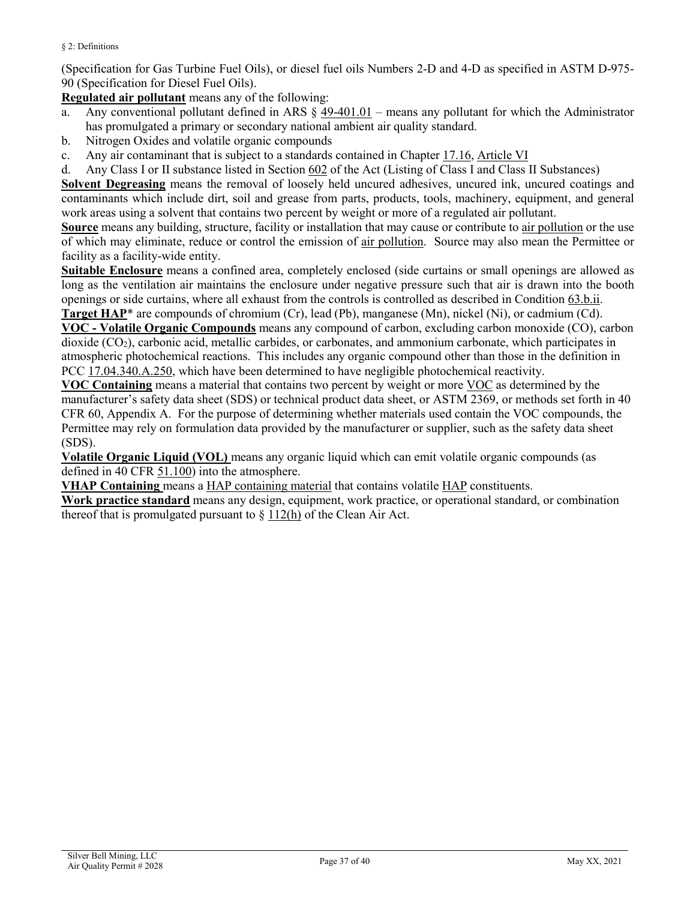(Specification for Gas Turbine Fuel Oils), or diesel fuel oils Numbers 2-D and 4-D as specified in ASTM D-975-90 (Specification for Diesel Fuel Oils).

**Regulated air pollutant** means any of the following:

a. Any conventional pollutant defined in ARS § 49-401.01 – means any pollutant for which the Administrator has promulgated a primary or secondary national ambient air quality standard.
b. Nitrogen Oxides and volatile organic compounds
c. Any air contaminant that is subject to a standards contained in Chapter 17.16, Article VI
d. Any Class I or II substance listed in Section 602 of the Act (Listing of Class I and Class II Substances)

**Solvent Degreasing** means the removal of loosely held uncured adhesives, uncured ink, uncured coatings and contaminants which include dirt, soil and grease from parts, products, tools, machinery, equipment, and general work areas using a solvent that contains two percent by weight or more of a regulated air pollutant.

**Source** means any building, structure, facility or installation that may cause or contribute to air pollution or the use of which may eliminate, reduce or control the emission of air pollution. Source may also mean the Permittee or facility as a facility-wide entity.

**Suitable Enclosure** means a confined area, completely enclosed (side curtains or small openings are allowed as long as the ventilation air maintains the enclosure under negative pressure such that air is drawn into the booth openings or side curtains, where all exhaust from the controls is controlled as described in Condition 63.b.ii.

**Target HAP*** are compounds of chromium (Cr), lead (Pb), manganese (Mn), nickel (Ni), or cadmium (Cd).

**VOC - Volatile Organic Compounds** means any compound of carbon, excluding carbon monoxide (CO), carbon dioxide ($CO_2$), carbonic acid, metallic carbides, or carbonates, and ammonium carbonate, which participates in atmospheric photochemical reactions. This includes any organic compound other than those in the definition in PCC 17.04.340.A.250, which have been determined to have negligible photochemical reactivity.

**VOC Containing** means a material that contains two percent by weight or more VOC as determined by the manufacturer's safety data sheet (SDS) or technical product data sheet, or ASTM 2369, or methods set forth in 40 CFR 60, Appendix A. For the purpose of determining whether materials used contain the VOC compounds, the Permittee may rely on formulation data provided by the manufacturer or supplier, such as the safety data sheet (SDS).

**Volatile Organic Liquid (VOL)** means any organic liquid which can emit volatile organic compounds (as defined in 40 CFR 51.100) into the atmosphere.

**VHAP Containing** means a HAP containing material that contains volatile HAP constituents.

**Work practice standard** means any design, equipment, work practice, or operational standard, or combination thereof that is promulgated pursuant to § 112(h) of the Clean Air Act.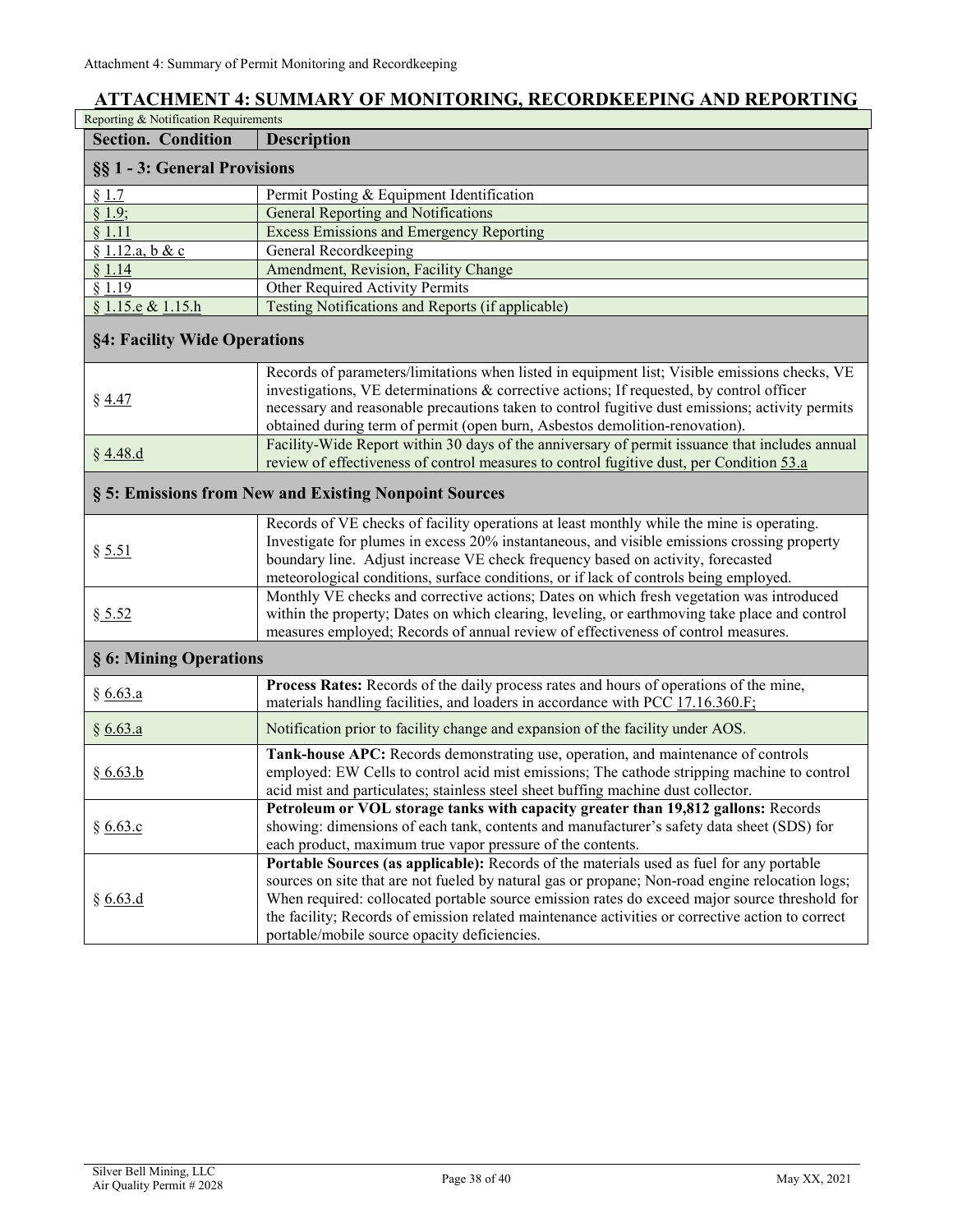## ATTACHMENT 4: SUMMARY OF MONITORING, RECORDKEEPING AND REPORTING

Reporting & Notification Requirements

| Section. Condition | Description |
|---|---|
| **§§ 1 - 3: General Provisions** | |
| § 1.7 | Permit Posting & Equipment Identification |
| § 1.9; | General Reporting and Notifications |
| § 1.11 | Excess Emissions and Emergency Reporting |
| § 1.12.a, b & c | General Recordkeeping |
| § 1.14 | Amendment, Revision, Facility Change |
| § 1.19 | Other Required Activity Permits |
| § 1.15.e & 1.15.h | Testing Notifications and Reports (if applicable) |
| **§4: Facility Wide Operations** | |
| § 4.47 | Records of parameters/limitations when listed in equipment list; Visible emissions checks, VE investigations, VE determinations & corrective actions; If requested, by control officer necessary and reasonable precautions taken to control fugitive dust emissions; activity permits obtained during term of permit (open burn, Asbestos demolition-renovation). |
| § 4.48.d | Facility-Wide Report within 30 days of the anniversary of permit issuance that includes annual review of effectiveness of control measures to control fugitive dust, per Condition 53.a |
| **§ 5: Emissions from New and Existing Nonpoint Sources** | |
| § 5.51 | Records of VE checks of facility operations at least monthly while the mine is operating. Investigate for plumes in excess 20% instantaneous, and visible emissions crossing property boundary line. Adjust increase VE check frequency based on activity, forecasted meteorological conditions, surface conditions, or if lack of controls being employed. |
| § 5.52 | Monthly VE checks and corrective actions; Dates on which fresh vegetation was introduced within the property; Dates on which clearing, leveling, or earthmoving take place and control measures employed; Records of annual review of effectiveness of control measures. |
| **§ 6: Mining Operations** | |
| § 6.63.a | **Process Rates:** Records of the daily process rates and hours of operations of the mine, materials handling facilities, and loaders in accordance with PCC 17.16.360.F; |
| § 6.63.a | Notification prior to facility change and expansion of the facility under AOS. |
| § 6.63.b | **Tank-house APC:** Records demonstrating use, operation, and maintenance of controls employed: EW Cells to control acid mist emissions; The cathode stripping machine to control acid mist and particulates; stainless steel sheet buffing machine dust collector. |
| § 6.63.c | **Petroleum or VOL storage tanks with capacity greater than 19,812 gallons:** Records showing: dimensions of each tank, contents and manufacturer's safety data sheet (SDS) for each product, maximum true vapor pressure of the contents. |
| § 6.63.d | **Portable Sources (as applicable):** Records of the materials used as fuel for any portable sources on site that are not fueled by natural gas or propane; Non-road engine relocation logs; When required: collocated portable source emission rates do exceed major source threshold for the facility; Records of emission related maintenance activities or corrective action to correct portable/mobile source opacity deficiencies. |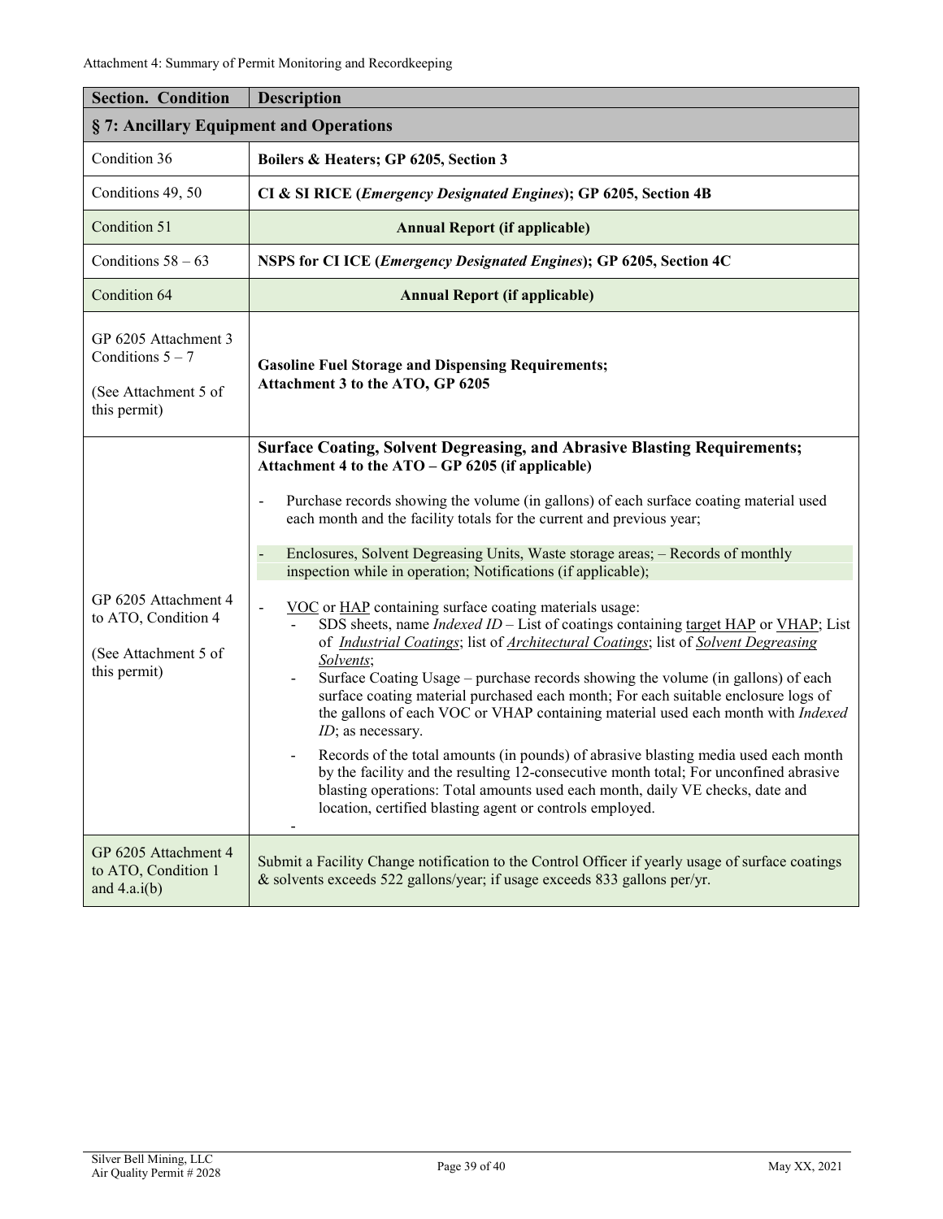Attachment 4: Summary of Permit Monitoring and Recordkeeping

| Section. Condition | Description |
|---|---|
| **§ 7: Ancillary Equipment and Operations** | |
| Condition 36 | **Boilers & Heaters; GP 6205, Section 3** |
| Conditions 49, 50 | **CI & SI RICE (*Emergency Designated Engines*); GP 6205, Section 4B** |
| Condition 51 | **Annual Report (if applicable)** |
| Conditions 58 – 63 | **NSPS for CI ICE (*Emergency Designated Engines*); GP 6205, Section 4C** |
| Condition 64 | **Annual Report (if applicable)** |
| GP 6205 Attachment 3 Conditions 5 – 7<br><br>(See Attachment 5 of this permit) | **Gasoline Fuel Storage and Dispensing Requirements; Attachment 3 to the ATO, GP 6205** |
| GP 6205 Attachment 4 to ATO, Condition 4<br><br>(See Attachment 5 of this permit) | **Surface Coating, Solvent Degreasing, and Abrasive Blasting Requirements; Attachment 4 to the ATO – GP 6205 (if applicable)**<br><br>- Purchase records showing the volume (in gallons) of each surface coating material used each month and the facility totals for the current and previous year;<br>- Enclosures, Solvent Degreasing Units, Waste storage areas; – Records of monthly inspection while in operation; Notifications (if applicable);<br>- VOC or HAP containing surface coating materials usage:<br>&nbsp;&nbsp;- SDS sheets, name *Indexed ID* – List of coatings containing target HAP or VHAP; List of *Industrial Coatings*; list of *Architectural Coatings*; list of *Solvent Degreasing Solvents*;<br>&nbsp;&nbsp;- Surface Coating Usage – purchase records showing the volume (in gallons) of each surface coating material purchased each month; For each suitable enclosure logs of the gallons of each VOC or VHAP containing material used each month with *Indexed ID*; as necessary.<br>&nbsp;&nbsp;- Records of the total amounts (in pounds) of abrasive blasting media used each month by the facility and the resulting 12-consecutive month total; For unconfined abrasive blasting operations: Total amounts used each month, daily VE checks, date and location, certified blasting agent or controls employed.<br>- |
| GP 6205 Attachment 4 to ATO, Condition 1 and 4.a.i(b) | Submit a Facility Change notification to the Control Officer if yearly usage of surface coatings & solvents exceeds 522 gallons/year; if usage exceeds 833 gallons per/yr. |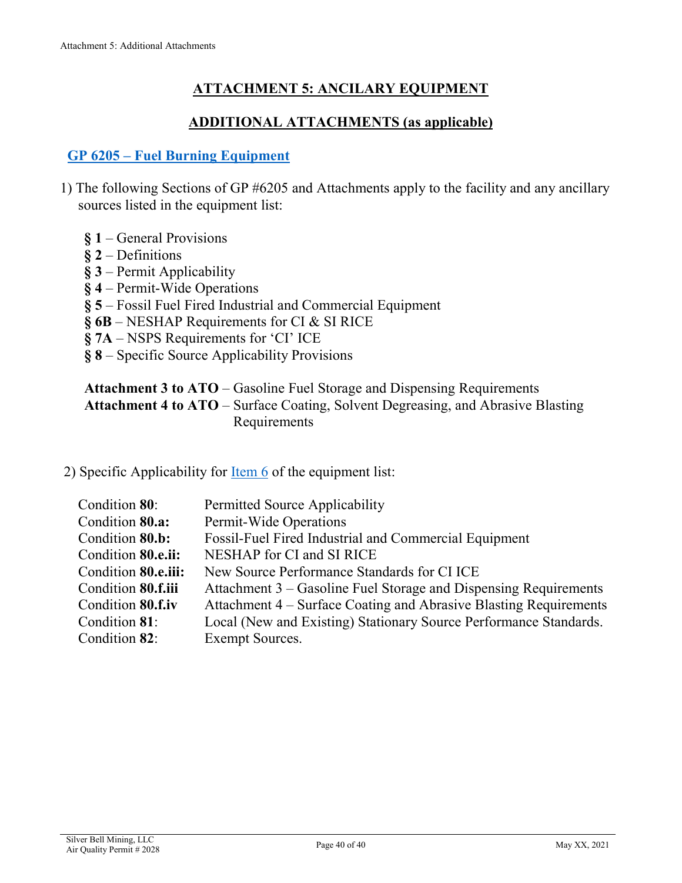## ATTACHMENT 5: ANCILARY EQUIPMENT

## ADDITIONAL ATTACHMENTS (as applicable)

### GP 6205 – Fuel Burning Equipment

1) The following Sections of GP #6205 and Attachments apply to the facility and any ancillary sources listed in the equipment list:

   **§ 1** – General Provisions
   **§ 2** – Definitions
   **§ 3** – Permit Applicability
   **§ 4** – Permit-Wide Operations
   **§ 5** – Fossil Fuel Fired Industrial and Commercial Equipment
   **§ 6B** – NESHAP Requirements for CI & SI RICE
   **§ 7A** – NSPS Requirements for 'CI' ICE
   **§ 8** – Specific Source Applicability Provisions

   **Attachment 3 to ATO** – Gasoline Fuel Storage and Dispensing Requirements
   **Attachment 4 to ATO** – Surface Coating, Solvent Degreasing, and Abrasive Blasting Requirements

2) Specific Applicability for Item 6 of the equipment list:

| | |
|---|---|
| Condition **80**: | Permitted Source Applicability |
| Condition **80.a:** | Permit-Wide Operations |
| Condition **80.b:** | Fossil-Fuel Fired Industrial and Commercial Equipment |
| Condition **80.e.ii:** | NESHAP for CI and SI RICE |
| Condition **80.e.iii:** | New Source Performance Standards for CI ICE |
| Condition **80.f.iii** | Attachment 3 – Gasoline Fuel Storage and Dispensing Requirements |
| Condition **80.f.iv** | Attachment 4 – Surface Coating and Abrasive Blasting Requirements |
| Condition **81**: | Local (New and Existing) Stationary Source Performance Standards. |
| Condition **82**: | Exempt Sources. |